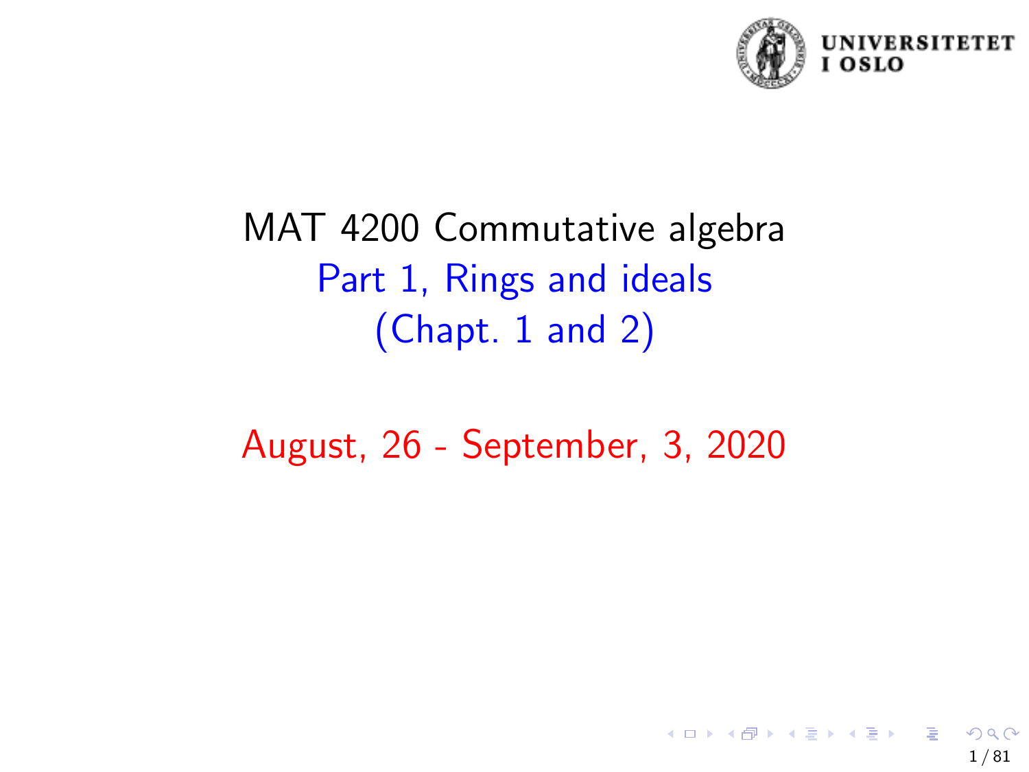# MAT 4200 Commutative algebra

## Part 1, Rings and ideals

## (Chapt. 1 and 2)

August, 26 - September, 3, 2020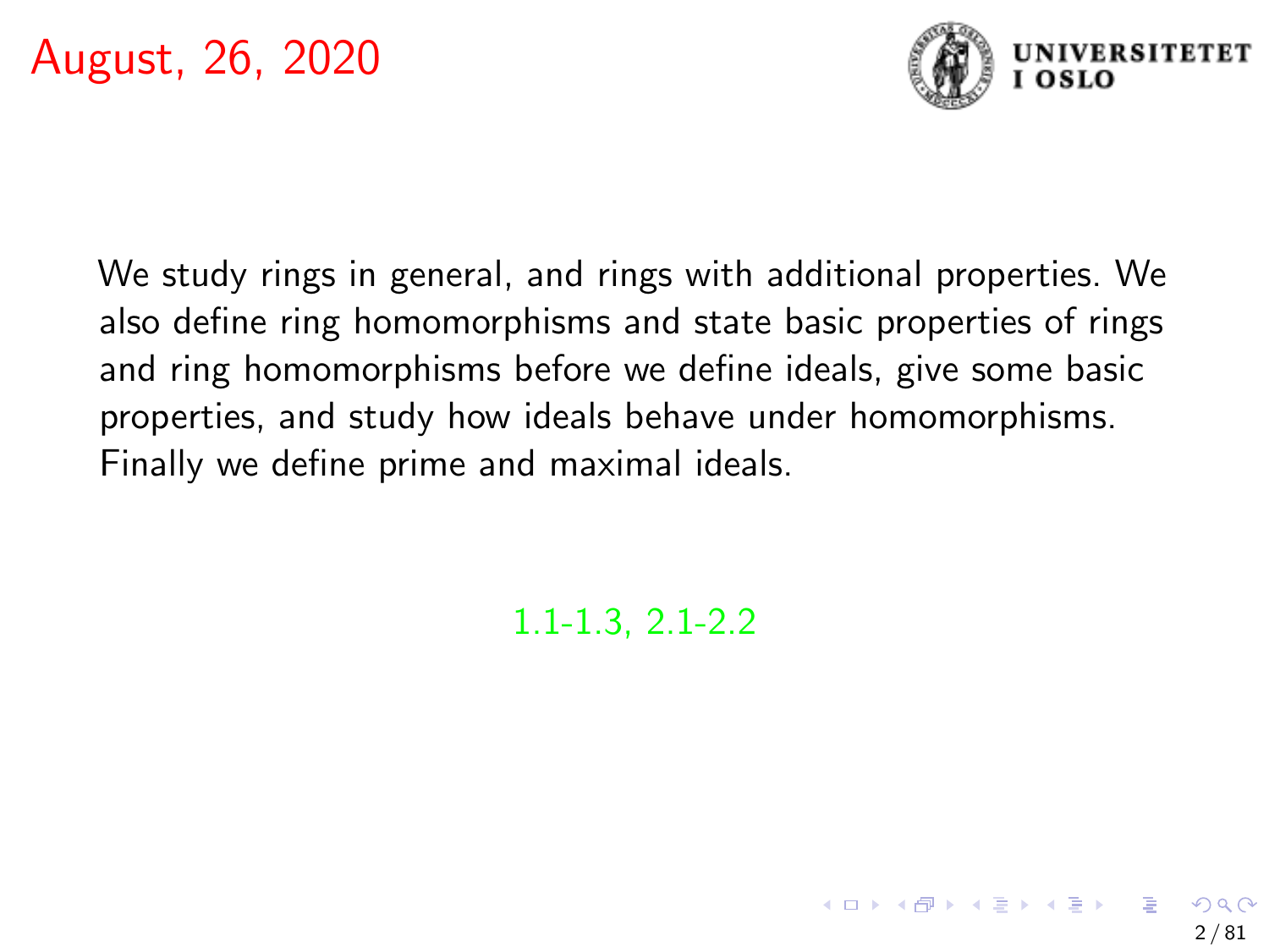# August, 26, 2020

We study rings in general, and rings with additional properties. We also define ring homomorphisms and state basic properties of rings and ring homomorphisms before we define ideals, give some basic properties, and study how ideals behave under homomorphisms. Finally we define prime and maximal ideals.

1.1-1.3, 2.1-2.2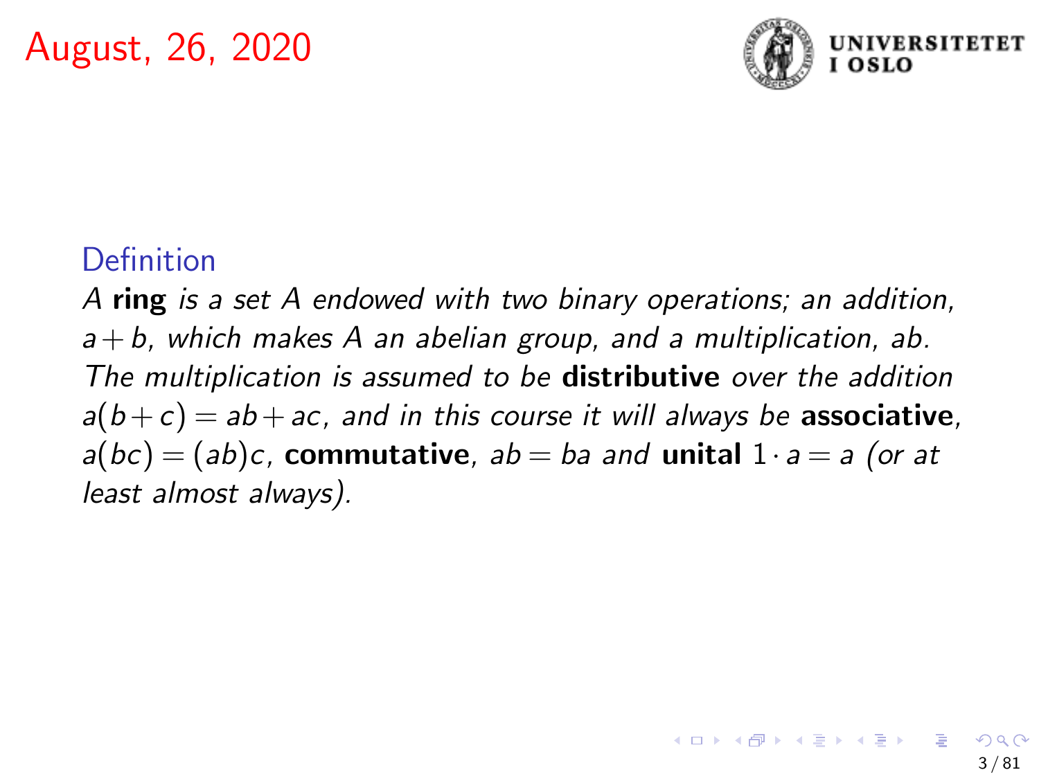August, 26, 2020

### Definition

*A **ring** is a set $A$ endowed with two binary operations; an addition, $a+b$, which makes $A$ an abelian group, and a multiplication, $ab$. The multiplication is assumed to be **distributive** over the addition $a(b+c) = ab+ac$, and in this course it will always be **associative**, $a(bc) = (ab)c$, **commutative**, $ab = ba$ and **unital** $1 \cdot a = a$ (or at least almost always).*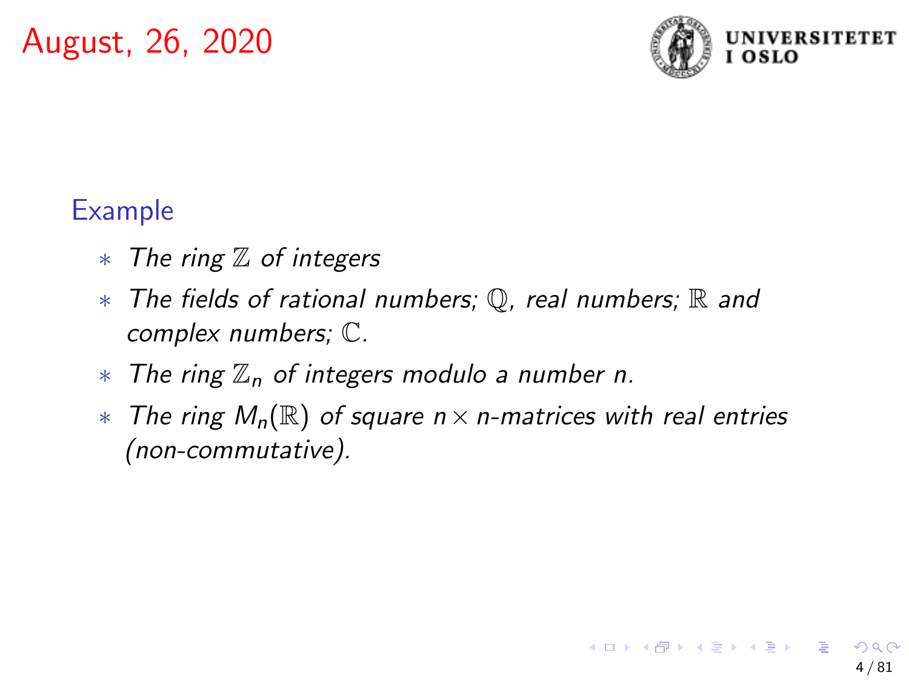August, 26, 2020

### Example

- *The ring $\mathbb{Z}$ of integers*
- *The fields of rational numbers; $\mathbb{Q}$, real numbers; $\mathbb{R}$ and complex numbers; $\mathbb{C}$.*
- *The ring $\mathbb{Z}_n$ of integers modulo a number $n$.*
- *The ring $M_n(\mathbb{R})$ of square $n \times n$-matrices with real entries (non-commutative).*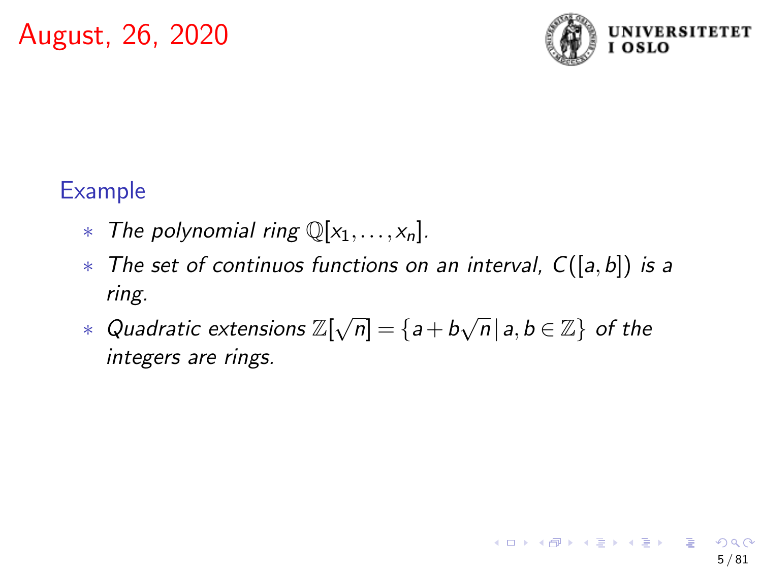August, 26, 2020

### Example

* *The polynomial ring* $\mathbb{Q}[x_1, \ldots, x_n]$.
* *The set of continuos functions on an interval,* $C([a, b])$ *is a ring.*
* *Quadratic extensions* $\mathbb{Z}[\sqrt{n}] = \{a + b\sqrt{n} \,|\, a, b \in \mathbb{Z}\}$ *of the integers are rings.*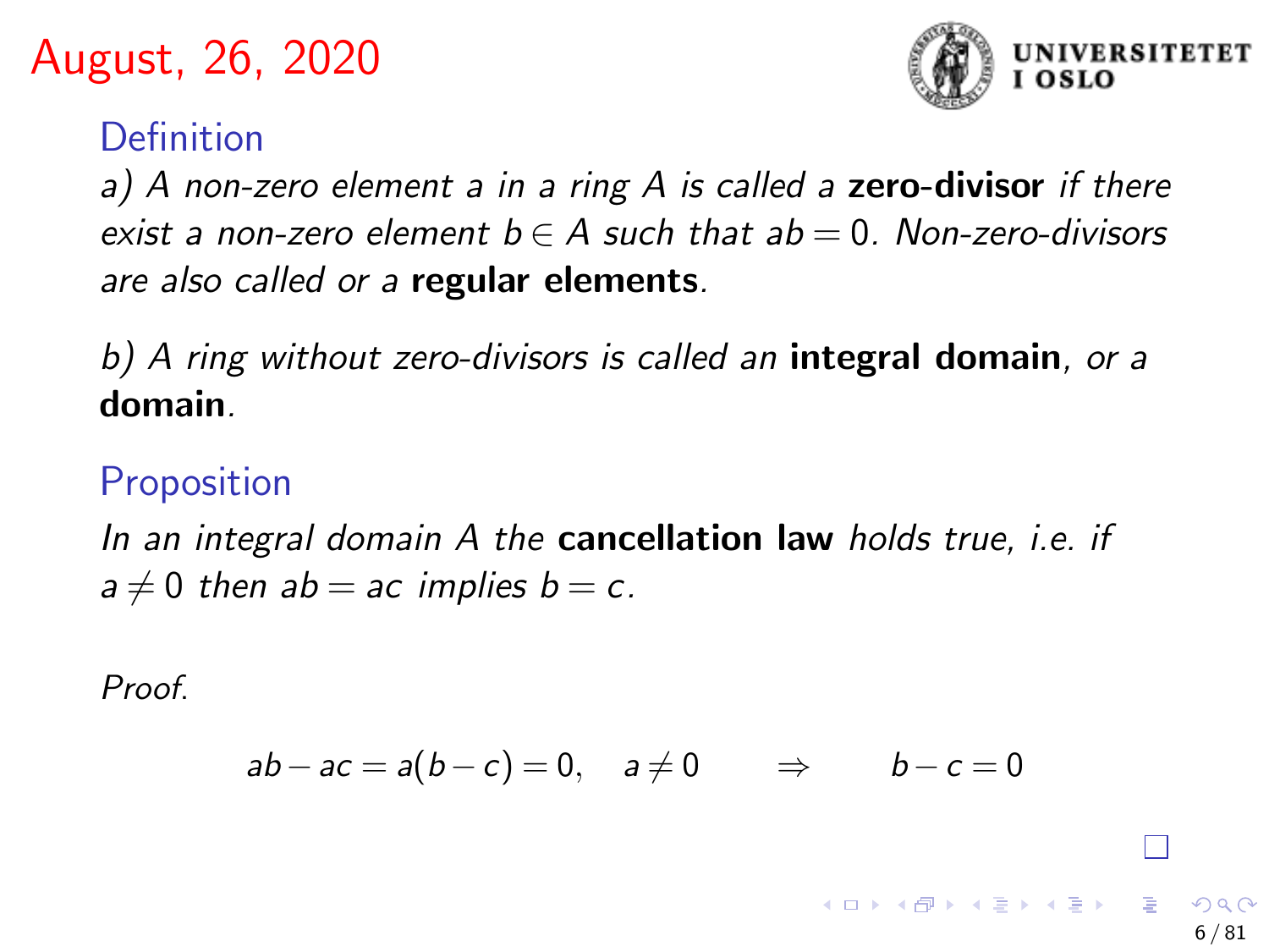# August, 26, 2020

## Definition

*a) A non-zero element $a$ in a ring $A$ is called a* **zero-divisor** *if there exist a non-zero element $b \in A$ such that $ab = 0$. Non-zero-divisors are also called or a* **regular elements***.*

*b) A ring without zero-divisors is called an* **integral domain***, or a* **domain***.*

## Proposition

*In an integral domain $A$ the* **cancellation law** *holds true, i.e. if $a \neq 0$ then $ab = ac$ implies $b = c$.*

*Proof.*

$$ab - ac = a(b - c) = 0, \quad a \neq 0 \qquad \Rightarrow \qquad b - c = 0$$

□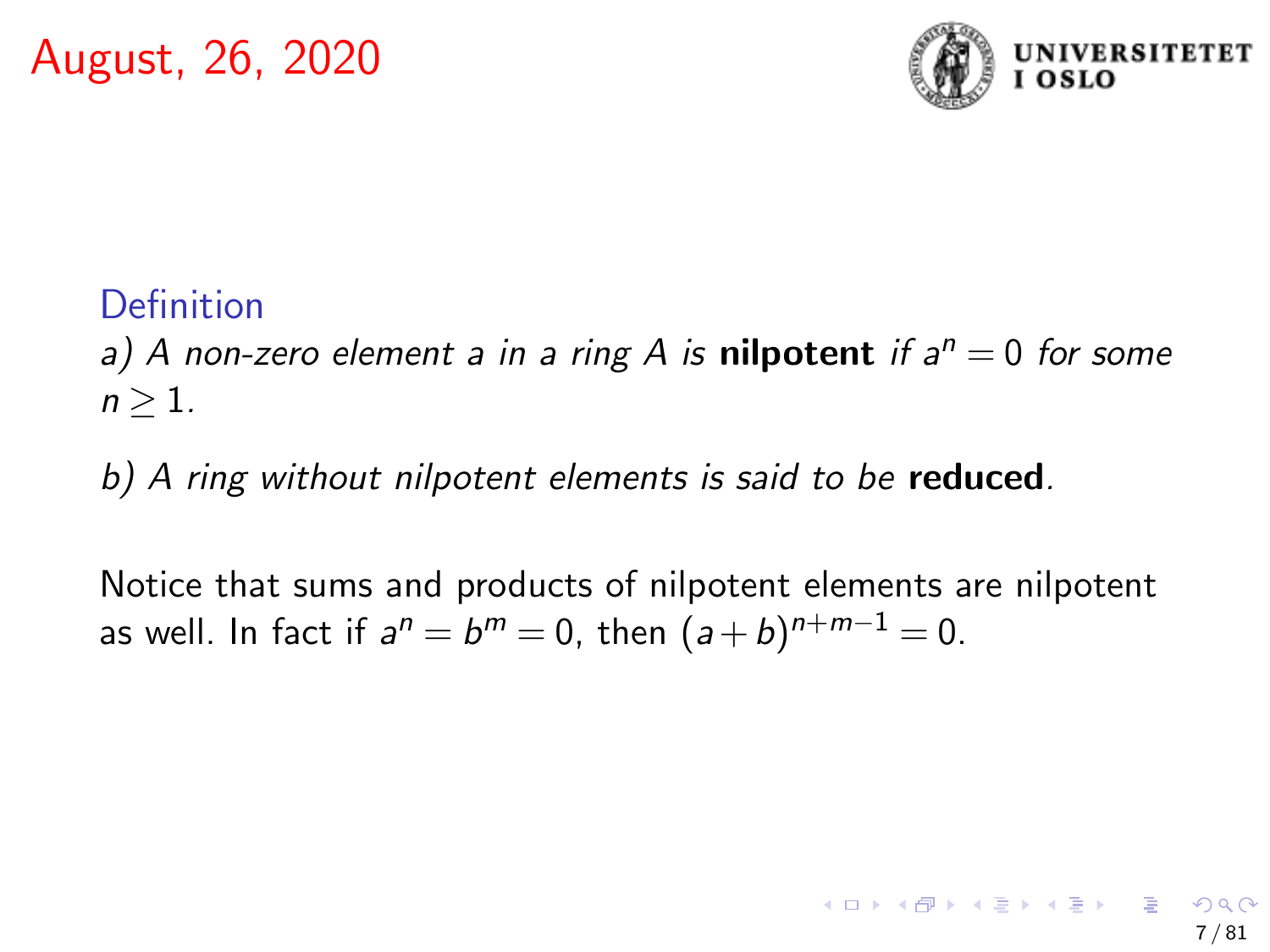August, 26, 2020

**Definition**

*a) A non-zero element $a$ in a ring $A$ is* **nilpotent** *if $a^n = 0$ for some $n \geq 1$.*

*b) A ring without nilpotent elements is said to be* **reduced***.*

Notice that sums and products of nilpotent elements are nilpotent as well. In fact if $a^n = b^m = 0$, then $(a+b)^{n+m-1} = 0$.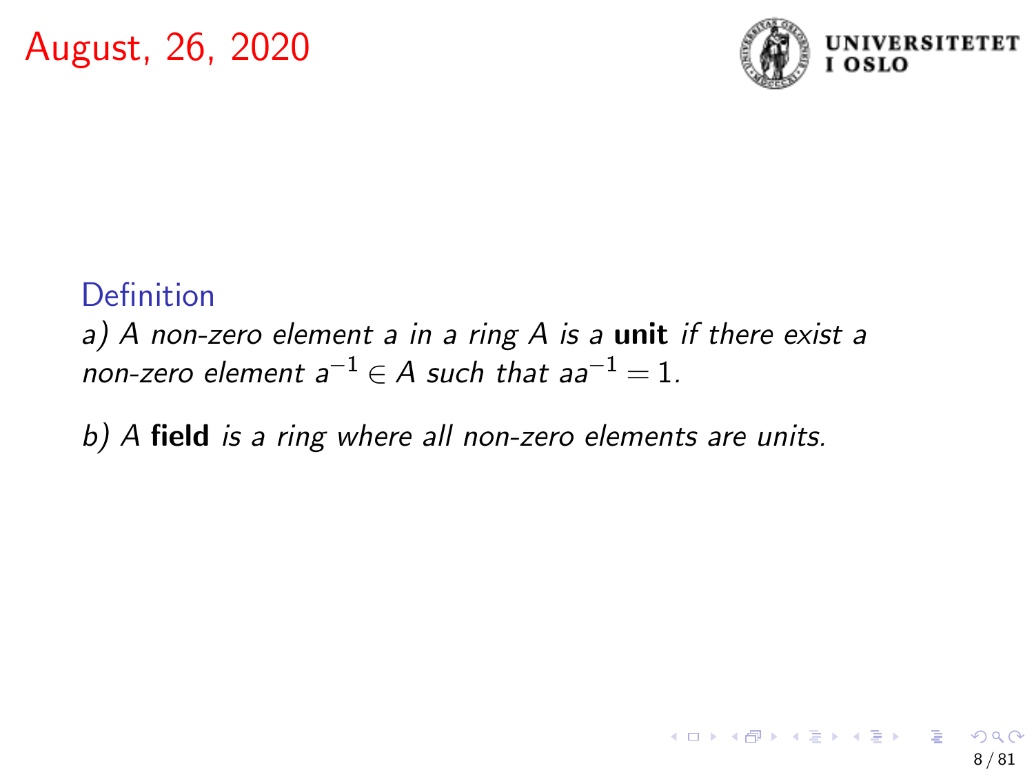August, 26, 2020

**Definition**

*a) A non-zero element a in a ring A is a* **unit** *if there exist a non-zero element* $a^{-1} \in A$ *such that* $aa^{-1} = 1$.

*b) A* **field** *is a ring where all non-zero elements are units.*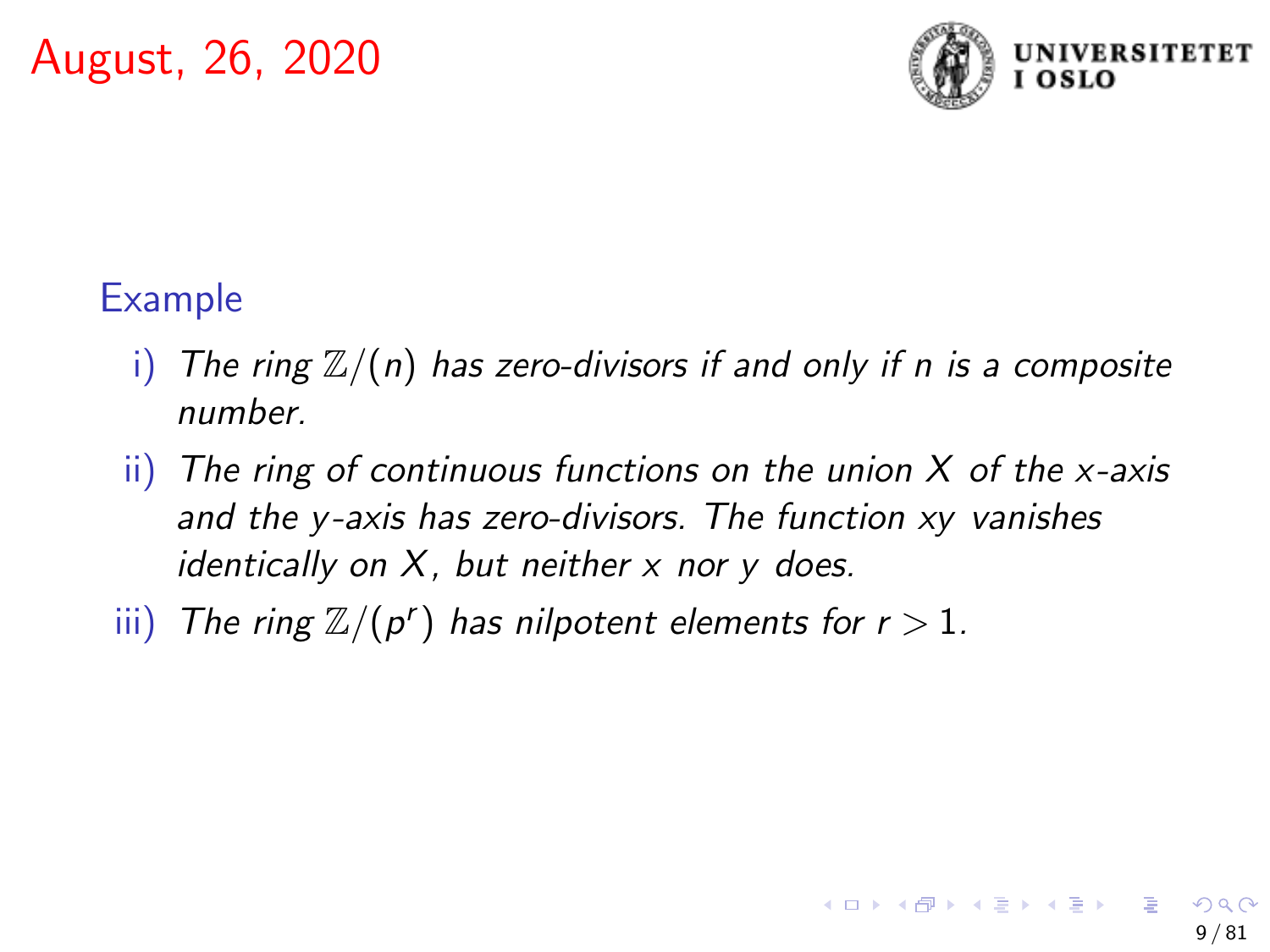August, 26, 2020

### Example

i) *The ring $\mathbb{Z}/(n)$ has zero-divisors if and only if $n$ is a composite number.*

ii) *The ring of continuous functions on the union $X$ of the $x$-axis and the $y$-axis has zero-divisors. The function $xy$ vanishes identically on $X$, but neither $x$ nor $y$ does.*

iii) *The ring $\mathbb{Z}/(p^r)$ has nilpotent elements for $r > 1$.*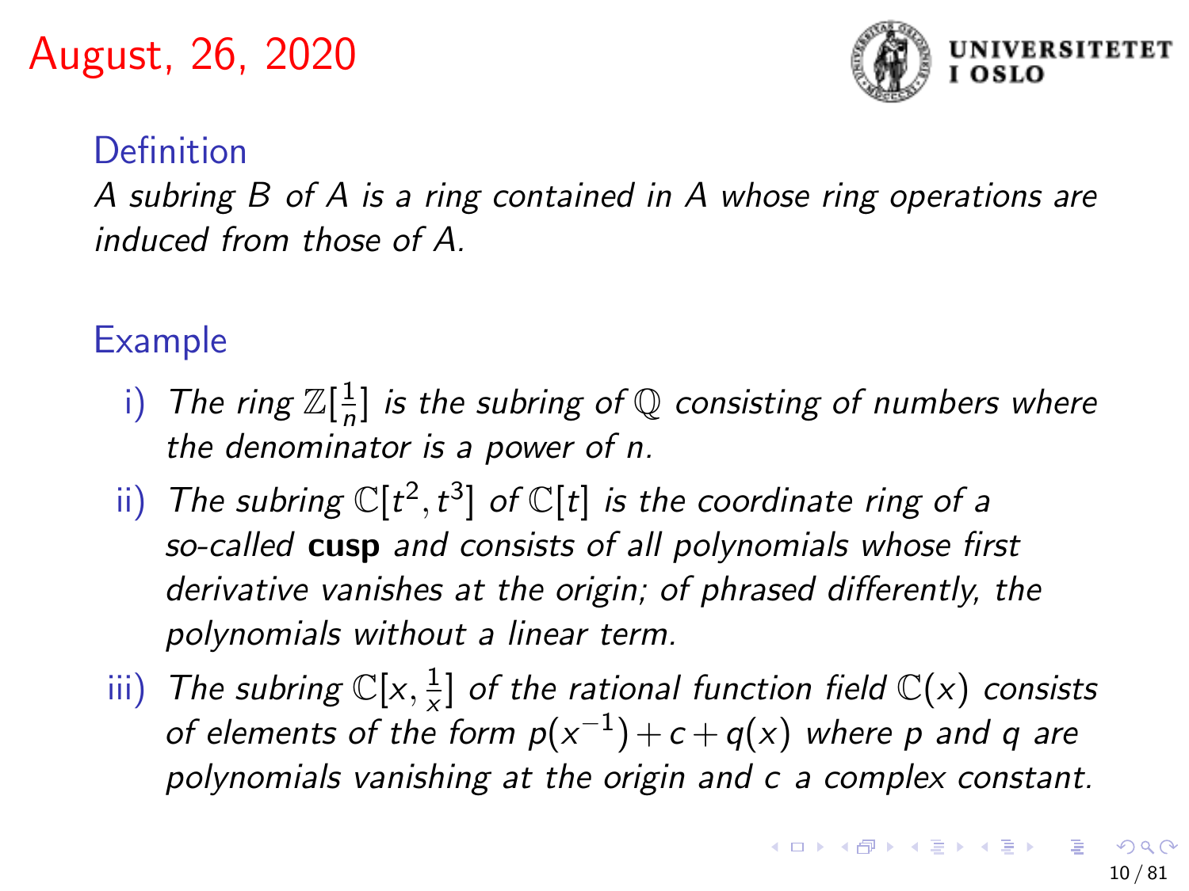August, 26, 2020

### Definition

*A subring $B$ of $A$ is a ring contained in $A$ whose ring operations are induced from those of $A$.*

### Example

i) *The ring $\mathbb{Z}[\frac{1}{n}]$ is the subring of $\mathbb{Q}$ consisting of numbers where the denominator is a power of $n$.*

ii) *The subring $\mathbb{C}[t^2, t^3]$ of $\mathbb{C}[t]$ is the coordinate ring of a so-called* **cusp** *and consists of all polynomials whose first derivative vanishes at the origin; of phrased differently, the polynomials without a linear term.*

iii) *The subring $\mathbb{C}[x, \frac{1}{x}]$ of the rational function field $\mathbb{C}(x)$ consists of elements of the form $p(x^{-1}) + c + q(x)$ where $p$ and $q$ are polynomials vanishing at the origin and $c$ a complex constant.*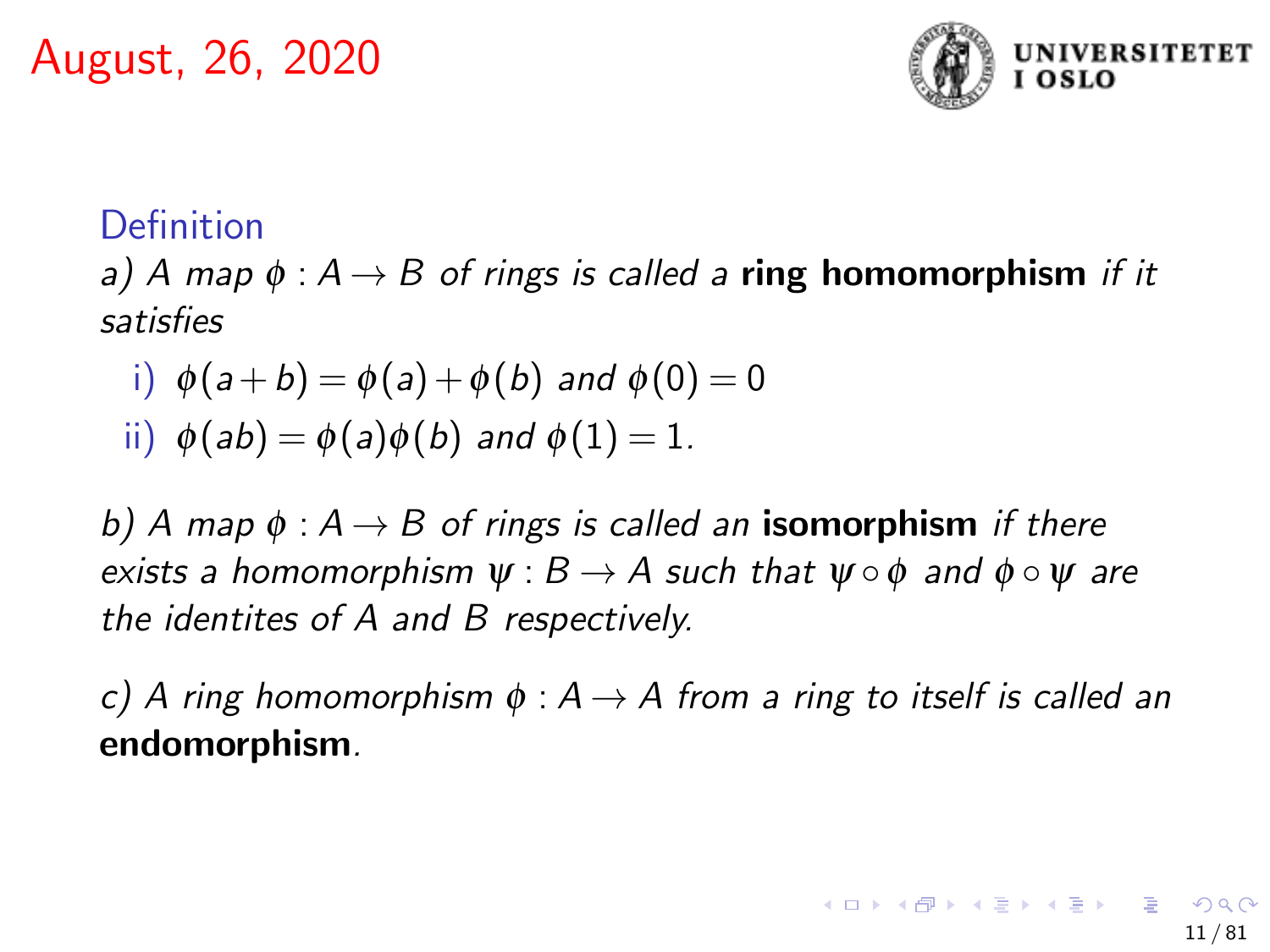August, 26, 2020

### Definition

*a) A map $\phi : A \to B$ of rings is called a* **ring homomorphism** *if it satisfies*

i) $\phi(a+b) = \phi(a) + \phi(b)$ *and* $\phi(0) = 0$

ii) $\phi(ab) = \phi(a)\phi(b)$ *and* $\phi(1) = 1$.

*b) A map $\phi : A \to B$ of rings is called an* **isomorphism** *if there exists a homomorphism $\psi : B \to A$ such that $\psi \circ \phi$ and $\phi \circ \psi$ are the identites of $A$ and $B$ respectively.*

*c) A ring homomorphism $\phi : A \to A$ from a ring to itself is called an* **endomorphism**.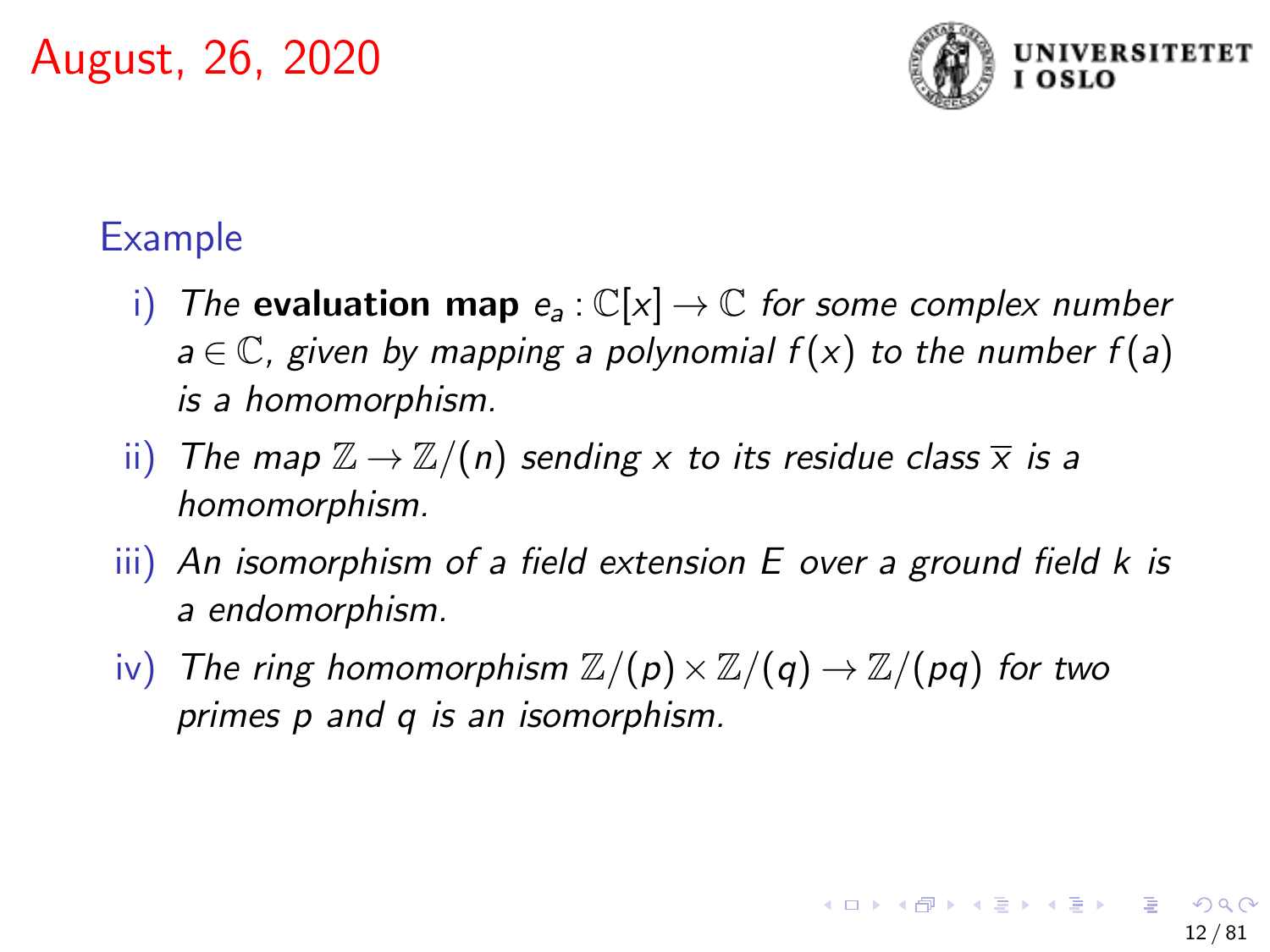August, 26, 2020

## Example

i) *The* **evaluation map** $e_a : \mathbb{C}[x] \to \mathbb{C}$ *for some complex number* $a \in \mathbb{C}$*, given by mapping a polynomial* $f(x)$ *to the number* $f(a)$ *is a homomorphism.*

ii) *The map* $\mathbb{Z} \to \mathbb{Z}/(n)$ *sending* $x$ *to its residue class* $\overline{x}$ *is a homomorphism.*

iii) *An isomorphism of a field extension* $E$ *over a ground field* $k$ *is a endomorphism.*

iv) *The ring homomorphism* $\mathbb{Z}/(p) \times \mathbb{Z}/(q) \to \mathbb{Z}/(pq)$ *for two primes* $p$ *and* $q$ *is an isomorphism.*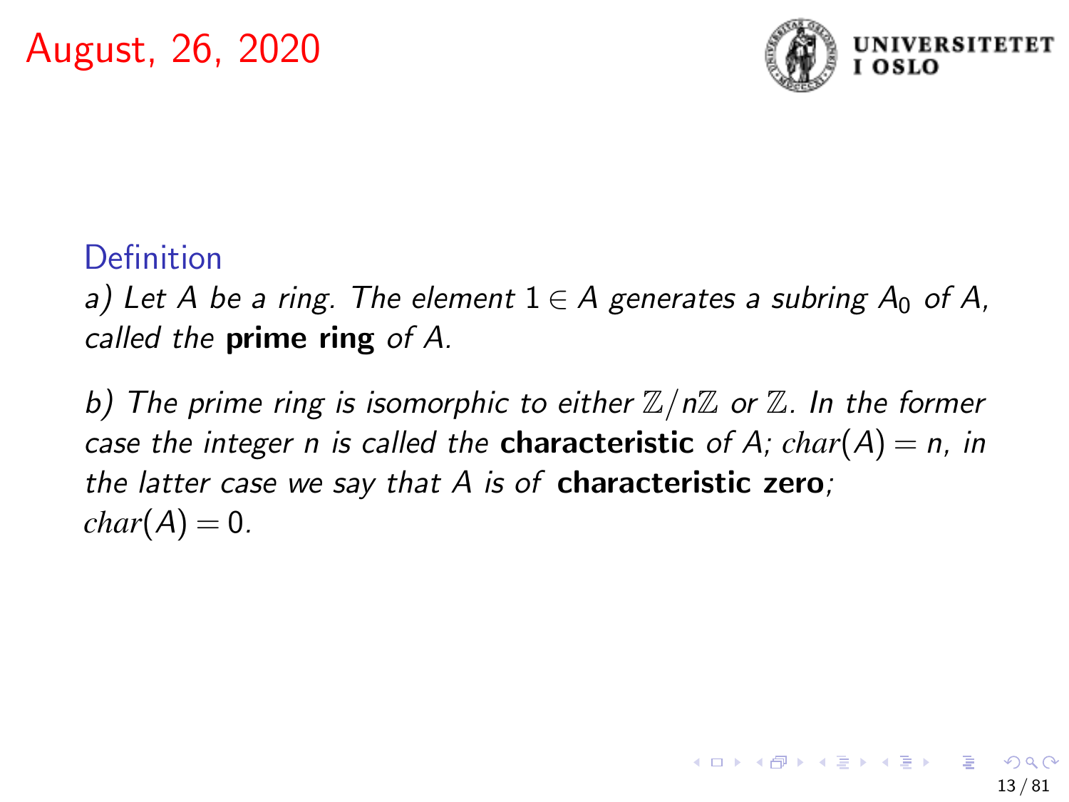August, 26, 2020

## Definition

*a) Let $A$ be a ring. The element $1 \in A$ generates a subring $A_0$ of $A$, called the* **prime ring** *of $A$.*

*b) The prime ring is isomorphic to either $\mathbb{Z}/n\mathbb{Z}$ or $\mathbb{Z}$. In the former case the integer $n$ is called the* **characteristic** *of $A$; $char(A) = n$, in the latter case we say that $A$ is of* **characteristic zero***; $char(A) = 0$.*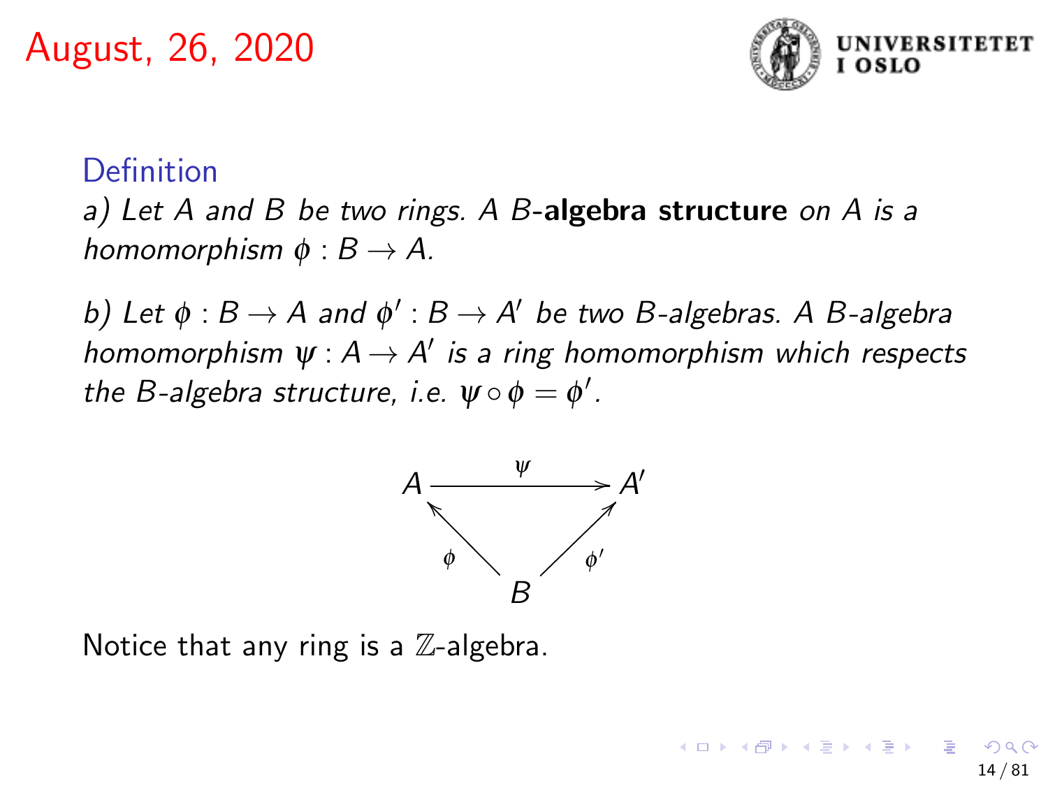August, 26, 2020

### Definition

*a) Let $A$ and $B$ be two rings. A $B$-***algebra structure** *on $A$ is a homomorphism $\phi : B \to A$.*

*b) Let $\phi : B \to A$ and $\phi' : B \to A'$ be two $B$-algebras. A $B$-algebra homomorphism $\psi : A \to A'$ is a ring homomorphism which respects the $B$-algebra structure, i.e. $\psi \circ \phi = \phi'$.*

$$\begin{array}{ccc} A & \xrightarrow{\psi} & A' \\ & {\scriptstyle\phi}\nwarrow \quad \nearrow{\scriptstyle\phi'} & \\ & B & \end{array}$$

Notice that any ring is a $\mathbb{Z}$-algebra.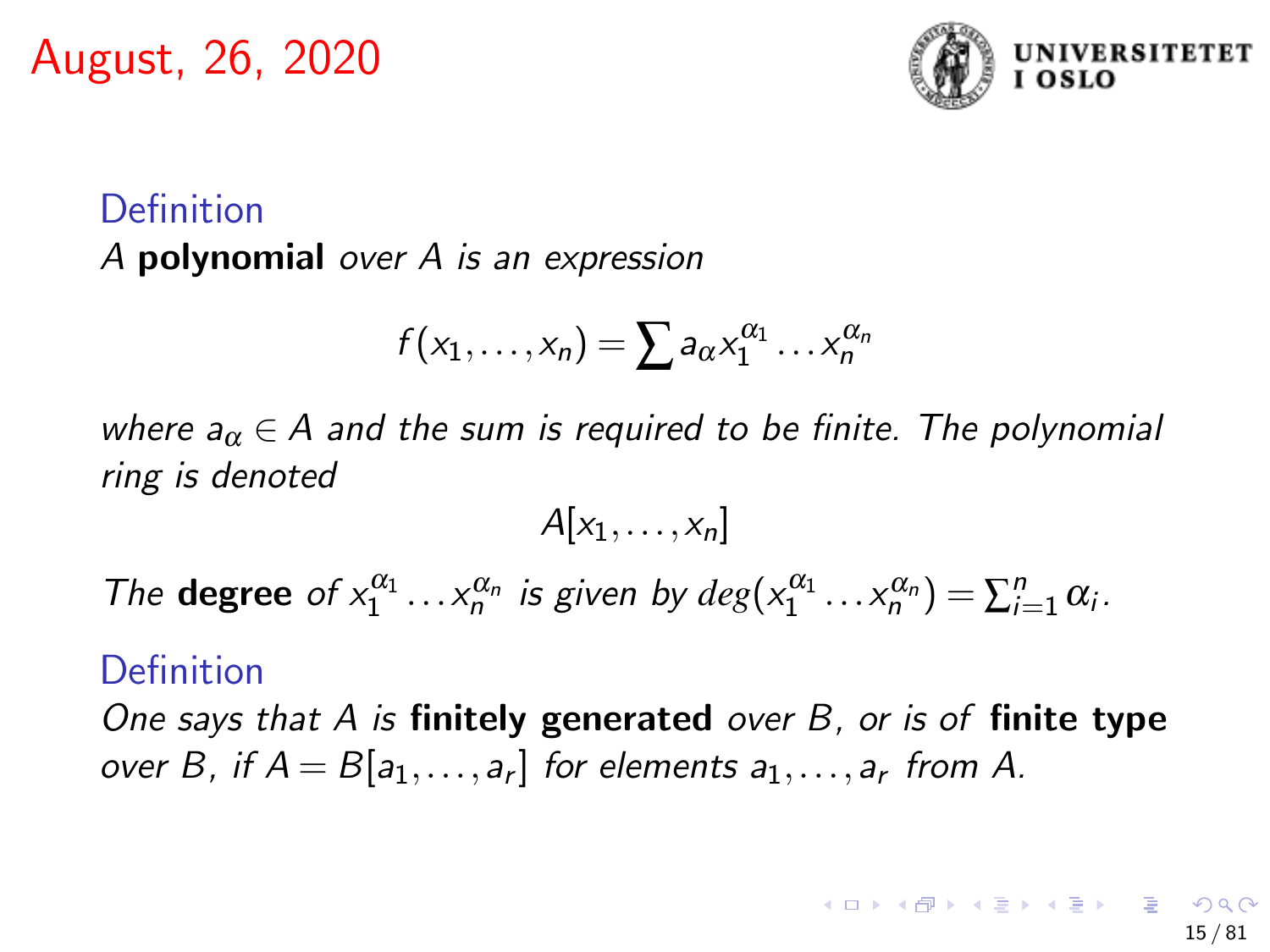August, 26, 2020

**Definition**

*A* **polynomial** *over $A$ is an expression*

$$f(x_1, \ldots, x_n) = \sum a_\alpha x_1^{\alpha_1} \ldots x_n^{\alpha_n}$$

*where $a_\alpha \in A$ and the sum is required to be finite. The polynomial ring is denoted*

$$A[x_1, \ldots, x_n]$$

*The* **degree** *of $x_1^{\alpha_1} \ldots x_n^{\alpha_n}$ is given by $deg(x_1^{\alpha_1} \ldots x_n^{\alpha_n}) = \sum_{i=1}^{n} \alpha_i$.*

**Definition**

*One says that $A$ is* **finitely generated** *over $B$, or is of* **finite type** *over $B$, if $A = B[a_1, \ldots, a_r]$ for elements $a_1, \ldots, a_r$ from $A$.*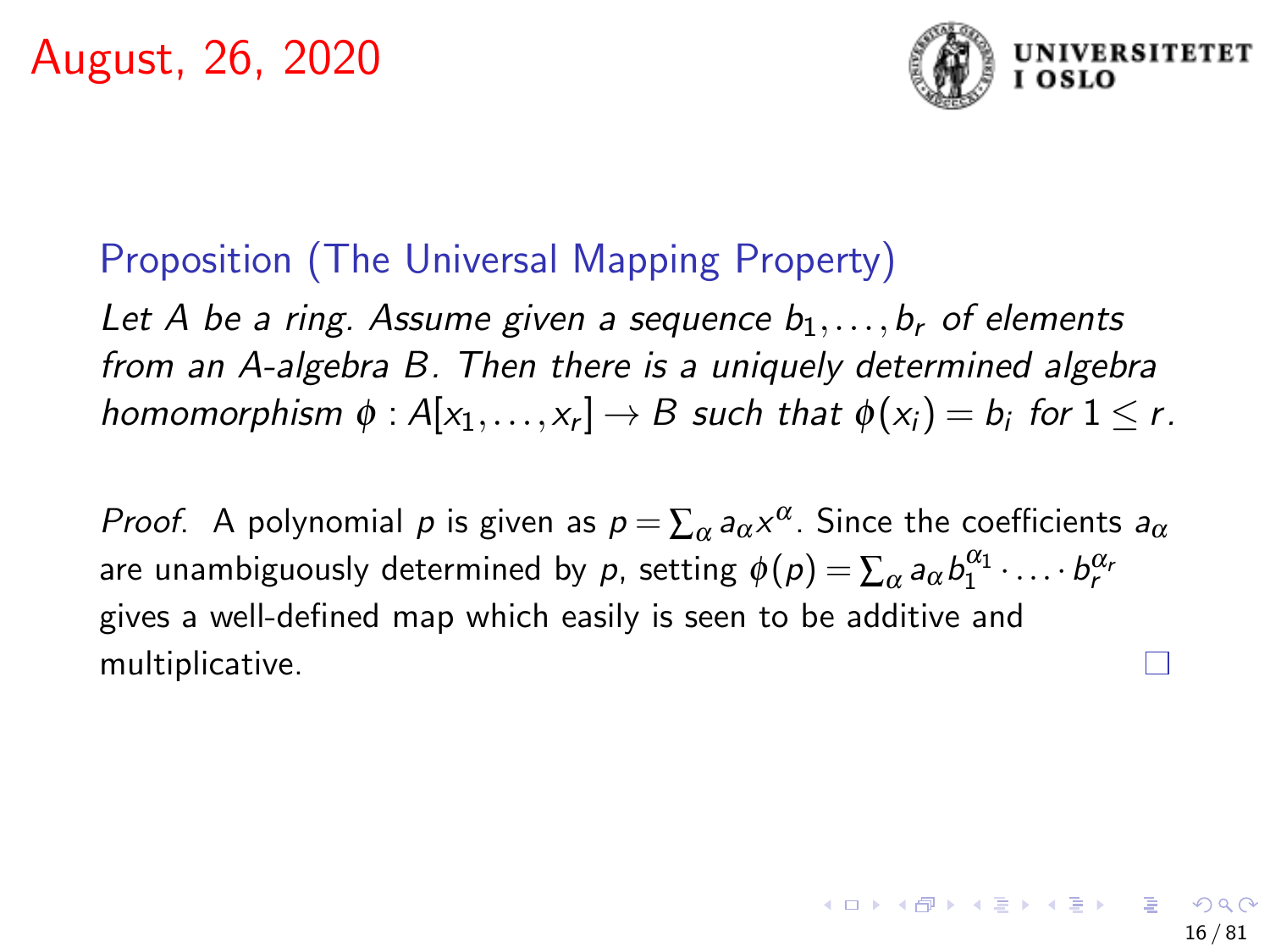August, 26, 2020

### Proposition (The Universal Mapping Property)

*Let $A$ be a ring. Assume given a sequence $b_1, \ldots, b_r$ of elements from an $A$-algebra $B$. Then there is a uniquely determined algebra homomorphism $\phi : A[x_1, \ldots, x_r] \to B$ such that $\phi(x_i) = b_i$ for $1 \leq r$.*

*Proof.* A polynomial $p$ is given as $p = \sum_\alpha a_\alpha x^\alpha$. Since the coefficients $a_\alpha$ are unambiguously determined by $p$, setting $\phi(p) = \sum_\alpha a_\alpha b_1^{\alpha_1} \cdot \ldots \cdot b_r^{\alpha_r}$ gives a well-defined map which easily is seen to be additive and multiplicative. □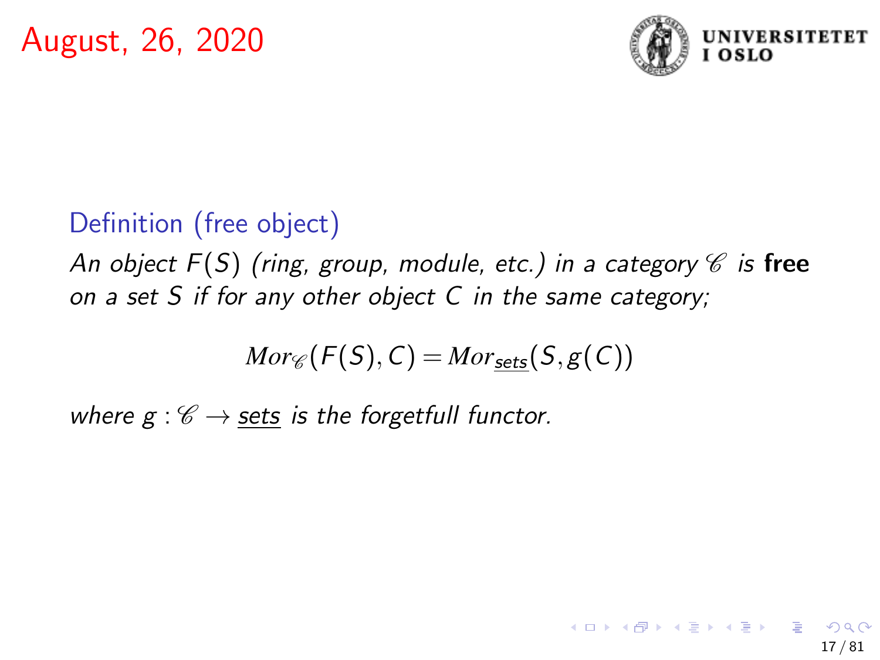August, 26, 2020

**Definition (free object)**

*An object $F(S)$ (ring, group, module, etc.) in a category $\mathscr{C}$ is* **free** *on a set $S$ if for any other object $C$ in the same category;*

$$Mor_{\mathscr{C}}(F(S), C) = Mor_{\underline{sets}}(S, g(C))$$

*where $g : \mathscr{C} \to \underline{sets}$ is the forgetfull functor.*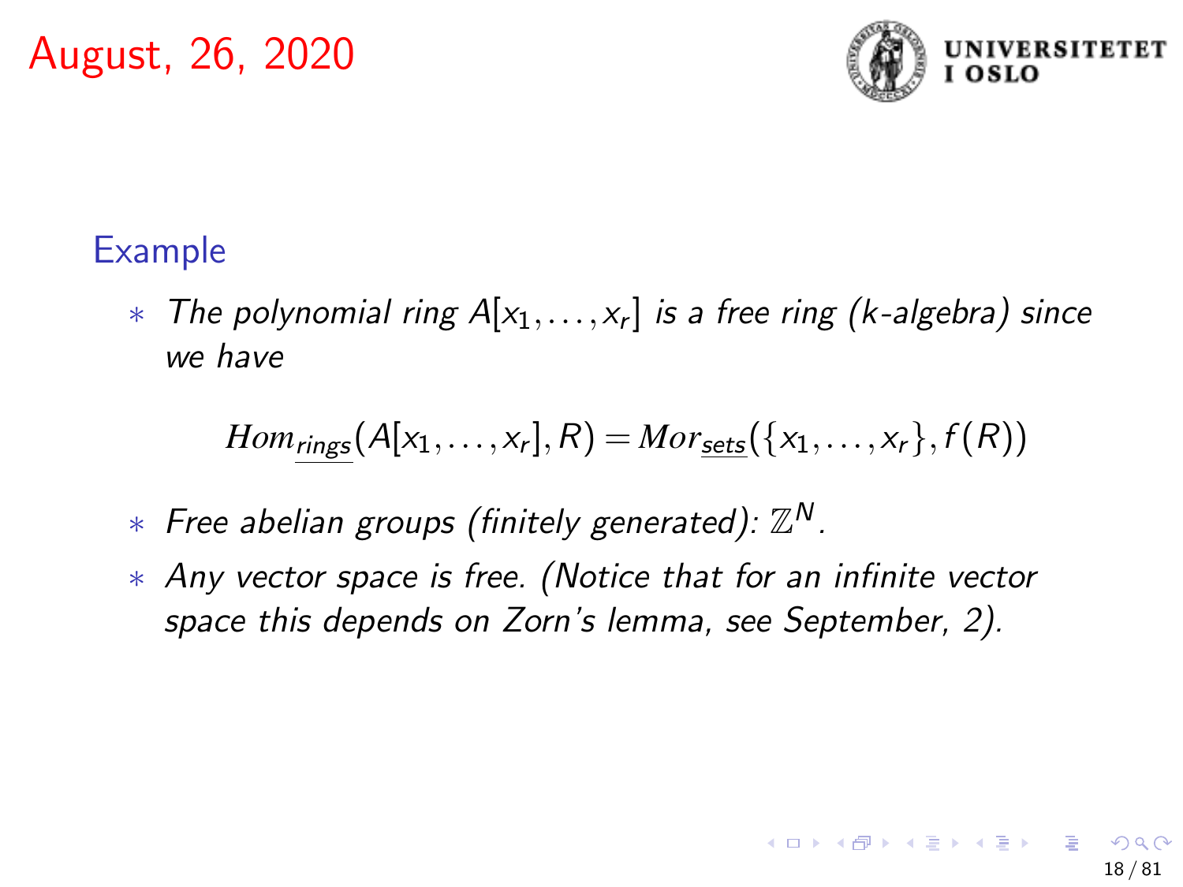# August, 26, 2020

## Example

- *The polynomial ring $A[x_1, \dots, x_r]$ is a free ring (k-algebra) since we have*

$$Hom_{\underline{rings}}(A[x_1, \dots, x_r], R) = Mor_{\underline{sets}}(\{x_1, \dots, x_r\}, f(R))$$

- *Free abelian groups (finitely generated): $\mathbb{Z}^N$.*
- *Any vector space is free. (Notice that for an infinite vector space this depends on Zorn's lemma, see September, 2).*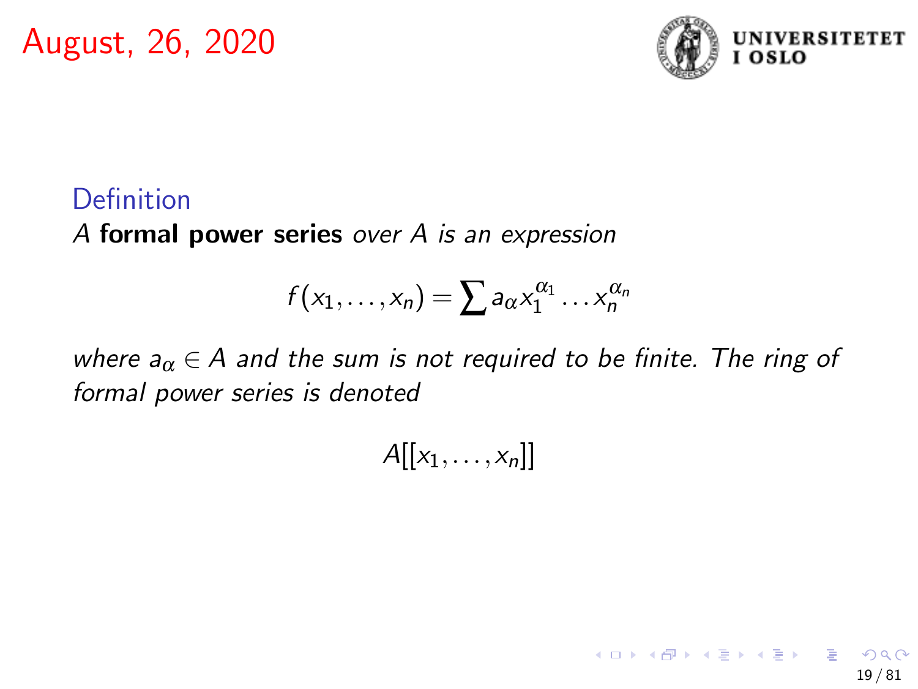August, 26, 2020

**Definition**

*A* **formal power series** *over A is an expression*

$$f(x_1, \ldots, x_n) = \sum a_\alpha x_1^{\alpha_1} \ldots x_n^{\alpha_n}$$

*where $a_\alpha \in A$ and the sum is not required to be finite. The ring of formal power series is denoted*

$$A[[x_1, \ldots, x_n]]$$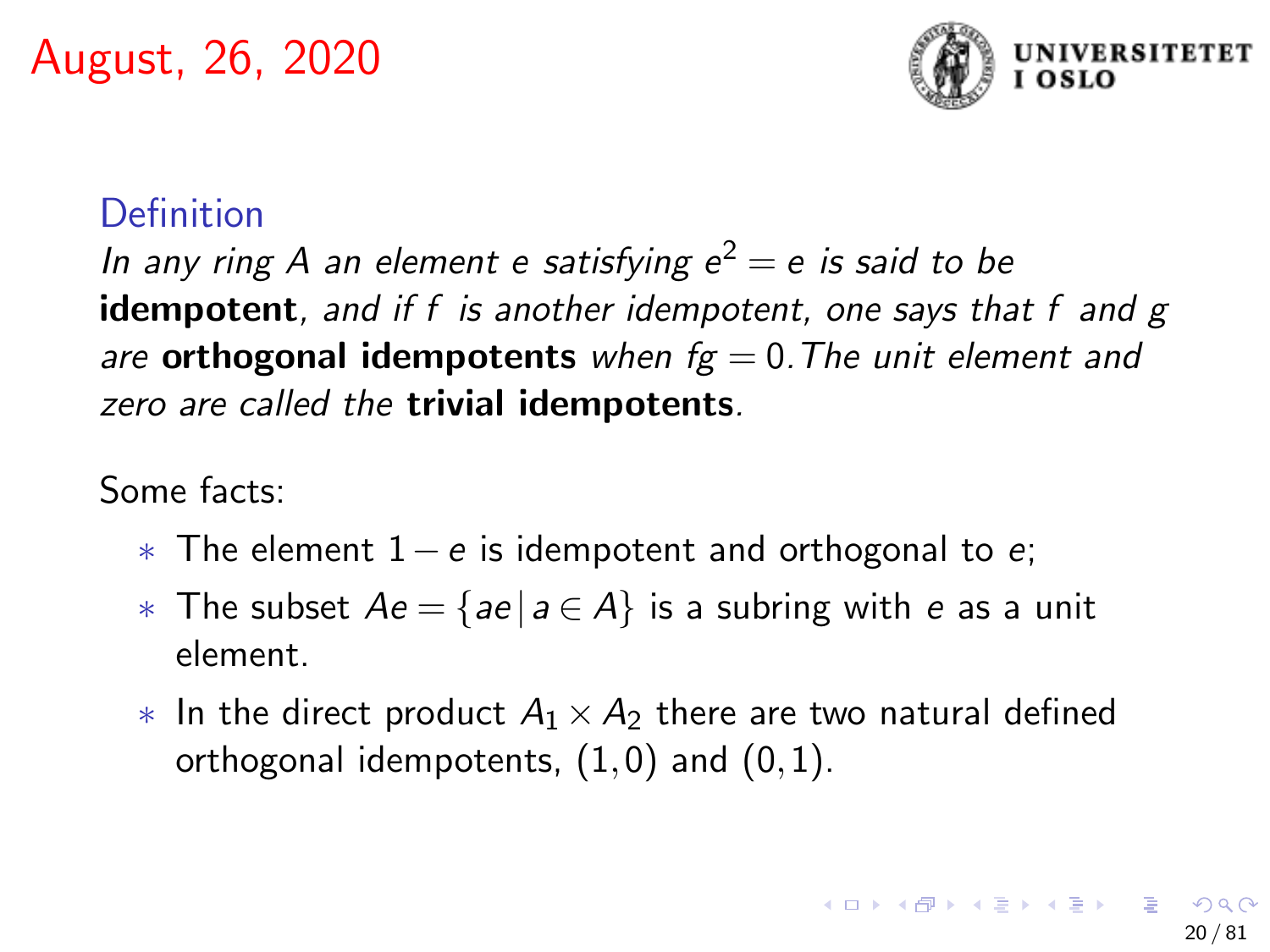August, 26, 2020

**Definition**

*In any ring $A$ an element $e$ satisfying $e^2 = e$ is said to be* **idempotent**, *and if $f$ is another idempotent, one says that $f$ and $g$ are* **orthogonal idempotents** *when $fg = 0$. The unit element and zero are called the* **trivial idempotents**.

Some facts:

* The element $1 - e$ is idempotent and orthogonal to $e$;
* The subset $Ae = \{ae \,|\, a \in A\}$ is a subring with $e$ as a unit element.
* In the direct product $A_1 \times A_2$ there are two natural defined orthogonal idempotents, $(1, 0)$ and $(0, 1)$.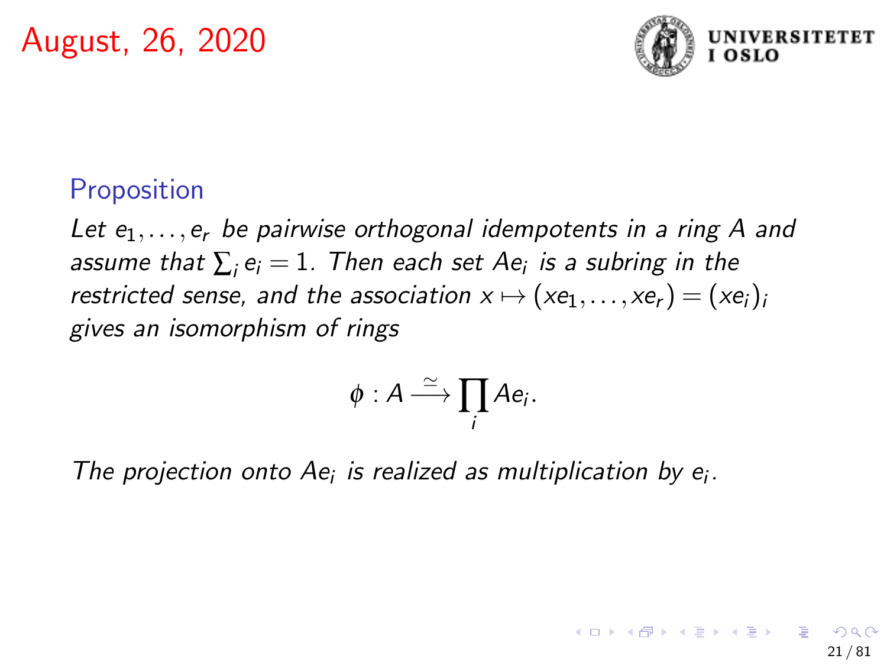August, 26, 2020

**Proposition**

*Let $e_1, \ldots, e_r$ be pairwise orthogonal idempotents in a ring $A$ and assume that $\sum_i e_i = 1$. Then each set $Ae_i$ is a subring in the restricted sense, and the association $x \mapsto (xe_1, \ldots, xe_r) = (xe_i)_i$ gives an isomorphism of rings*

$$\phi : A \xrightarrow{\simeq} \prod_i Ae_i.$$

*The projection onto $Ae_i$ is realized as multiplication by $e_i$.*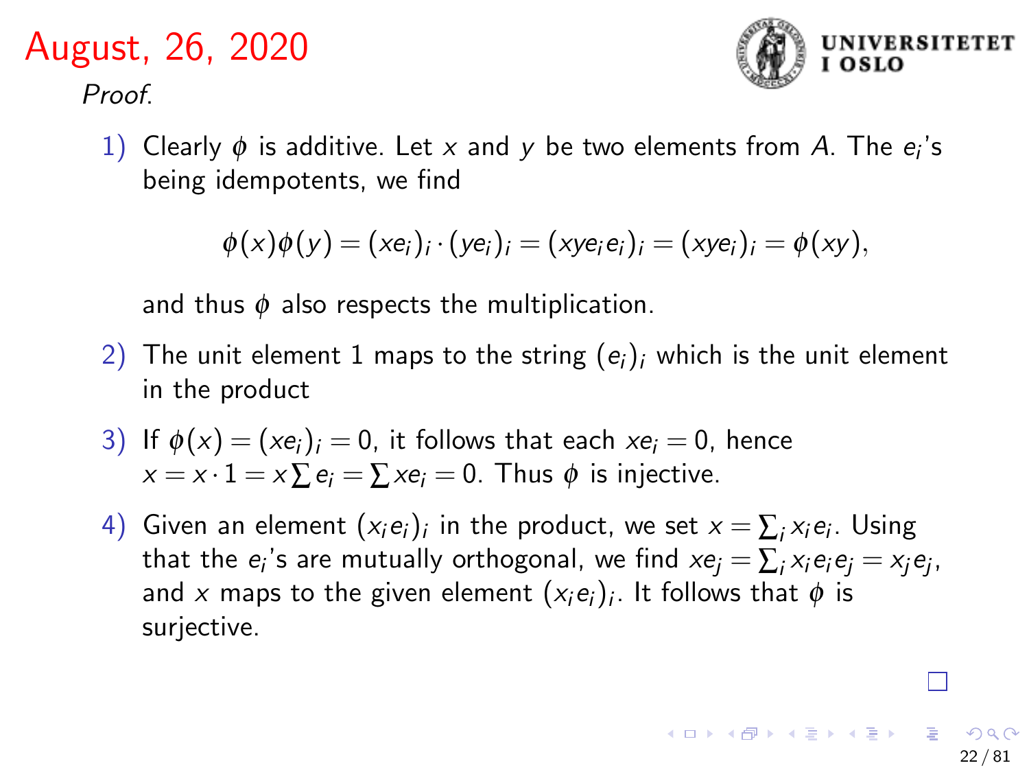# August, 26, 2020

*Proof.*

1) Clearly $\phi$ is additive. Let $x$ and $y$ be two elements from $A$. The $e_i$'s being idempotents, we find

$$\phi(x)\phi(y) = (xe_i)_i \cdot (ye_i)_i = (xye_ie_i)_i = (xye_i)_i = \phi(xy),$$

and thus $\phi$ also respects the multiplication.

2) The unit element 1 maps to the string $(e_i)_i$ which is the unit element in the product

3) If $\phi(x) = (xe_i)_i = 0$, it follows that each $xe_i = 0$, hence $x = x \cdot 1 = x \sum e_i = \sum xe_i = 0$. Thus $\phi$ is injective.

4) Given an element $(x_ie_i)_i$ in the product, we set $x = \sum_i x_ie_i$. Using that the $e_i$'s are mutually orthogonal, we find $xe_j = \sum_i x_ie_ie_j = x_je_j$, and $x$ maps to the given element $(x_ie_i)_i$. It follows that $\phi$ is surjective.

□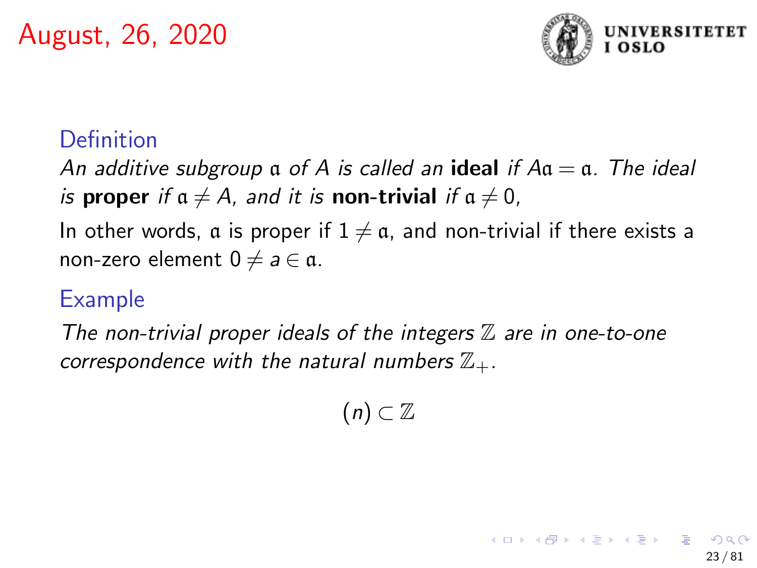August, 26, 2020

### Definition

*An additive subgroup $\mathfrak{a}$ of $A$ is called an* **ideal** *if $A\mathfrak{a} = \mathfrak{a}$. The ideal is* **proper** *if $\mathfrak{a} \neq A$, and it is* **non-trivial** *if $\mathfrak{a} \neq 0$,*

In other words, $\mathfrak{a}$ is proper if $1 \neq \mathfrak{a}$, and non-trivial if there exists a non-zero element $0 \neq a \in \mathfrak{a}$.

### Example

*The non-trivial proper ideals of the integers $\mathbb{Z}$ are in one-to-one correspondence with the natural numbers $\mathbb{Z}_+$.*

$$(n) \subset \mathbb{Z}$$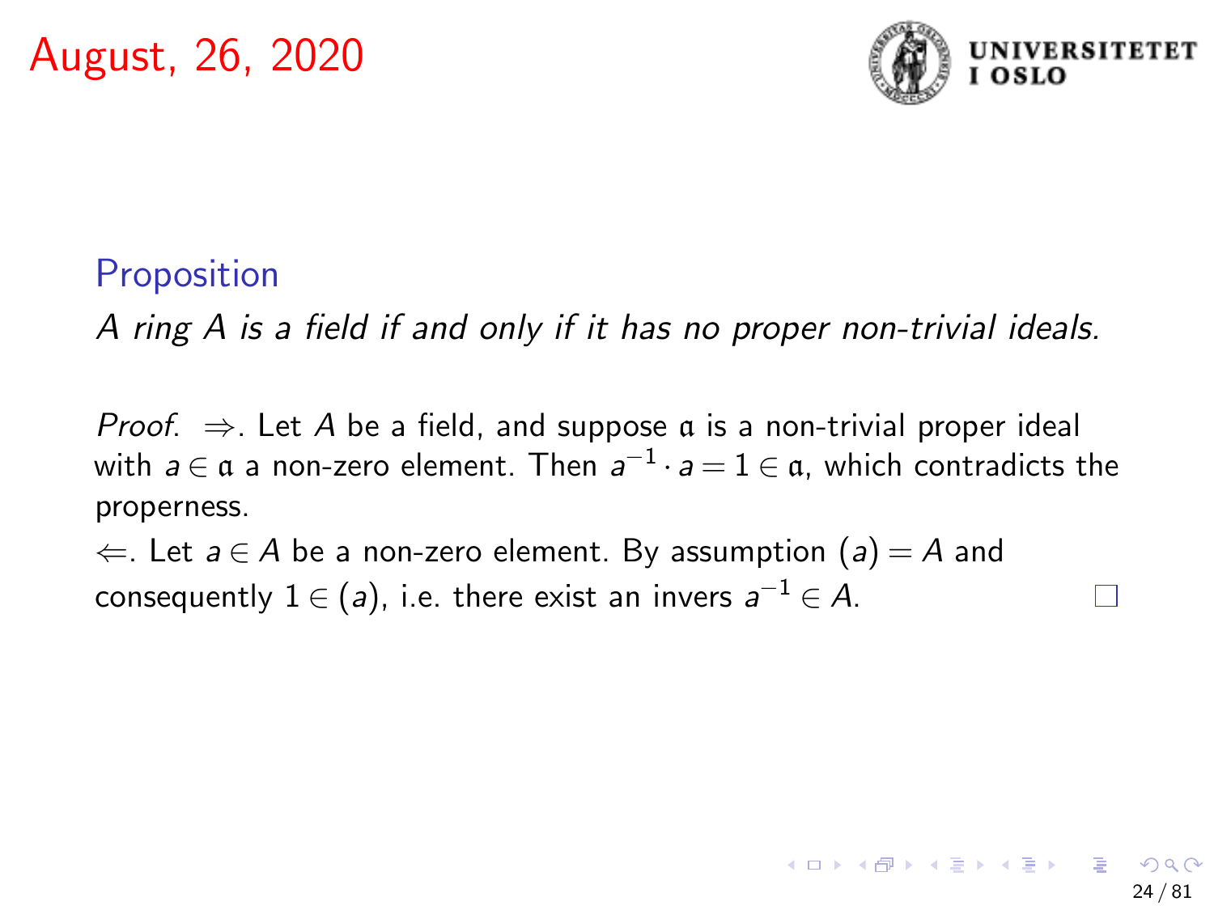August, 26, 2020

**Proposition**

*A ring $A$ is a field if and only if it has no proper non-trivial ideals.*

*Proof.* $\Rightarrow$. Let $A$ be a field, and suppose $\mathfrak{a}$ is a non-trivial proper ideal with $a \in \mathfrak{a}$ a non-zero element. Then $a^{-1} \cdot a = 1 \in \mathfrak{a}$, which contradicts the properness.

$\Leftarrow$. Let $a \in A$ be a non-zero element. By assumption $(a) = A$ and consequently $1 \in (a)$, i.e. there exist an invers $a^{-1} \in A$. □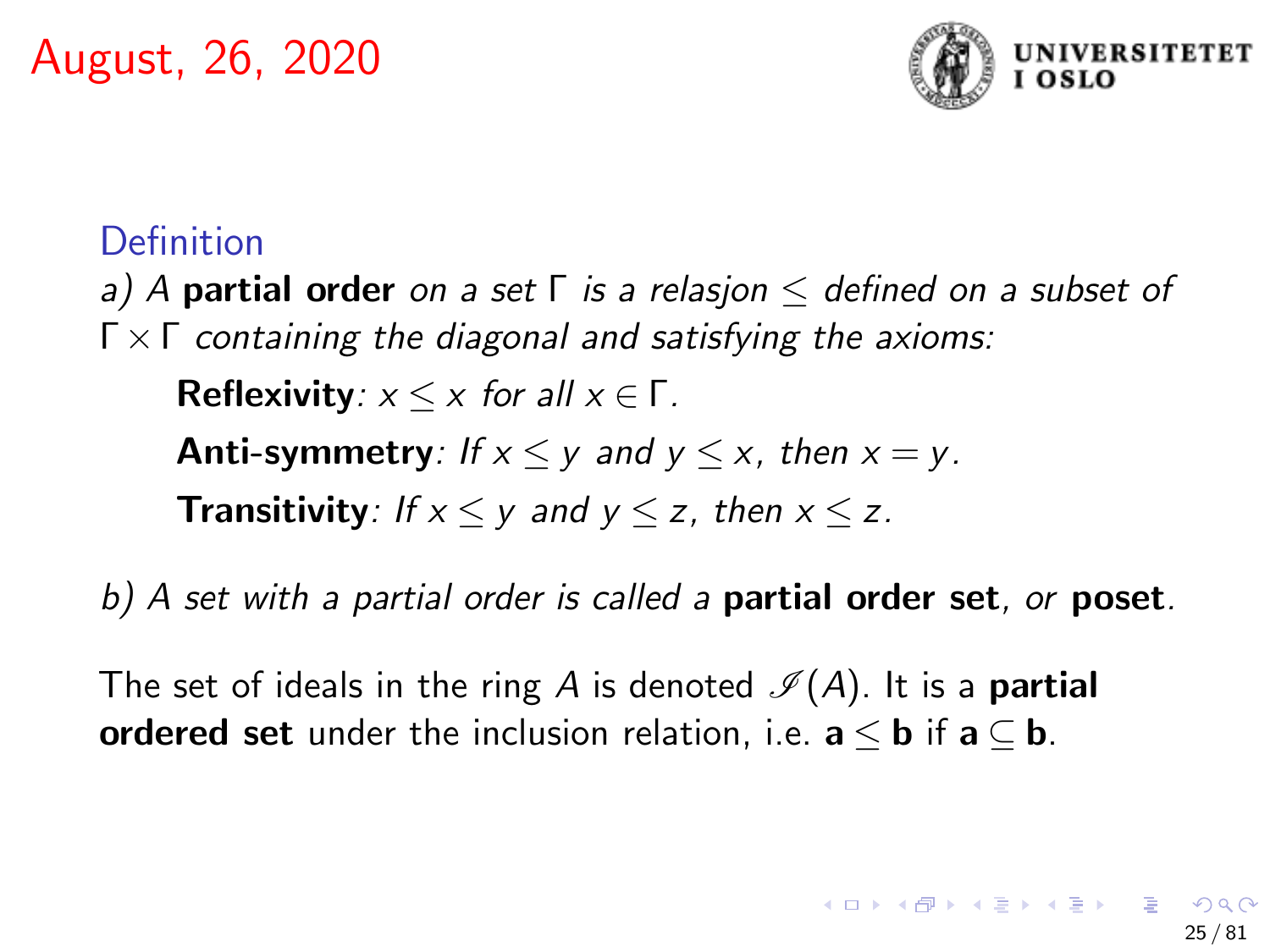August, 26, 2020

### Definition

*a) A* **partial order** *on a set* $\Gamma$ *is a relasjon* $\leq$ *defined on a subset of* $\Gamma \times \Gamma$ *containing the diagonal and satisfying the axioms:*

**Reflexivity**: $x \leq x$ *for all* $x \in \Gamma$.

**Anti-symmetry**: *If* $x \leq y$ *and* $y \leq x$*, then* $x = y$.

**Transitivity**: *If* $x \leq y$ *and* $y \leq z$*, then* $x \leq z$.

*b) A set with a partial order is called a* **partial order set**, *or* **poset**.

The set of ideals in the ring $A$ is denoted $\mathscr{I}(A)$. It is a **partial ordered set** under the inclusion relation, i.e. $\mathbf{a} \leq \mathbf{b}$ if $\mathbf{a} \subseteq \mathbf{b}$.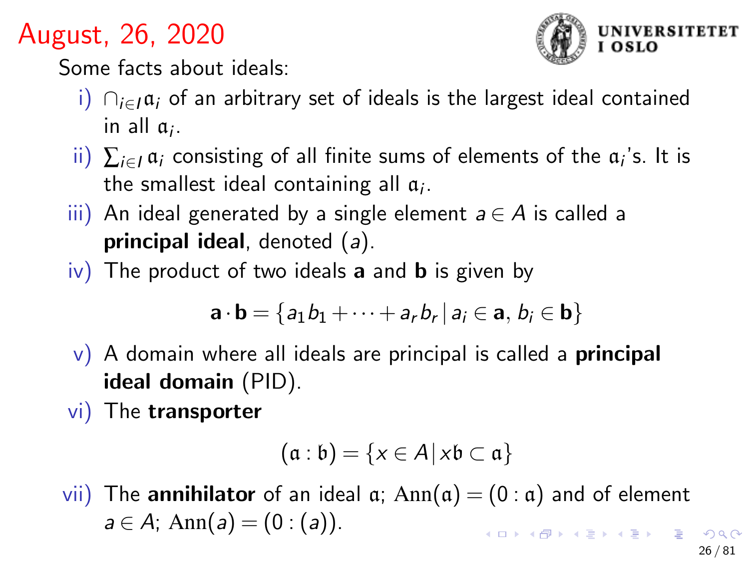# August, 26, 2020

Some facts about ideals:

i) $\cap_{i \in I} \mathfrak{a}_i$ of an arbitrary set of ideals is the largest ideal contained in all $\mathfrak{a}_i$.

ii) $\sum_{i \in I} \mathfrak{a}_i$ consisting of all finite sums of elements of the $\mathfrak{a}_i$'s. It is the smallest ideal containing all $\mathfrak{a}_i$.

iii) An ideal generated by a single element $a \in A$ is called a **principal ideal**, denoted $(a)$.

iv) The product of two ideals $\mathbf{a}$ and $\mathbf{b}$ is given by

$$\mathbf{a} \cdot \mathbf{b} = \{a_1 b_1 + \cdots + a_r b_r \,|\, a_i \in \mathbf{a},\, b_i \in \mathbf{b}\}$$

v) A domain where all ideals are principal is called a **principal ideal domain** (PID).

vi) The **transporter**

$$(\mathfrak{a} : \mathfrak{b}) = \{x \in A \,|\, x\mathfrak{b} \subset \mathfrak{a}\}$$

vii) The **annihilator** of an ideal $\mathfrak{a}$; $\mathrm{Ann}(\mathfrak{a}) = (0 : \mathfrak{a})$ and of element $a \in A$; $\mathrm{Ann}(a) = (0 : (a))$.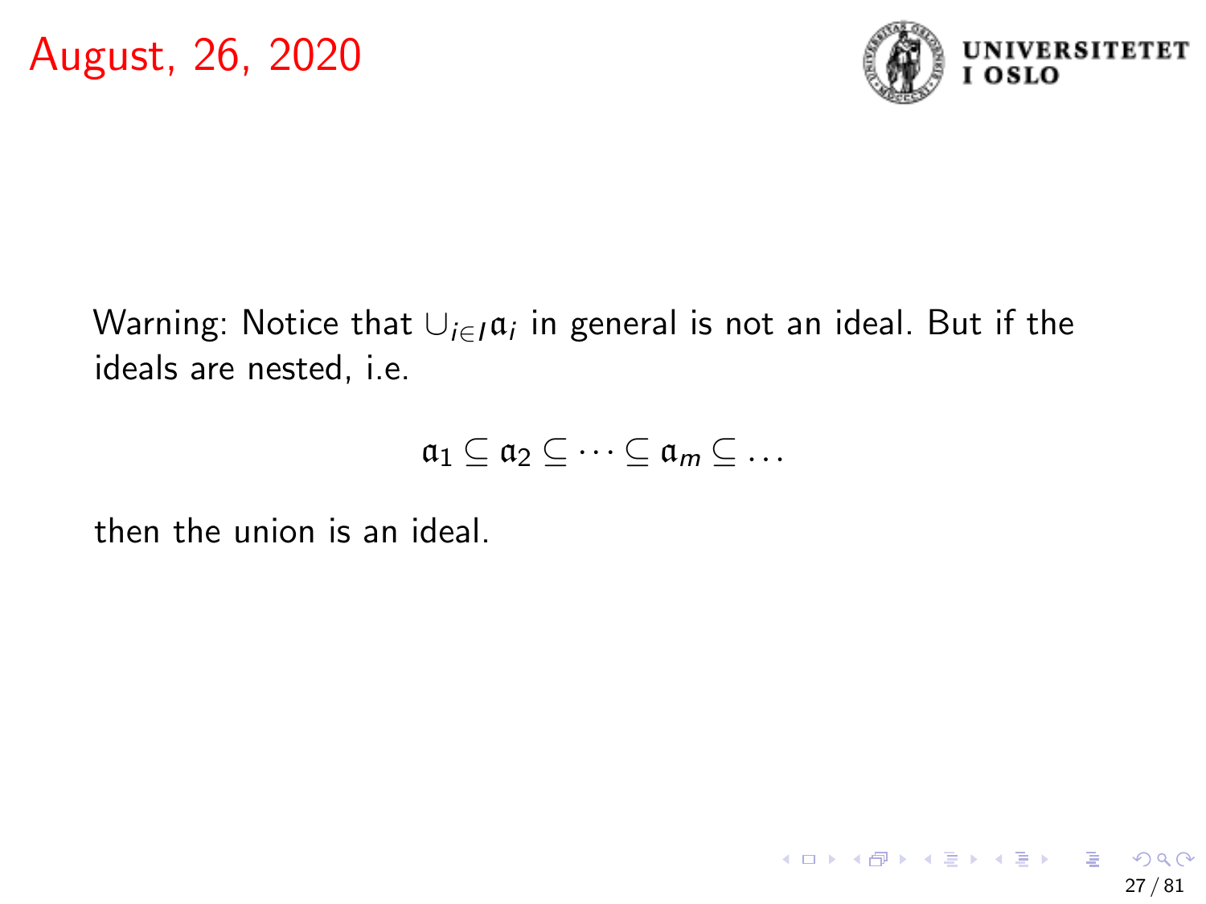August, 26, 2020

Warning: Notice that $\cup_{i \in I} \mathfrak{a}_i$ in general is not an ideal. But if the ideals are nested, i.e.

$$\mathfrak{a}_1 \subseteq \mathfrak{a}_2 \subseteq \cdots \subseteq \mathfrak{a}_m \subseteq \ldots$$

then the union is an ideal.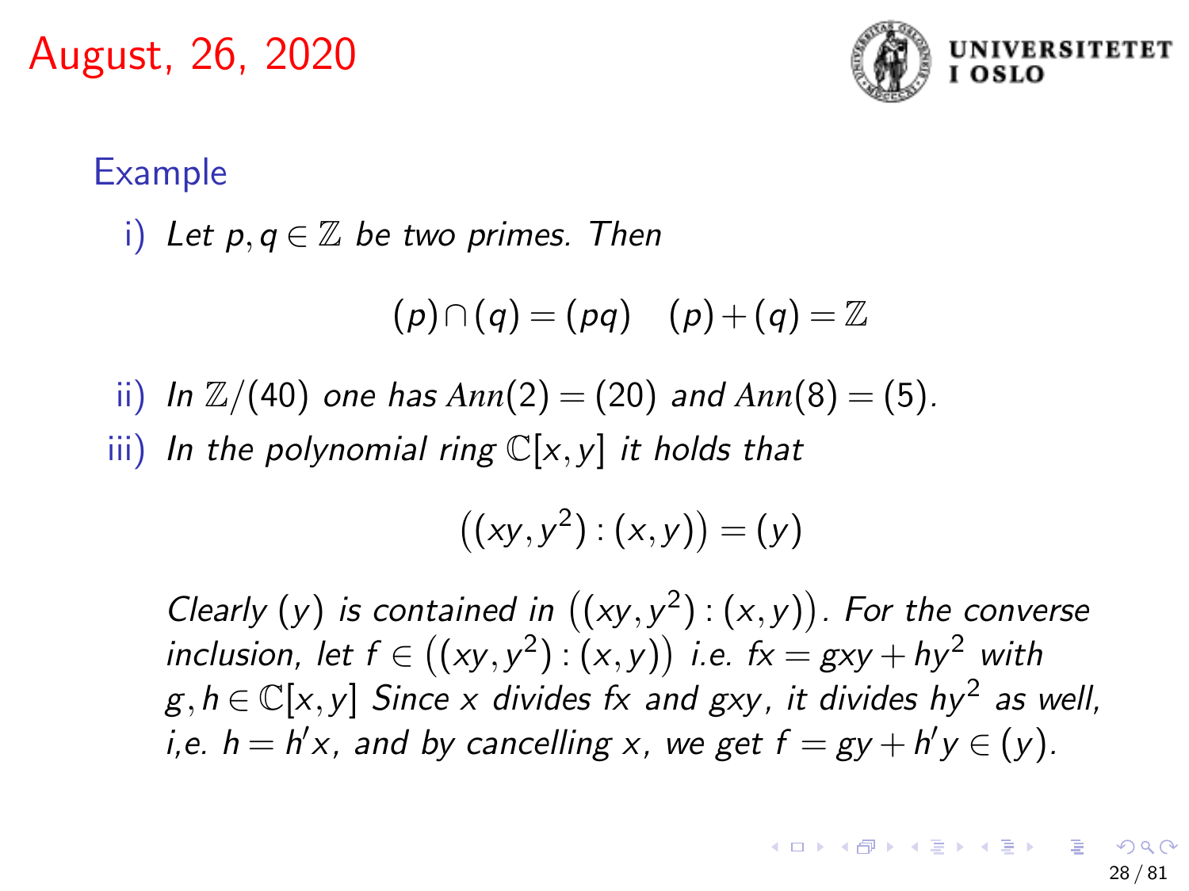August, 26, 2020

**Example**

i) *Let $p, q \in \mathbb{Z}$ be two primes. Then*

$$(p) \cap (q) = (pq) \quad (p) + (q) = \mathbb{Z}$$

ii) *In $\mathbb{Z}/(40)$ one has $Ann(2) = (20)$ and $Ann(8) = (5)$.*

iii) *In the polynomial ring $\mathbb{C}[x, y]$ it holds that*

$$\left((xy, y^2) : (x, y)\right) = (y)$$

*Clearly $(y)$ is contained in $\left((xy, y^2) : (x, y)\right)$. For the converse inclusion, let $f \in \left((xy, y^2) : (x, y)\right)$ i.e. $fx = gxy + hy^2$ with $g, h \in \mathbb{C}[x, y]$ Since $x$ divides $fx$ and $gxy$, it divides $hy^2$ as well, i,e. $h = h'x$, and by cancelling $x$, we get $f = gy + h'y \in (y)$.*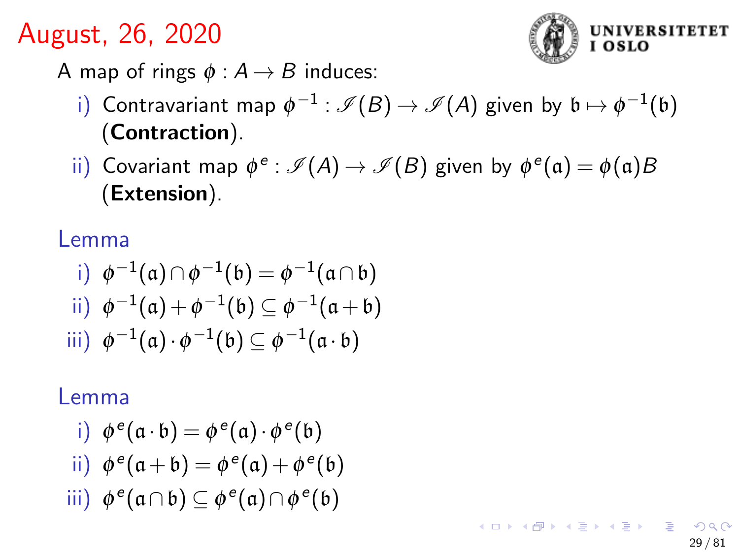# August, 26, 2020

A map of rings $\phi : A \to B$ induces:

i) Contravariant map $\phi^{-1} : \mathscr{I}(B) \to \mathscr{I}(A)$ given by $\mathfrak{b} \mapsto \phi^{-1}(\mathfrak{b})$ (**Contraction**).

ii) Covariant map $\phi^e : \mathscr{I}(A) \to \mathscr{I}(B)$ given by $\phi^e(\mathfrak{a}) = \phi(\mathfrak{a})B$ (**Extension**).

**Lemma**

i) $\phi^{-1}(\mathfrak{a}) \cap \phi^{-1}(\mathfrak{b}) = \phi^{-1}(\mathfrak{a} \cap \mathfrak{b})$

ii) $\phi^{-1}(\mathfrak{a}) + \phi^{-1}(\mathfrak{b}) \subseteq \phi^{-1}(\mathfrak{a} + \mathfrak{b})$

iii) $\phi^{-1}(\mathfrak{a}) \cdot \phi^{-1}(\mathfrak{b}) \subseteq \phi^{-1}(\mathfrak{a} \cdot \mathfrak{b})$

**Lemma**

i) $\phi^e(\mathfrak{a} \cdot \mathfrak{b}) = \phi^e(\mathfrak{a}) \cdot \phi^e(\mathfrak{b})$

ii) $\phi^e(\mathfrak{a} + \mathfrak{b}) = \phi^e(\mathfrak{a}) + \phi^e(\mathfrak{b})$

iii) $\phi^e(\mathfrak{a} \cap \mathfrak{b}) \subseteq \phi^e(\mathfrak{a}) \cap \phi^e(\mathfrak{b})$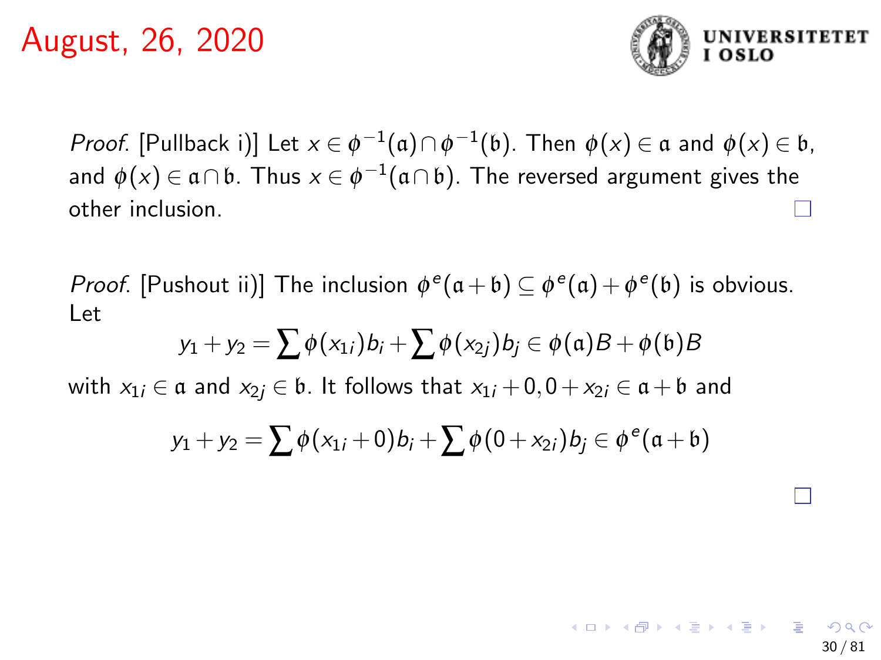August, 26, 2020

*Proof.* [Pullback i)] Let $x \in \phi^{-1}(\mathfrak{a}) \cap \phi^{-1}(\mathfrak{b})$. Then $\phi(x) \in \mathfrak{a}$ and $\phi(x) \in \mathfrak{b}$, and $\phi(x) \in \mathfrak{a} \cap \mathfrak{b}$. Thus $x \in \phi^{-1}(\mathfrak{a} \cap \mathfrak{b})$. The reversed argument gives the other inclusion. □

*Proof.* [Pushout ii)] The inclusion $\phi^e(\mathfrak{a}+\mathfrak{b}) \subseteq \phi^e(\mathfrak{a}) + \phi^e(\mathfrak{b})$ is obvious. Let

$$y_1 + y_2 = \sum \phi(x_{1i}) b_i + \sum \phi(x_{2j}) b_j \in \phi(\mathfrak{a})B + \phi(\mathfrak{b})B$$

with $x_{1i} \in \mathfrak{a}$ and $x_{2j} \in \mathfrak{b}$. It follows that $x_{1i} + 0, 0 + x_{2i} \in \mathfrak{a} + \mathfrak{b}$ and

$$y_1 + y_2 = \sum \phi(x_{1i} + 0) b_i + \sum \phi(0 + x_{2i}) b_j \in \phi^e(\mathfrak{a} + \mathfrak{b})$$

□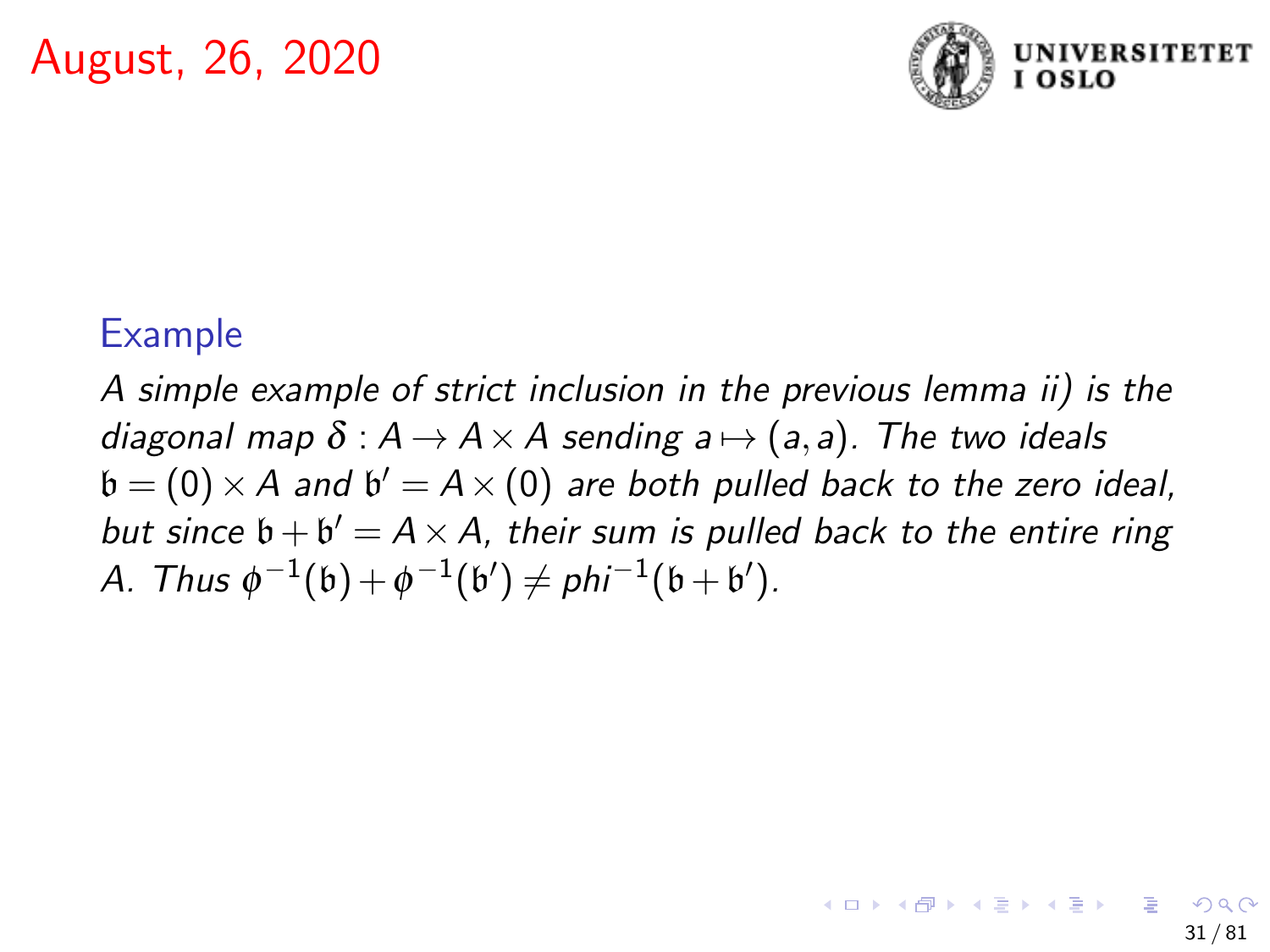August, 26, 2020

### Example

*A simple example of strict inclusion in the previous lemma ii) is the diagonal map $\delta : A \to A \times A$ sending $a \mapsto (a, a)$. The two ideals $\mathfrak{b} = (0) \times A$ and $\mathfrak{b}' = A \times (0)$ are both pulled back to the zero ideal, but since $\mathfrak{b} + \mathfrak{b}' = A \times A$, their sum is pulled back to the entire ring $A$. Thus $\phi^{-1}(\mathfrak{b}) + \phi^{-1}(\mathfrak{b}') \neq phi^{-1}(\mathfrak{b} + \mathfrak{b}')$.*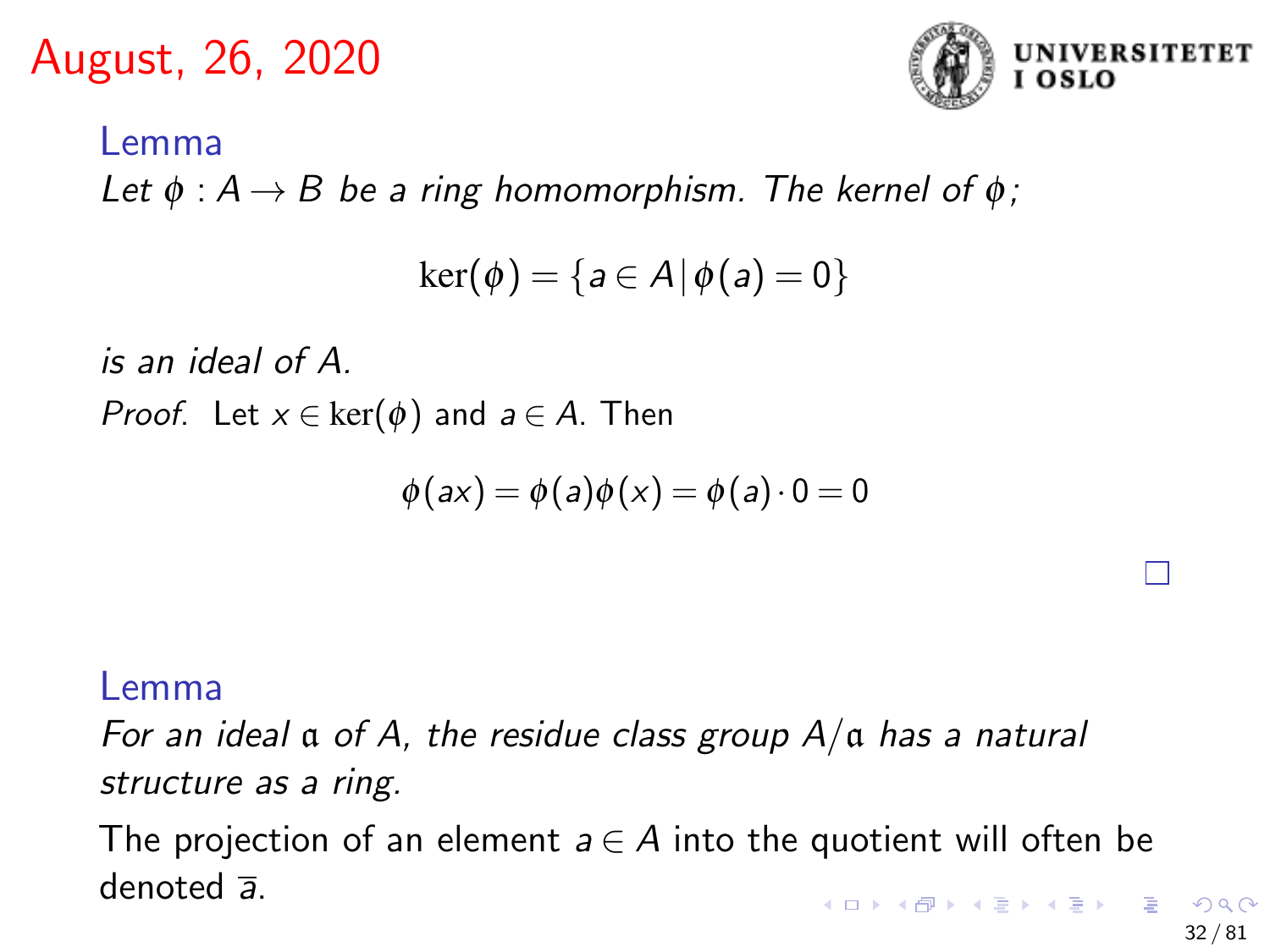August, 26, 2020

**Lemma**

*Let $\phi : A \to B$ be a ring homomorphism. The kernel of $\phi$;*

$$\ker(\phi) = \{a \in A | \phi(a) = 0\}$$

*is an ideal of $A$.*

*Proof.* Let $x \in \ker(\phi)$ and $a \in A$. Then

$$\phi(ax) = \phi(a)\phi(x) = \phi(a) \cdot 0 = 0$$

□

**Lemma**

*For an ideal $\mathfrak{a}$ of $A$, the residue class group $A/\mathfrak{a}$ has a natural structure as a ring.*

The projection of an element $a \in A$ into the quotient will often be denoted $\overline{a}$.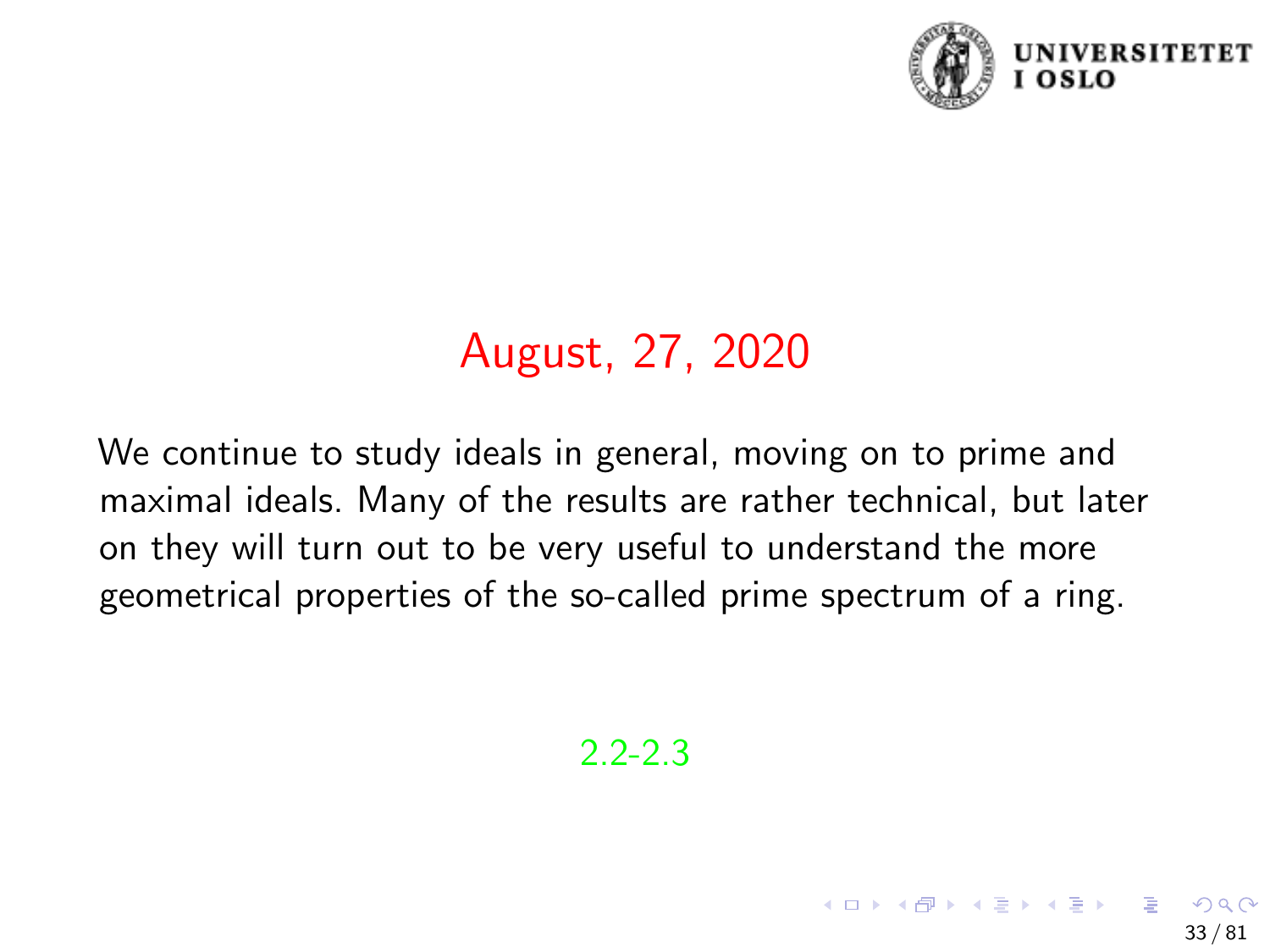# August, 27, 2020

We continue to study ideals in general, moving on to prime and maximal ideals. Many of the results are rather technical, but later on they will turn out to be very useful to understand the more geometrical properties of the so-called prime spectrum of a ring.

2.2-2.3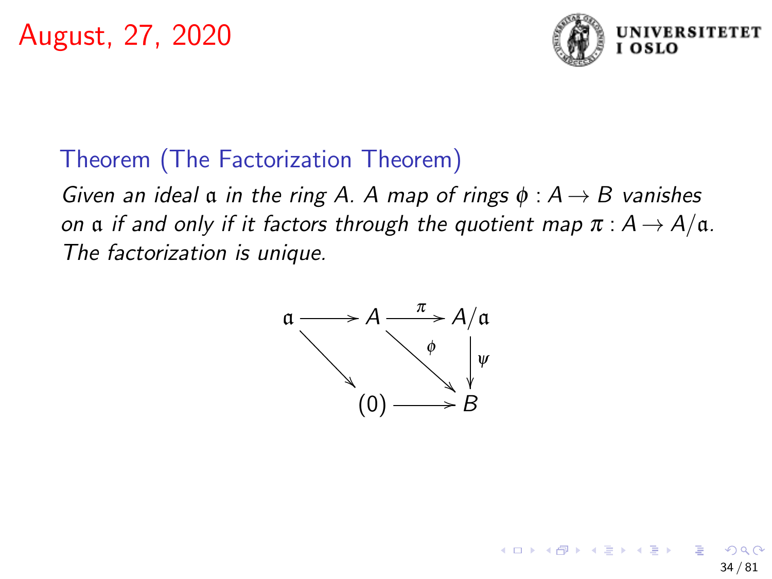August, 27, 2020

**Theorem (The Factorization Theorem)**

*Given an ideal $\mathfrak{a}$ in the ring $A$. A map of rings $\phi : A \to B$ vanishes on $\mathfrak{a}$ if and only if it factors through the quotient map $\pi : A \to A/\mathfrak{a}$. The factorization is unique.*

$$
\begin{array}{ccccc}
\mathfrak{a} & \longrightarrow & A & \xrightarrow{\pi} & A/\mathfrak{a} \\
 & \searrow & & \overset{\phi}{\searrow} & \downarrow \psi \\
 & & (0) & \longrightarrow & B
\end{array}
$$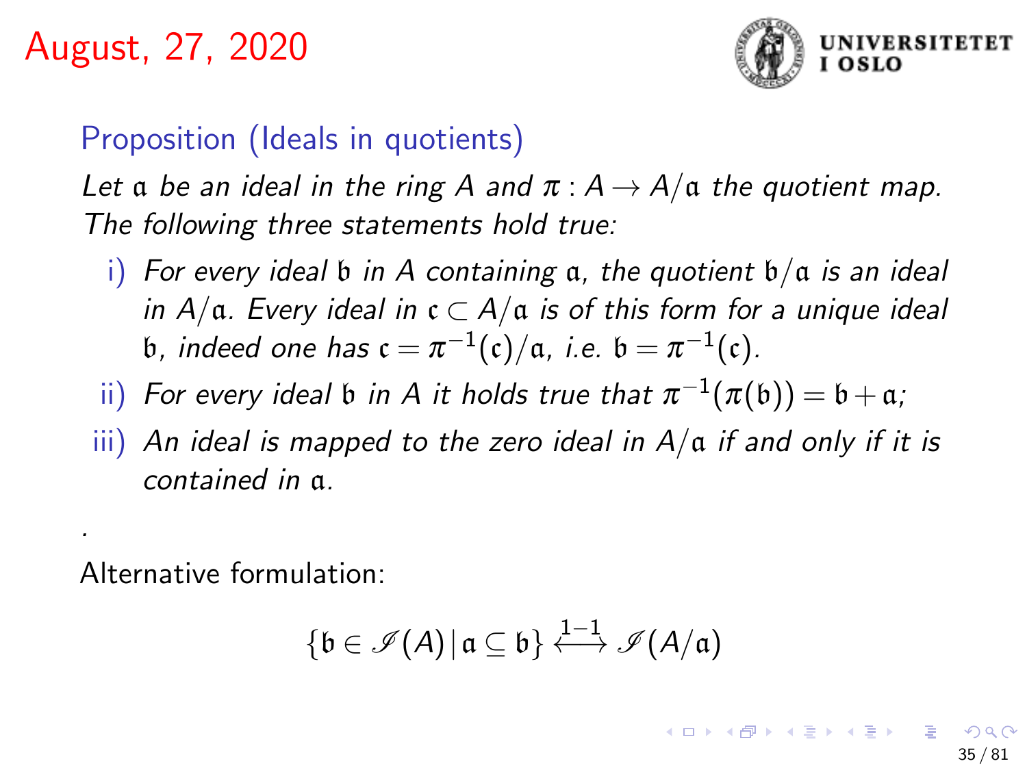# August, 27, 2020

## Proposition (Ideals in quotients)

*Let $\mathfrak{a}$ be an ideal in the ring $A$ and $\pi : A \to A/\mathfrak{a}$ the quotient map. The following three statements hold true:*

i) *For every ideal $\mathfrak{b}$ in $A$ containing $\mathfrak{a}$, the quotient $\mathfrak{b}/\mathfrak{a}$ is an ideal in $A/\mathfrak{a}$. Every ideal in $\mathfrak{c} \subset A/\mathfrak{a}$ is of this form for a unique ideal $\mathfrak{b}$, indeed one has $\mathfrak{c} = \pi^{-1}(\mathfrak{c})/\mathfrak{a}$, i.e. $\mathfrak{b} = \pi^{-1}(\mathfrak{c})$.*

ii) *For every ideal $\mathfrak{b}$ in $A$ it holds true that $\pi^{-1}(\pi(\mathfrak{b})) = \mathfrak{b} + \mathfrak{a}$;*

iii) *An ideal is mapped to the zero ideal in $A/\mathfrak{a}$ if and only if it is contained in $\mathfrak{a}$.*

.

Alternative formulation:

$$\{\mathfrak{b} \in \mathscr{I}(A) \,|\, \mathfrak{a} \subseteq \mathfrak{b}\} \overset{1-1}{\longleftrightarrow} \mathscr{I}(A/\mathfrak{a})$$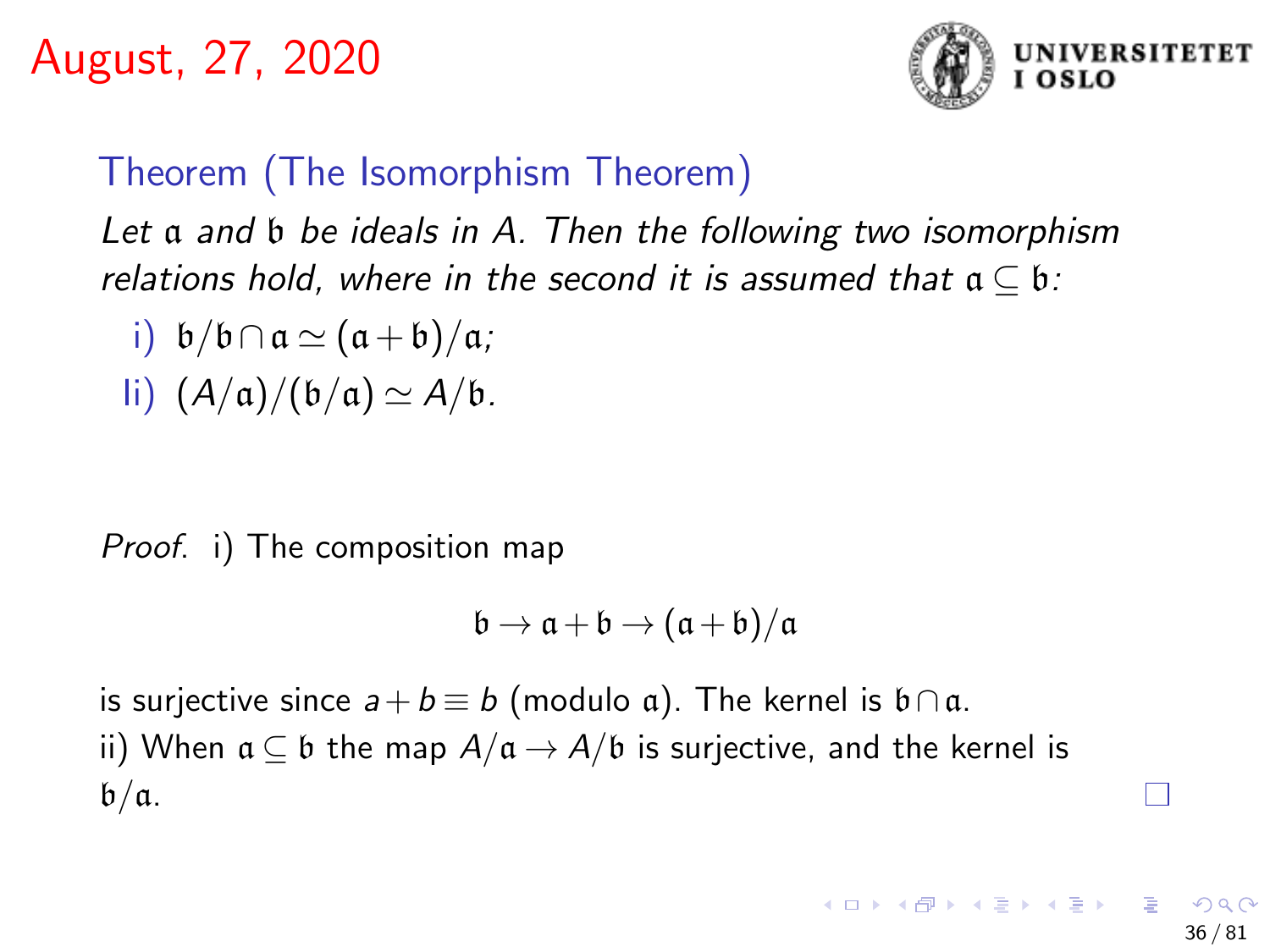# August, 27, 2020

## Theorem (The Isomorphism Theorem)

*Let $\mathfrak{a}$ and $\mathfrak{b}$ be ideals in $A$. Then the following two isomorphism relations hold, where in the second it is assumed that $\mathfrak{a} \subseteq \mathfrak{b}$:*

i) $\mathfrak{b}/\mathfrak{b} \cap \mathfrak{a} \simeq (\mathfrak{a}+\mathfrak{b})/\mathfrak{a}$;

Ii) $(A/\mathfrak{a})/(\mathfrak{b}/\mathfrak{a}) \simeq A/\mathfrak{b}$.

*Proof.* i) The composition map

$$\mathfrak{b} \to \mathfrak{a}+\mathfrak{b} \to (\mathfrak{a}+\mathfrak{b})/\mathfrak{a}$$

is surjective since $a+b \equiv b$ (modulo $\mathfrak{a}$). The kernel is $\mathfrak{b} \cap \mathfrak{a}$.
ii) When $\mathfrak{a} \subseteq \mathfrak{b}$ the map $A/\mathfrak{a} \to A/\mathfrak{b}$ is surjective, and the kernel is $\mathfrak{b}/\mathfrak{a}$. □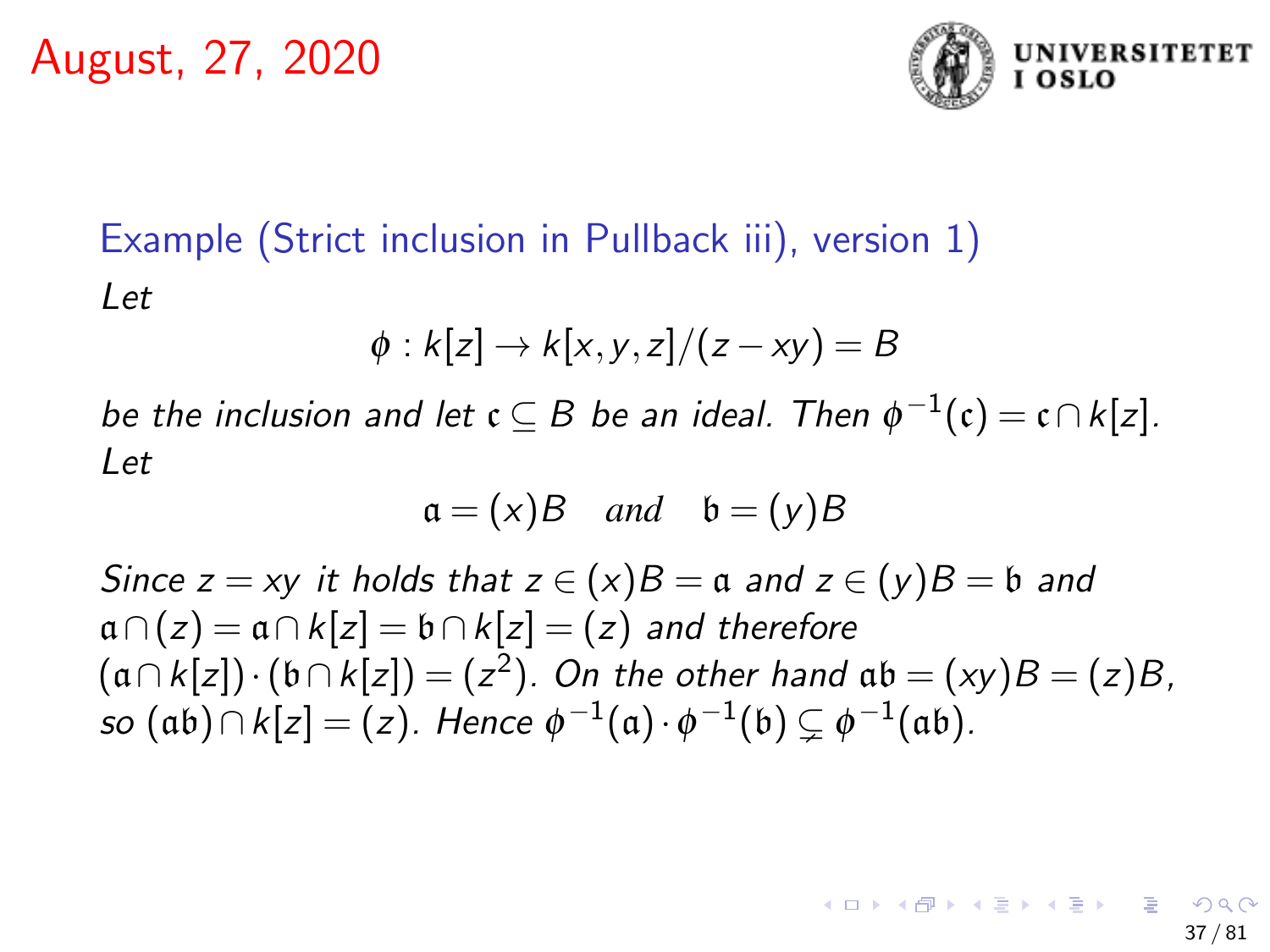August, 27, 2020

### Example (Strict inclusion in Pullback iii), version 1)

*Let*

$$\phi : k[z] \to k[x,y,z]/(z-xy) = B$$

*be the inclusion and let* $\mathfrak{c} \subseteq B$ *be an ideal. Then* $\phi^{-1}(\mathfrak{c}) = \mathfrak{c} \cap k[z]$*. Let*

$$\mathfrak{a} = (x)B \quad \text{and} \quad \mathfrak{b} = (y)B$$

*Since* $z = xy$ *it holds that* $z \in (x)B = \mathfrak{a}$ *and* $z \in (y)B = \mathfrak{b}$ *and* $\mathfrak{a} \cap (z) = \mathfrak{a} \cap k[z] = \mathfrak{b} \cap k[z] = (z)$ *and therefore* $(\mathfrak{a} \cap k[z]) \cdot (\mathfrak{b} \cap k[z]) = (z^2)$*. On the other hand* $\mathfrak{a}\mathfrak{b} = (xy)B = (z)B$*, so* $(\mathfrak{a}\mathfrak{b}) \cap k[z] = (z)$*. Hence* $\phi^{-1}(\mathfrak{a}) \cdot \phi^{-1}(\mathfrak{b}) \subsetneq \phi^{-1}(\mathfrak{a}\mathfrak{b})$*.*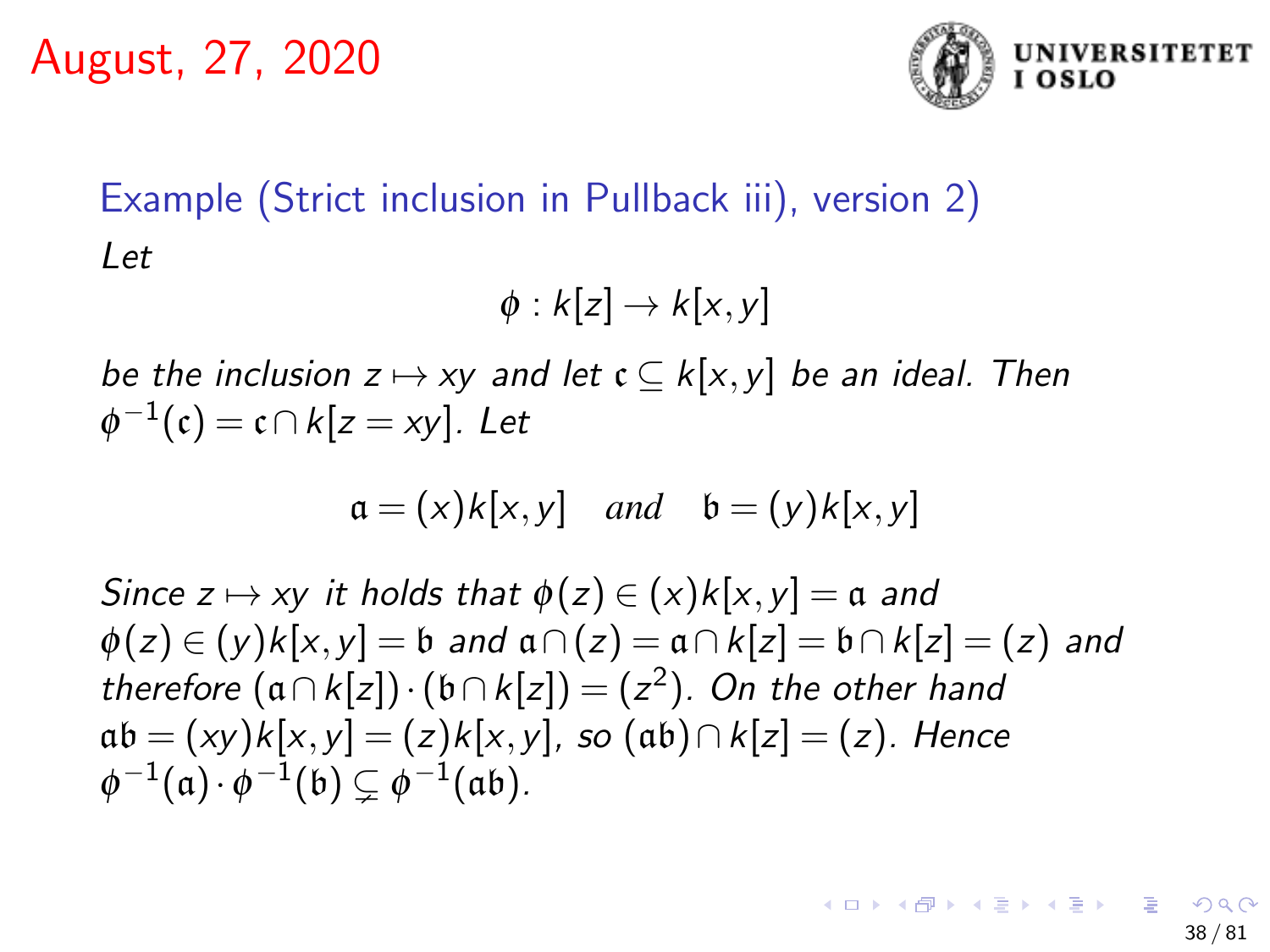August, 27, 2020

### Example (Strict inclusion in Pullback iii), version 2)

*Let*

$$\phi : k[z] \to k[x,y]$$

*be the inclusion* $z \mapsto xy$ *and let* $\mathfrak{c} \subseteq k[x,y]$ *be an ideal. Then* $\phi^{-1}(\mathfrak{c}) = \mathfrak{c} \cap k[z = xy]$*. Let*

$$\mathfrak{a} = (x)k[x,y] \quad \textit{and} \quad \mathfrak{b} = (y)k[x,y]$$

*Since* $z \mapsto xy$ *it holds that* $\phi(z) \in (x)k[x,y] = \mathfrak{a}$ *and* $\phi(z) \in (y)k[x,y] = \mathfrak{b}$ *and* $\mathfrak{a} \cap (z) = \mathfrak{a} \cap k[z] = \mathfrak{b} \cap k[z] = (z)$ *and therefore* $(\mathfrak{a} \cap k[z]) \cdot (\mathfrak{b} \cap k[z]) = (z^2)$*. On the other hand* $\mathfrak{a}\mathfrak{b} = (xy)k[x,y] = (z)k[x,y]$*, so* $(\mathfrak{a}\mathfrak{b}) \cap k[z] = (z)$*. Hence* $\phi^{-1}(\mathfrak{a}) \cdot \phi^{-1}(\mathfrak{b}) \subsetneq \phi^{-1}(\mathfrak{a}\mathfrak{b})$*.*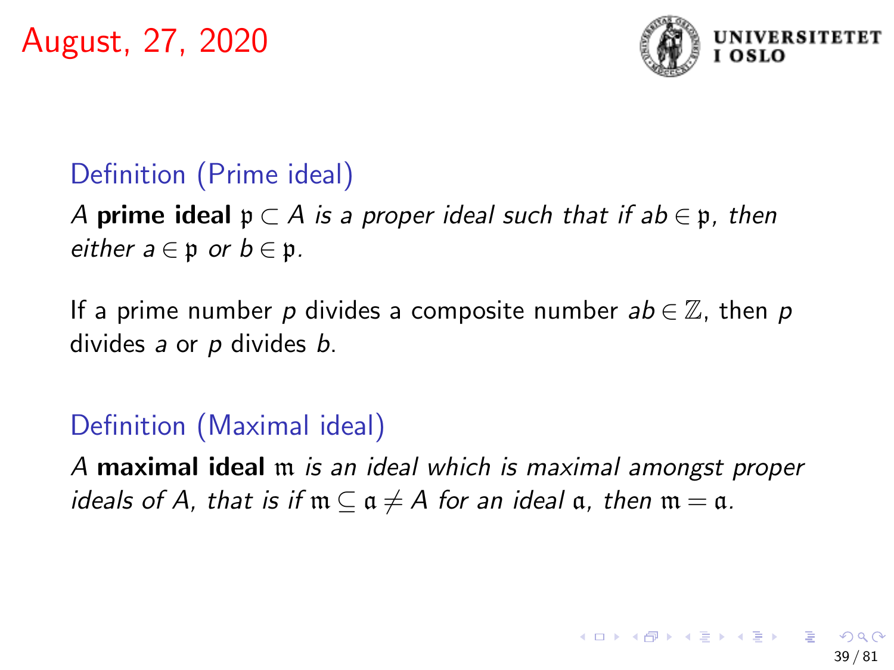August, 27, 2020

### Definition (Prime ideal)

*A* **prime ideal** $\mathfrak{p} \subset A$ *is a proper ideal such that if* $ab \in \mathfrak{p}$*, then either* $a \in \mathfrak{p}$ *or* $b \in \mathfrak{p}$*.*

If a prime number $p$ divides a composite number $ab \in \mathbb{Z}$, then $p$ divides $a$ or $p$ divides $b$.

### Definition (Maximal ideal)

*A* **maximal ideal** $\mathfrak{m}$ *is an ideal which is maximal amongst proper ideals of* $A$*, that is if* $\mathfrak{m} \subseteq \mathfrak{a} \neq A$ *for an ideal* $\mathfrak{a}$*, then* $\mathfrak{m} = \mathfrak{a}$*.*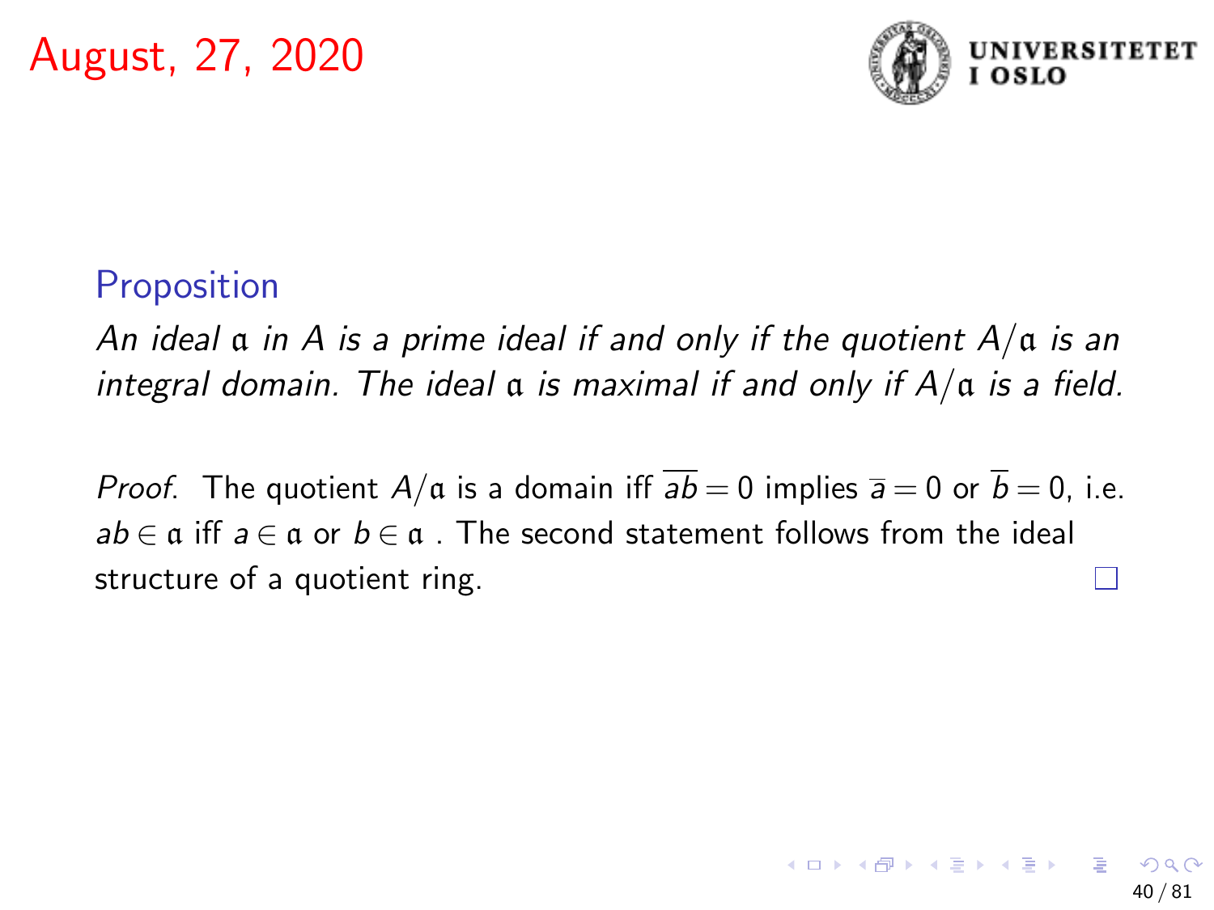August, 27, 2020

### Proposition

*An ideal $\mathfrak{a}$ in $A$ is a prime ideal if and only if the quotient $A/\mathfrak{a}$ is an integral domain. The ideal $\mathfrak{a}$ is maximal if and only if $A/\mathfrak{a}$ is a field.*

*Proof.* The quotient $A/\mathfrak{a}$ is a domain iff $\overline{ab} = 0$ implies $\overline{a} = 0$ or $\overline{b} = 0$, i.e. $ab \in \mathfrak{a}$ iff $a \in \mathfrak{a}$ or $b \in \mathfrak{a}$ . The second statement follows from the ideal structure of a quotient ring. □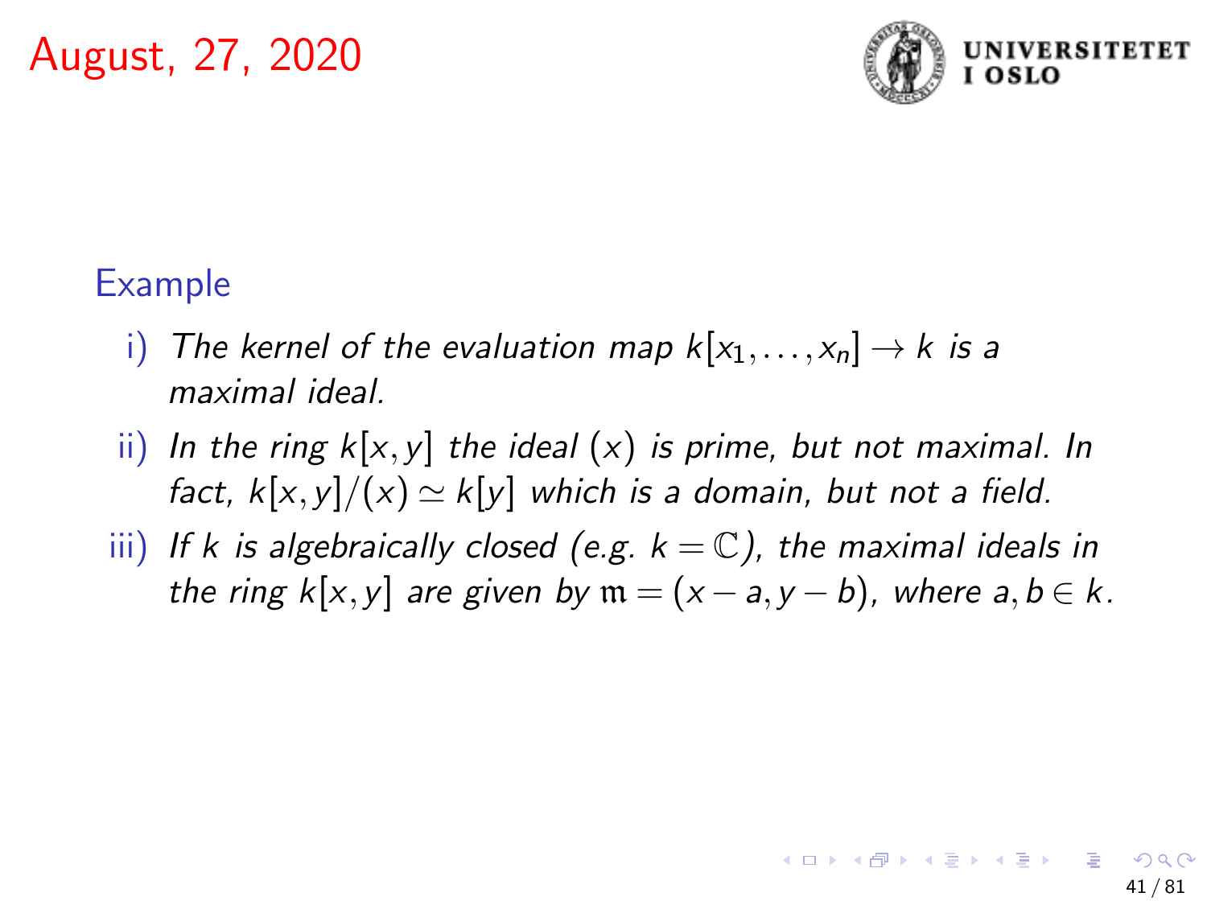August, 27, 2020

### Example

i) *The kernel of the evaluation map $k[x_1, \ldots, x_n] \to k$ is a maximal ideal.*

ii) *In the ring $k[x, y]$ the ideal $(x)$ is prime, but not maximal. In fact, $k[x, y]/(x) \simeq k[y]$ which is a domain, but not a field.*

iii) *If $k$ is algebraically closed (e.g. $k = \mathbb{C}$), the maximal ideals in the ring $k[x, y]$ are given by $\mathfrak{m} = (x - a, y - b)$, where $a, b \in k$.*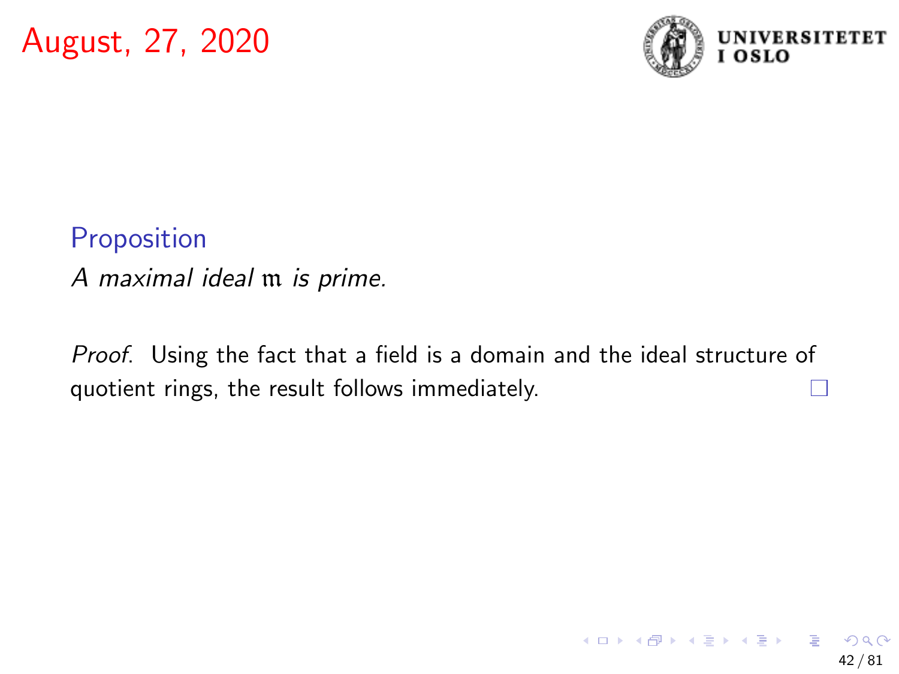August, 27, 2020

**Proposition**

*A maximal ideal* $\mathfrak{m}$ *is prime.*

*Proof.* Using the fact that a field is a domain and the ideal structure of quotient rings, the result follows immediately. □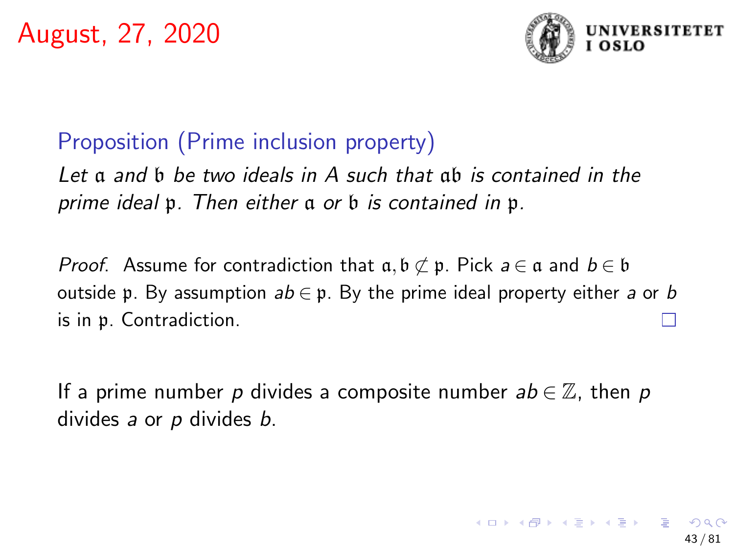August, 27, 2020

**Proposition (Prime inclusion property)**

*Let $\mathfrak{a}$ and $\mathfrak{b}$ be two ideals in $A$ such that $\mathfrak{a}\mathfrak{b}$ is contained in the prime ideal $\mathfrak{p}$. Then either $\mathfrak{a}$ or $\mathfrak{b}$ is contained in $\mathfrak{p}$.*

*Proof.* Assume for contradiction that $\mathfrak{a}, \mathfrak{b} \not\subset \mathfrak{p}$. Pick $a \in \mathfrak{a}$ and $b \in \mathfrak{b}$ outside $\mathfrak{p}$. By assumption $ab \in \mathfrak{p}$. By the prime ideal property either $a$ or $b$ is in $\mathfrak{p}$. Contradiction. □

If a prime number $p$ divides a composite number $ab \in \mathbb{Z}$, then $p$ divides $a$ or $p$ divides $b$.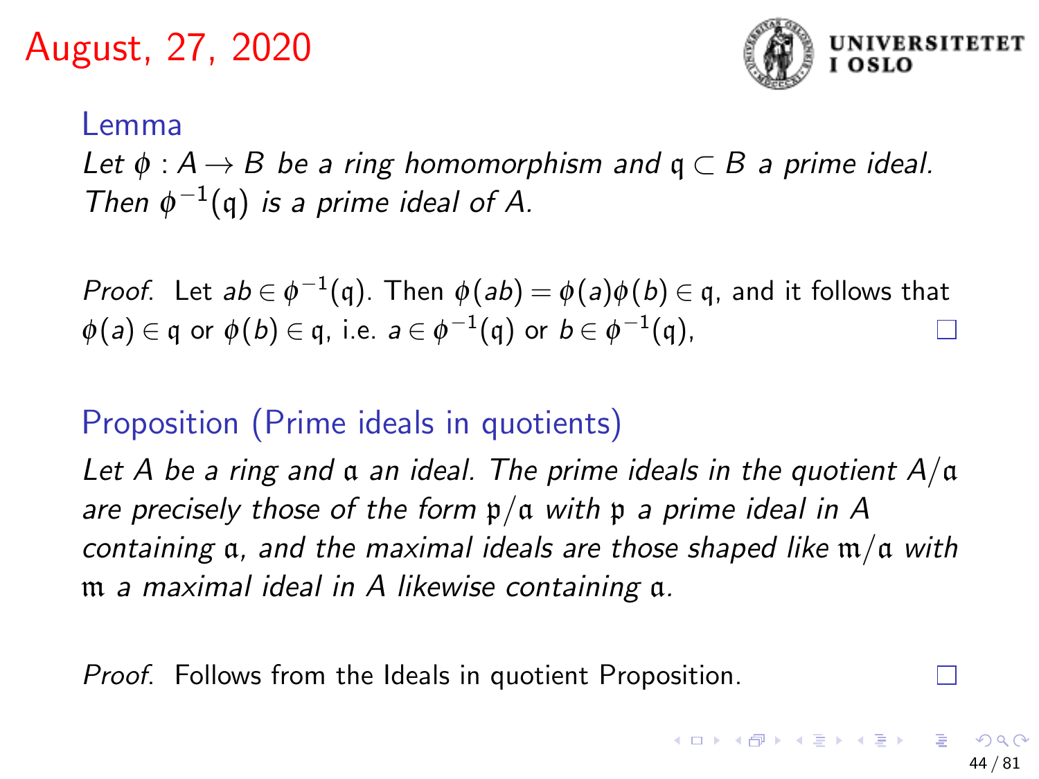# August, 27, 2020

**Lemma**

*Let $\phi : A \to B$ be a ring homomorphism and $\mathfrak{q} \subset B$ a prime ideal. Then $\phi^{-1}(\mathfrak{q})$ is a prime ideal of $A$.*

*Proof.* Let $ab \in \phi^{-1}(\mathfrak{q})$. Then $\phi(ab) = \phi(a)\phi(b) \in \mathfrak{q}$, and it follows that $\phi(a) \in \mathfrak{q}$ or $\phi(b) \in \mathfrak{q}$, i.e. $a \in \phi^{-1}(\mathfrak{q})$ or $b \in \phi^{-1}(\mathfrak{q})$, □

**Proposition (Prime ideals in quotients)**

*Let $A$ be a ring and $\mathfrak{a}$ an ideal. The prime ideals in the quotient $A/\mathfrak{a}$ are precisely those of the form $\mathfrak{p}/\mathfrak{a}$ with $\mathfrak{p}$ a prime ideal in $A$ containing $\mathfrak{a}$, and the maximal ideals are those shaped like $\mathfrak{m}/\mathfrak{a}$ with $\mathfrak{m}$ a maximal ideal in $A$ likewise containing $\mathfrak{a}$.*

*Proof.* Follows from the Ideals in quotient Proposition. □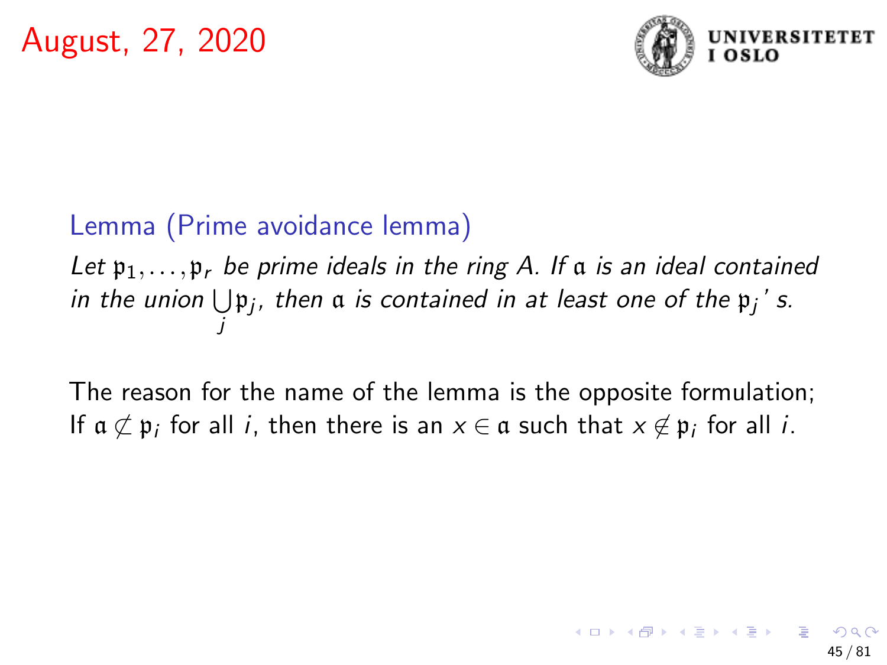August, 27, 2020

**Lemma (Prime avoidance lemma)**

*Let $\mathfrak{p}_1, \ldots, \mathfrak{p}_r$ be prime ideals in the ring $A$. If $\mathfrak{a}$ is an ideal contained in the union $\bigcup_j \mathfrak{p}_j$, then $\mathfrak{a}$ is contained in at least one of the $\mathfrak{p}_j$' s.*

The reason for the name of the lemma is the opposite formulation; If $\mathfrak{a} \not\subset \mathfrak{p}_i$ for all $i$, then there is an $x \in \mathfrak{a}$ such that $x \notin \mathfrak{p}_i$ for all $i$.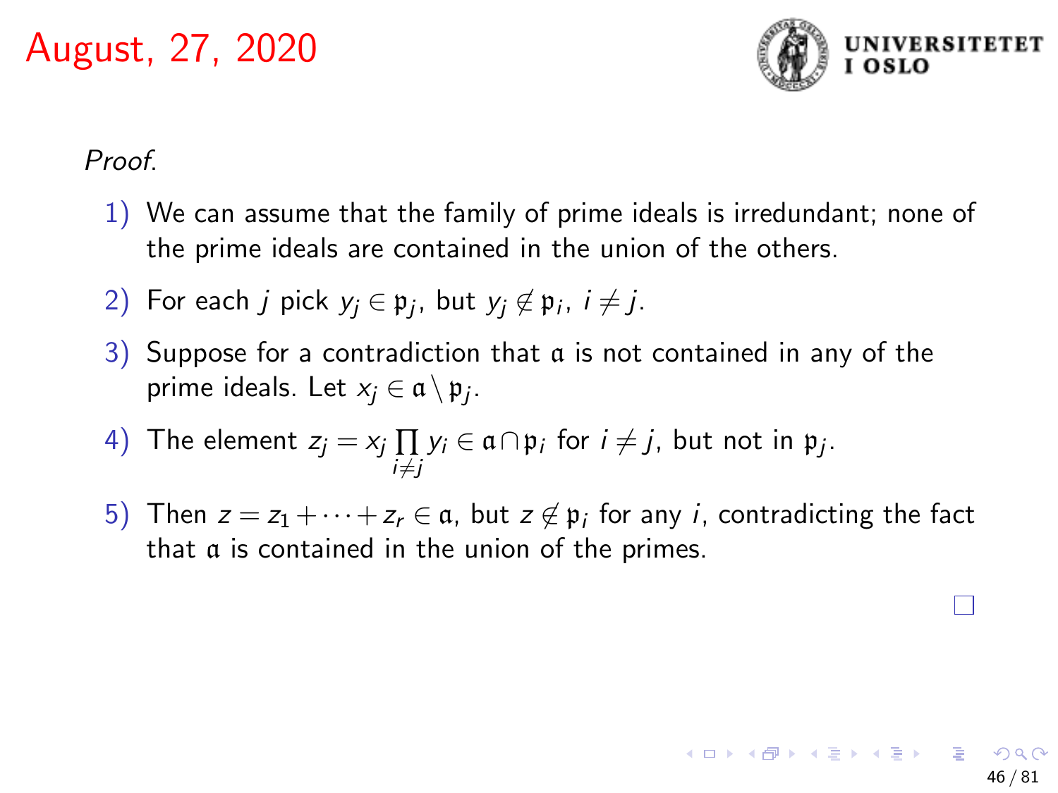*Proof.*

1) We can assume that the family of prime ideals is irredundant; none of the prime ideals are contained in the union of the others.

2) For each $j$ pick $y_j \in \mathfrak{p}_j$, but $y_j \notin \mathfrak{p}_i$, $i \neq j$.

3) Suppose for a contradiction that $\mathfrak{a}$ is not contained in any of the prime ideals. Let $x_j \in \mathfrak{a} \setminus \mathfrak{p}_j$.

4) The element $z_j = x_j \prod_{i \neq j} y_i \in \mathfrak{a} \cap \mathfrak{p}_i$ for $i \neq j$, but not in $\mathfrak{p}_j$.

5) Then $z = z_1 + \cdots + z_r \in \mathfrak{a}$, but $z \notin \mathfrak{p}_i$ for any $i$, contradicting the fact that $\mathfrak{a}$ is contained in the union of the primes.

□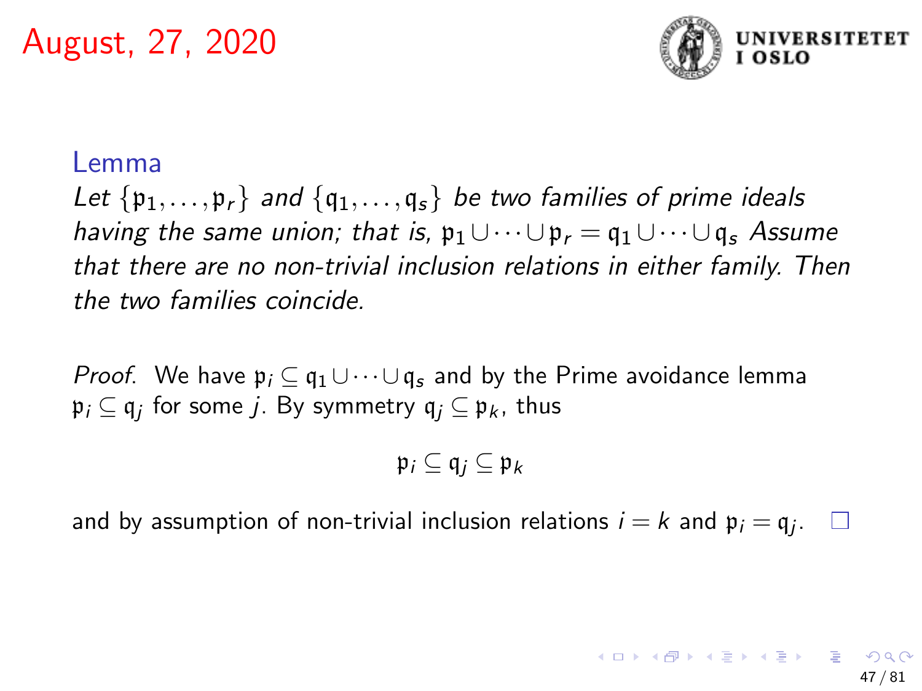**Lemma**

*Let $\{\mathfrak{p}_1, \dots, \mathfrak{p}_r\}$ and $\{\mathfrak{q}_1, \dots, \mathfrak{q}_s\}$ be two families of prime ideals having the same union; that is, $\mathfrak{p}_1 \cup \cdots \cup \mathfrak{p}_r = \mathfrak{q}_1 \cup \cdots \cup \mathfrak{q}_s$ Assume that there are no non-trivial inclusion relations in either family. Then the two families coincide.*

*Proof.* We have $\mathfrak{p}_i \subseteq \mathfrak{q}_1 \cup \cdots \cup \mathfrak{q}_s$ and by the Prime avoidance lemma $\mathfrak{p}_i \subseteq \mathfrak{q}_j$ for some $j$. By symmetry $\mathfrak{q}_j \subseteq \mathfrak{p}_k$, thus

$$\mathfrak{p}_i \subseteq \mathfrak{q}_j \subseteq \mathfrak{p}_k$$

and by assumption of non-trivial inclusion relations $i = k$ and $\mathfrak{p}_i = \mathfrak{q}_j$. □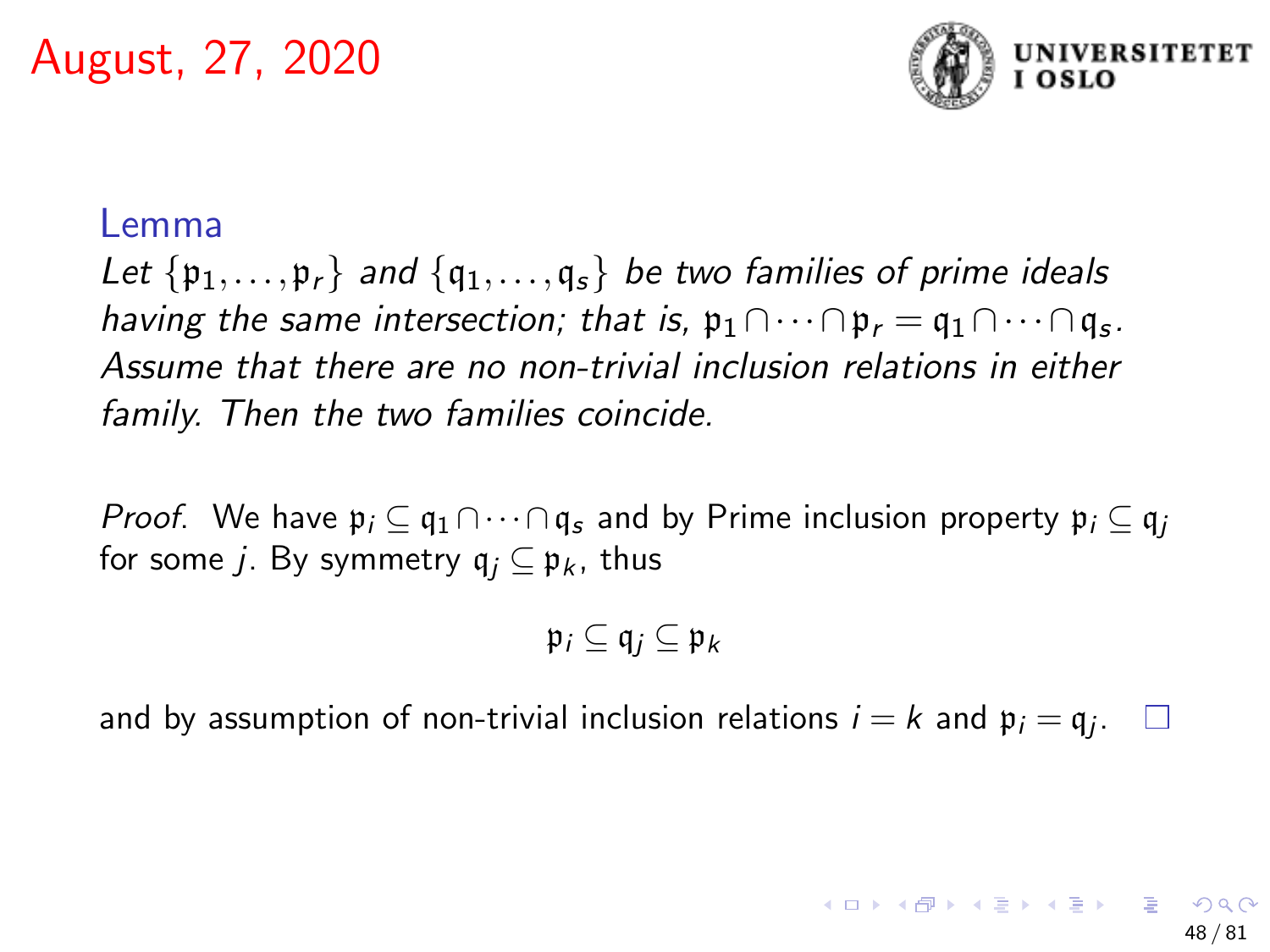# August, 27, 2020

**Lemma**

*Let $\{\mathfrak{p}_1, \dots, \mathfrak{p}_r\}$ and $\{\mathfrak{q}_1, \dots, \mathfrak{q}_s\}$ be two families of prime ideals having the same intersection; that is, $\mathfrak{p}_1 \cap \cdots \cap \mathfrak{p}_r = \mathfrak{q}_1 \cap \cdots \cap \mathfrak{q}_s$. Assume that there are no non-trivial inclusion relations in either family. Then the two families coincide.*

*Proof.* We have $\mathfrak{p}_i \subseteq \mathfrak{q}_1 \cap \cdots \cap \mathfrak{q}_s$ and by Prime inclusion property $\mathfrak{p}_i \subseteq \mathfrak{q}_j$ for some $j$. By symmetry $\mathfrak{q}_j \subseteq \mathfrak{p}_k$, thus

$$\mathfrak{p}_i \subseteq \mathfrak{q}_j \subseteq \mathfrak{p}_k$$

and by assumption of non-trivial inclusion relations $i = k$ and $\mathfrak{p}_i = \mathfrak{q}_j$. □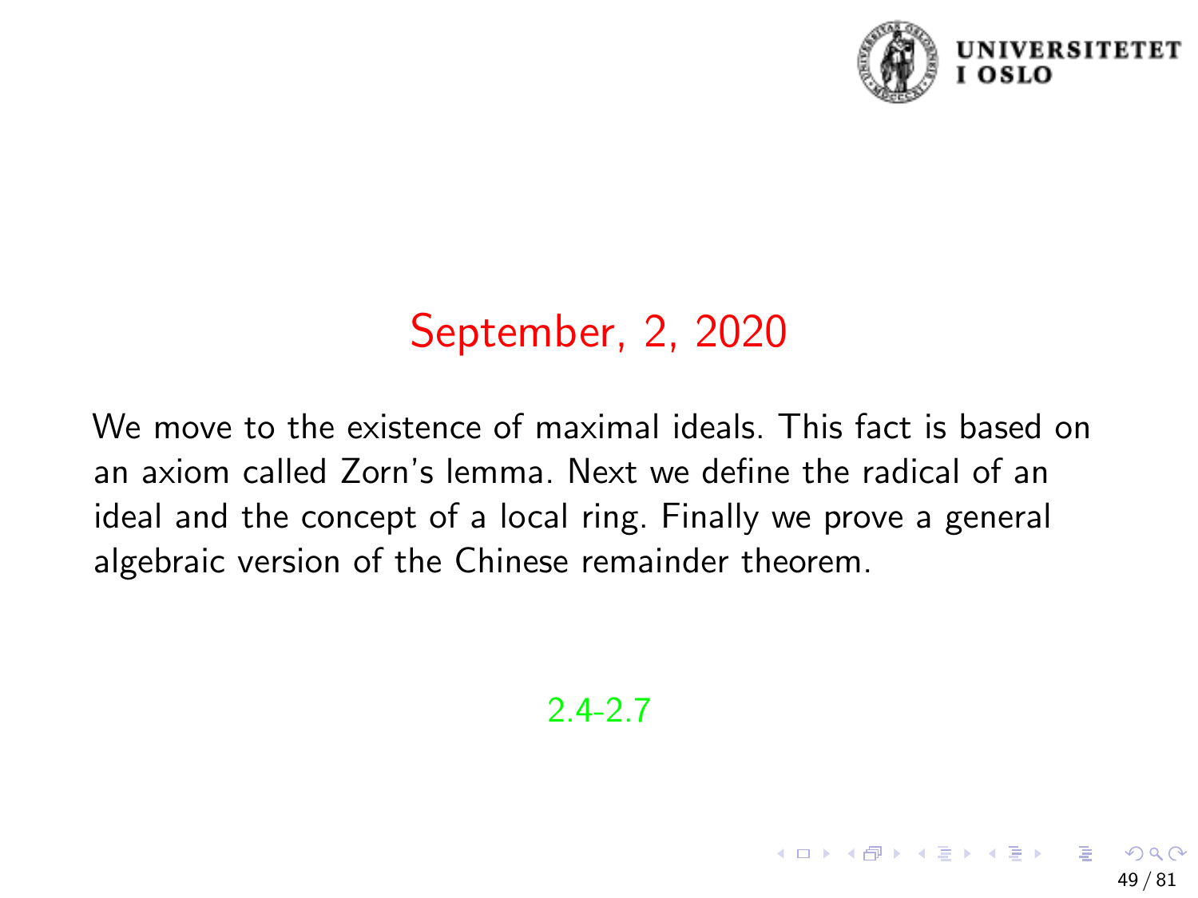# September, 2, 2020

We move to the existence of maximal ideals. This fact is based on an axiom called Zorn's lemma. Next we define the radical of an ideal and the concept of a local ring. Finally we prove a general algebraic version of the Chinese remainder theorem.

2.4-2.7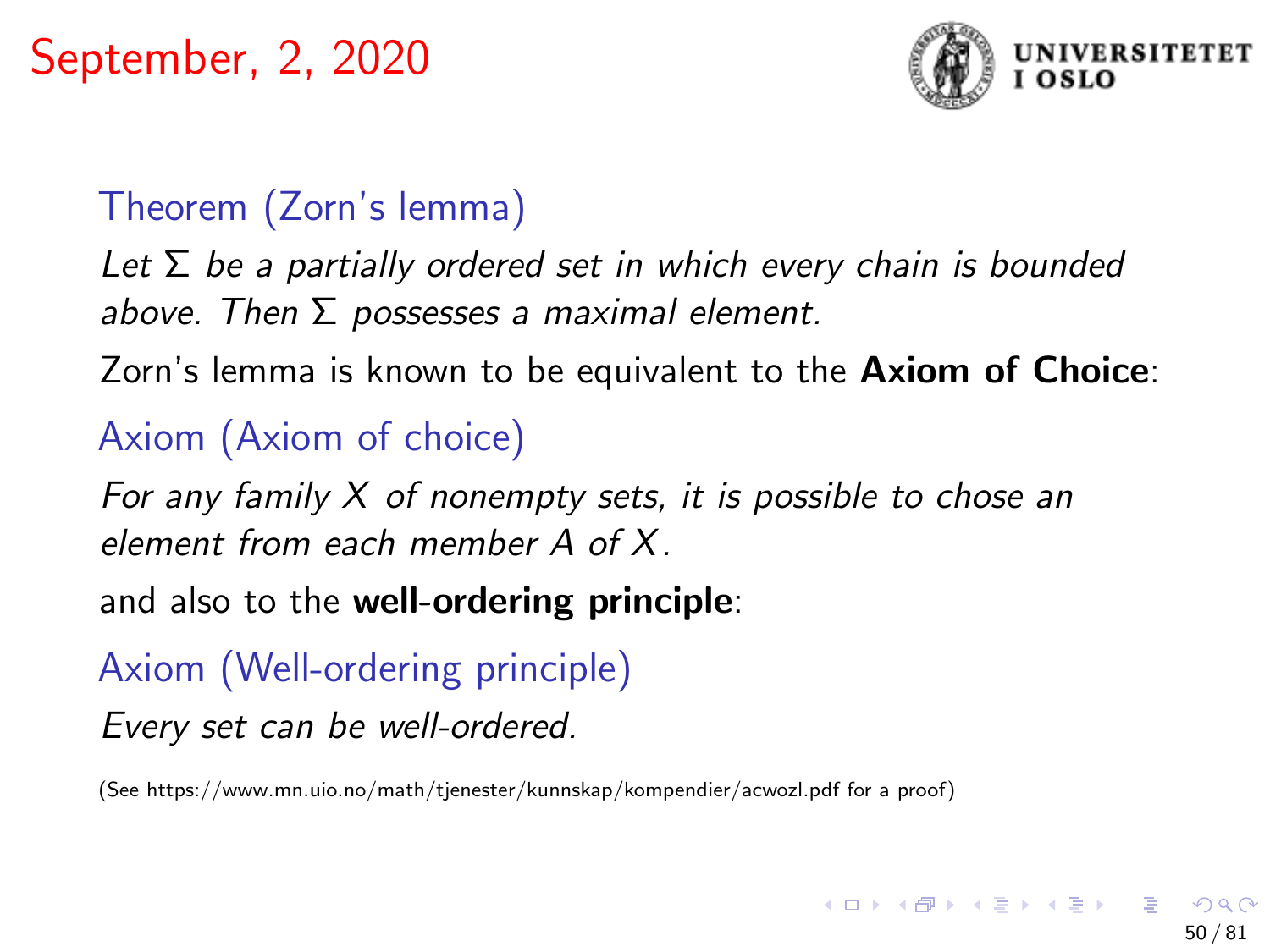## September, 2, 2020

**Theorem (Zorn's lemma)**

*Let $\Sigma$ be a partially ordered set in which every chain is bounded above. Then $\Sigma$ possesses a maximal element.*

Zorn's lemma is known to be equivalent to the **Axiom of Choice**:

**Axiom (Axiom of choice)**

*For any family $X$ of nonempty sets, it is possible to chose an element from each member $A$ of $X$.*

and also to the **well-ordering principle**:

**Axiom (Well-ordering principle)**

*Every set can be well-ordered.*

(See https://www.mn.uio.no/math/tjenester/kunnskap/kompendier/acwozl.pdf for a proof)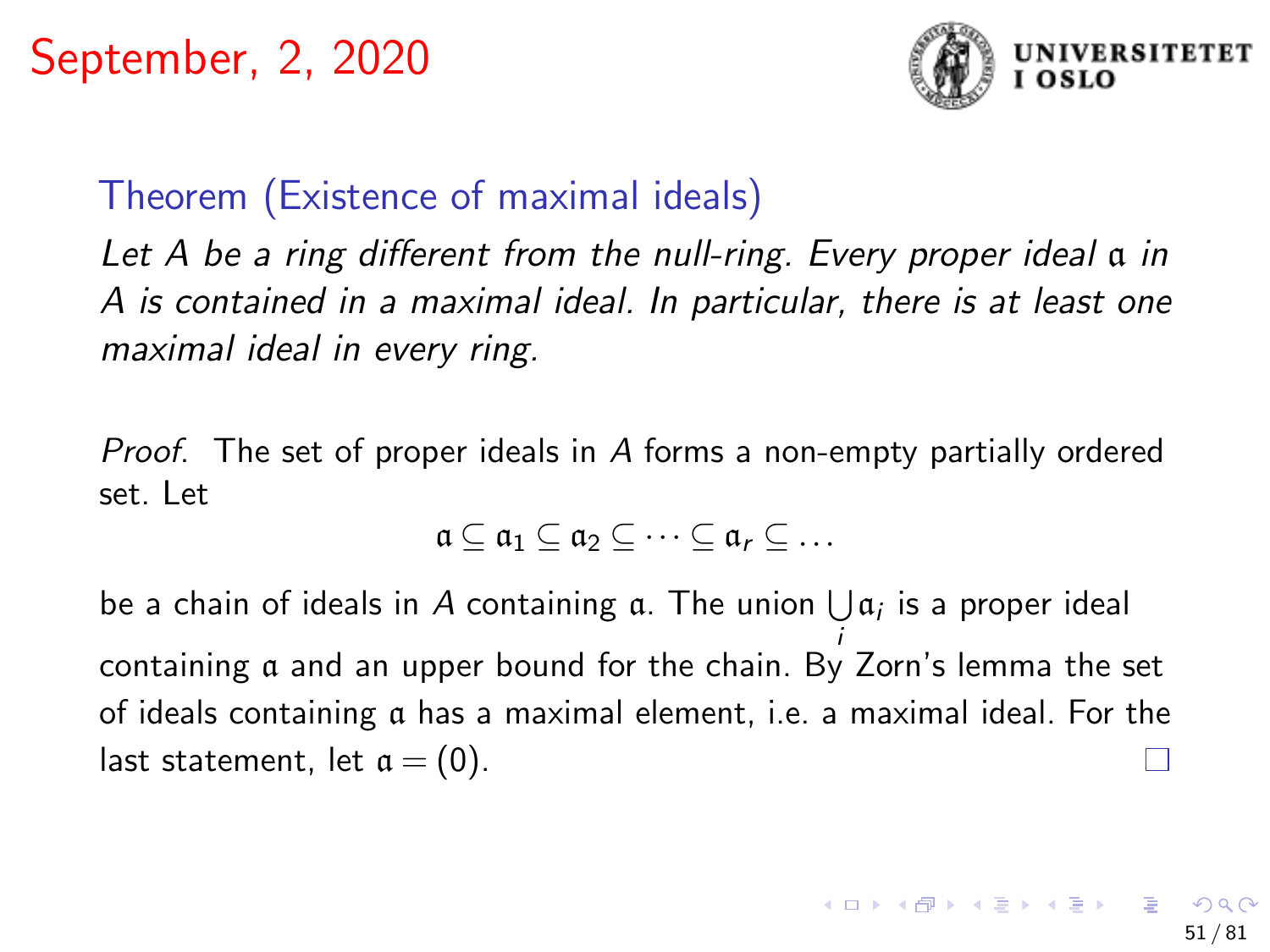# September, 2, 2020

### Theorem (Existence of maximal ideals)

*Let $A$ be a ring different from the null-ring. Every proper ideal $\mathfrak{a}$ in $A$ is contained in a maximal ideal. In particular, there is at least one maximal ideal in every ring.*

*Proof.* The set of proper ideals in $A$ forms a non-empty partially ordered set. Let

$$\mathfrak{a} \subseteq \mathfrak{a}_1 \subseteq \mathfrak{a}_2 \subseteq \cdots \subseteq \mathfrak{a}_r \subseteq \ldots$$

be a chain of ideals in $A$ containing $\mathfrak{a}$. The union $\bigcup_i \mathfrak{a}_i$ is a proper ideal containing $\mathfrak{a}$ and an upper bound for the chain. By Zorn's lemma the set of ideals containing $\mathfrak{a}$ has a maximal element, i.e. a maximal ideal. For the last statement, let $\mathfrak{a} = (0)$. □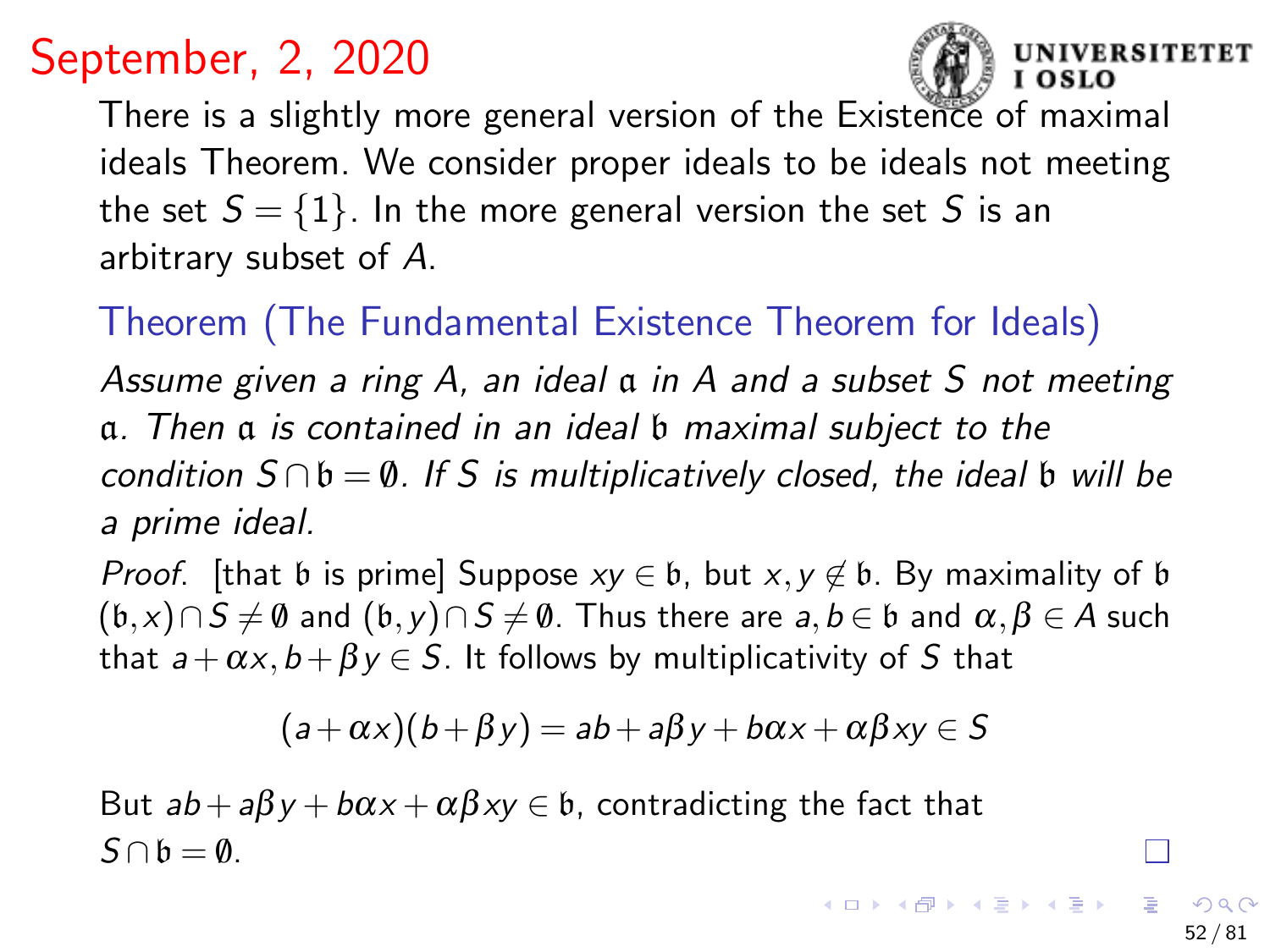# September, 2, 2020

There is a slightly more general version of the Existence of maximal ideals Theorem. We consider proper ideals to be ideals not meeting the set $S = \{1\}$. In the more general version the set $S$ is an arbitrary subset of $A$.

### Theorem (The Fundamental Existence Theorem for Ideals)

*Assume given a ring $A$, an ideal $\mathfrak{a}$ in $A$ and a subset $S$ not meeting $\mathfrak{a}$. Then $\mathfrak{a}$ is contained in an ideal $\mathfrak{b}$ maximal subject to the condition $S \cap \mathfrak{b} = \emptyset$. If $S$ is multiplicatively closed, the ideal $\mathfrak{b}$ will be a prime ideal.*

*Proof.* [that $\mathfrak{b}$ is prime] Suppose $xy \in \mathfrak{b}$, but $x, y \notin \mathfrak{b}$. By maximality of $\mathfrak{b}$ $(\mathfrak{b}, x) \cap S \neq \emptyset$ and $(\mathfrak{b}, y) \cap S \neq \emptyset$. Thus there are $a, b \in \mathfrak{b}$ and $\alpha, \beta \in A$ such that $a + \alpha x, b + \beta y \in S$. It follows by multiplicativity of $S$ that

$$(a + \alpha x)(b + \beta y) = ab + a\beta y + b\alpha x + \alpha\beta xy \in S$$

But $ab + a\beta y + b\alpha x + \alpha\beta xy \in \mathfrak{b}$, contradicting the fact that $S \cap \mathfrak{b} = \emptyset$. $\square$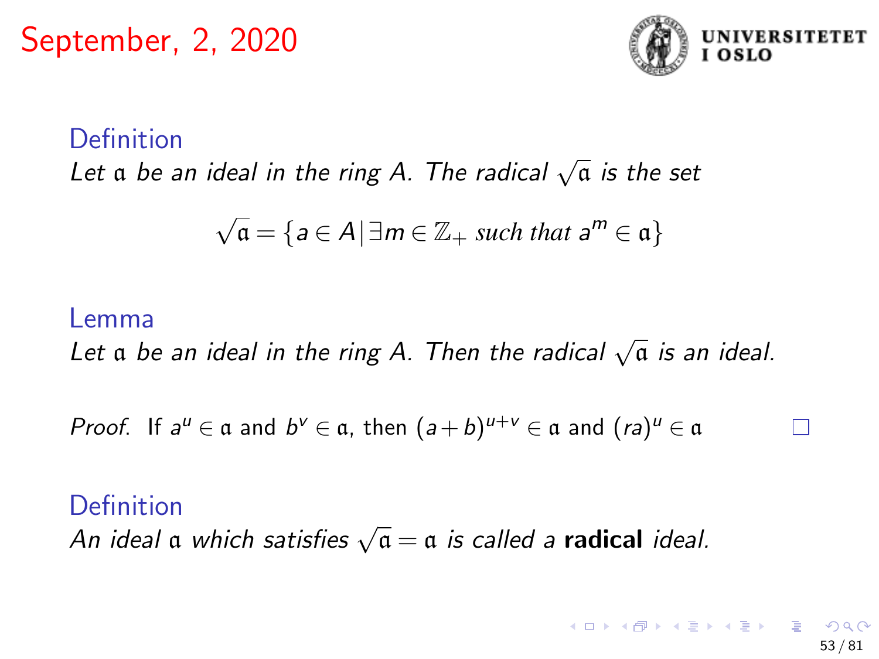# September, 2, 2020

**Definition**

*Let $\mathfrak{a}$ be an ideal in the ring $A$. The radical $\sqrt{\mathfrak{a}}$ is the set*

$$\sqrt{\mathfrak{a}} = \{a \in A \,|\, \exists m \in \mathbb{Z}_+ \text{ such that } a^m \in \mathfrak{a}\}$$

**Lemma**

*Let $\mathfrak{a}$ be an ideal in the ring $A$. Then the radical $\sqrt{\mathfrak{a}}$ is an ideal.*

*Proof.* If $a^u \in \mathfrak{a}$ and $b^v \in \mathfrak{a}$, then $(a+b)^{u+v} \in \mathfrak{a}$ and $(ra)^u \in \mathfrak{a}$ □

**Definition**

*An ideal $\mathfrak{a}$ which satisfies $\sqrt{\mathfrak{a}} = \mathfrak{a}$ is called a* **radical** *ideal.*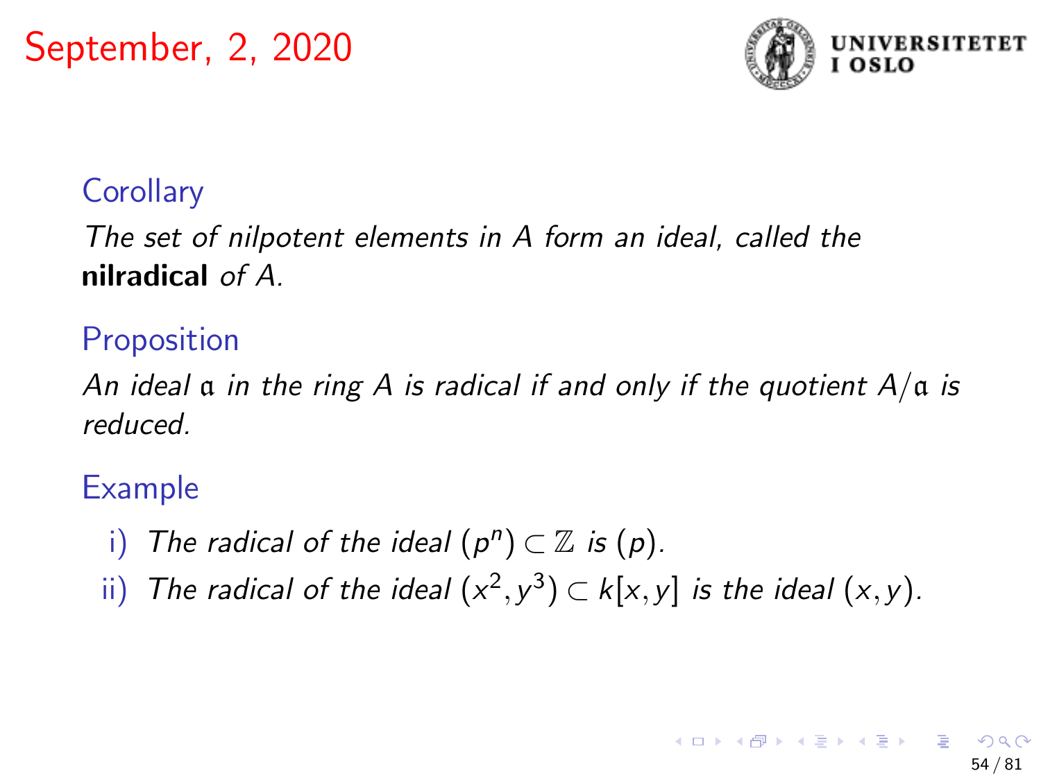# September, 2, 2020

### Corollary

*The set of nilpotent elements in $A$ form an ideal, called the* **nilradical** *of $A$.*

### Proposition

*An ideal $\mathfrak{a}$ in the ring $A$ is radical if and only if the quotient $A/\mathfrak{a}$ is reduced.*

### Example

- i) *The radical of the ideal $(p^n) \subset \mathbb{Z}$ is $(p)$.*
- ii) *The radical of the ideal $(x^2, y^3) \subset k[x, y]$ is the ideal $(x, y)$.*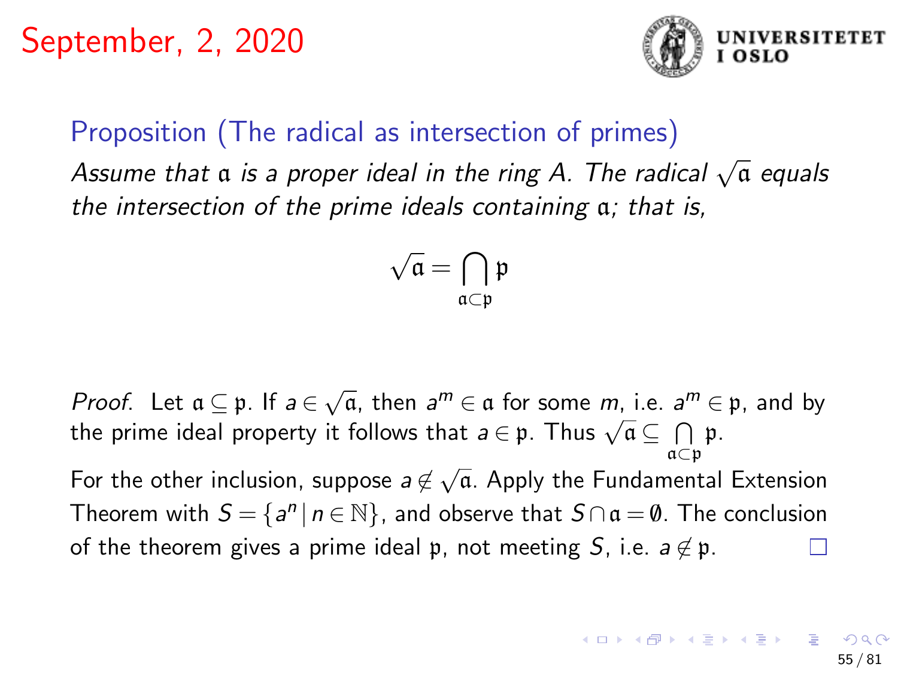# September, 2, 2020

### Proposition (The radical as intersection of primes)

*Assume that $\mathfrak{a}$ is a proper ideal in the ring $A$. The radical $\sqrt{\mathfrak{a}}$ equals the intersection of the prime ideals containing $\mathfrak{a}$; that is,*

$$\sqrt{\mathfrak{a}} = \bigcap_{\mathfrak{a} \subset \mathfrak{p}} \mathfrak{p}$$

*Proof.* Let $\mathfrak{a} \subseteq \mathfrak{p}$. If $a \in \sqrt{\mathfrak{a}}$, then $a^m \in \mathfrak{a}$ for some $m$, i.e. $a^m \in \mathfrak{p}$, and by the prime ideal property it follows that $a \in \mathfrak{p}$. Thus $\sqrt{\mathfrak{a}} \subseteq \bigcap_{\mathfrak{a} \subset \mathfrak{p}} \mathfrak{p}$.

For the other inclusion, suppose $a \notin \sqrt{\mathfrak{a}}$. Apply the Fundamental Extension Theorem with $S = \{a^n \mid n \in \mathbb{N}\}$, and observe that $S \cap \mathfrak{a} = \emptyset$. The conclusion of the theorem gives a prime ideal $\mathfrak{p}$, not meeting $S$, i.e. $a \notin \mathfrak{p}$. □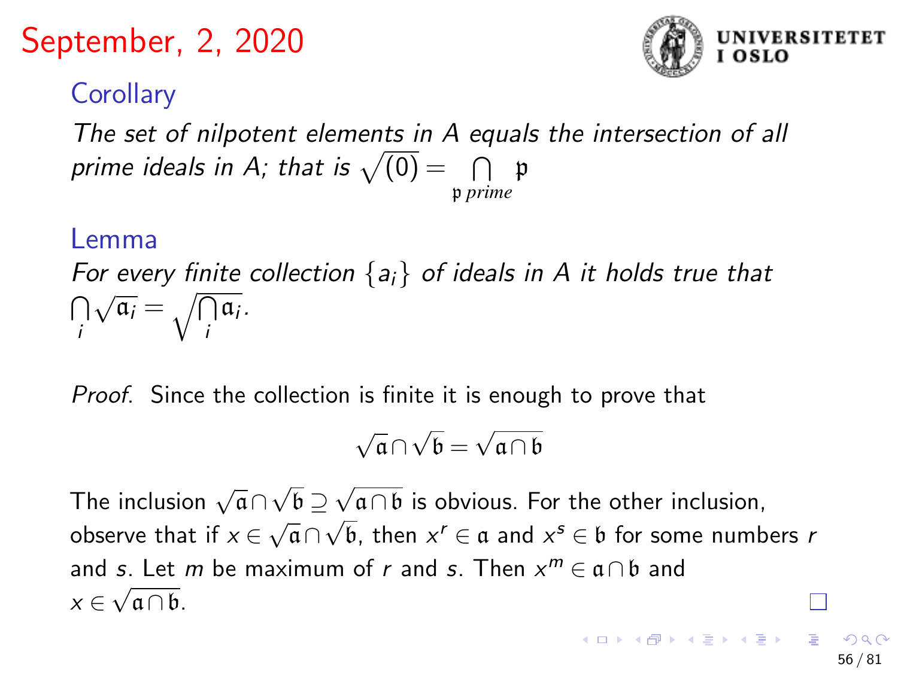# September, 2, 2020

### Corollary

*The set of nilpotent elements in A equals the intersection of all prime ideals in A; that is* $\sqrt{(0)} = \bigcap_{\mathfrak{p}\ prime} \mathfrak{p}$

### Lemma

*For every finite collection* $\{a_i\}$ *of ideals in A it holds true that* $\bigcap_i \sqrt{\mathfrak{a}_i} = \sqrt{\bigcap_i \mathfrak{a}_i}$.

*Proof.* Since the collection is finite it is enough to prove that

$$\sqrt{\mathfrak{a}} \cap \sqrt{\mathfrak{b}} = \sqrt{\mathfrak{a} \cap \mathfrak{b}}$$

The inclusion $\sqrt{\mathfrak{a}} \cap \sqrt{\mathfrak{b}} \supseteq \sqrt{\mathfrak{a} \cap \mathfrak{b}}$ is obvious. For the other inclusion, observe that if $x \in \sqrt{\mathfrak{a}} \cap \sqrt{\mathfrak{b}}$, then $x^r \in \mathfrak{a}$ and $x^s \in \mathfrak{b}$ for some numbers $r$ and $s$. Let $m$ be maximum of $r$ and $s$. Then $x^m \in \mathfrak{a} \cap \mathfrak{b}$ and $x \in \sqrt{\mathfrak{a} \cap \mathfrak{b}}$. □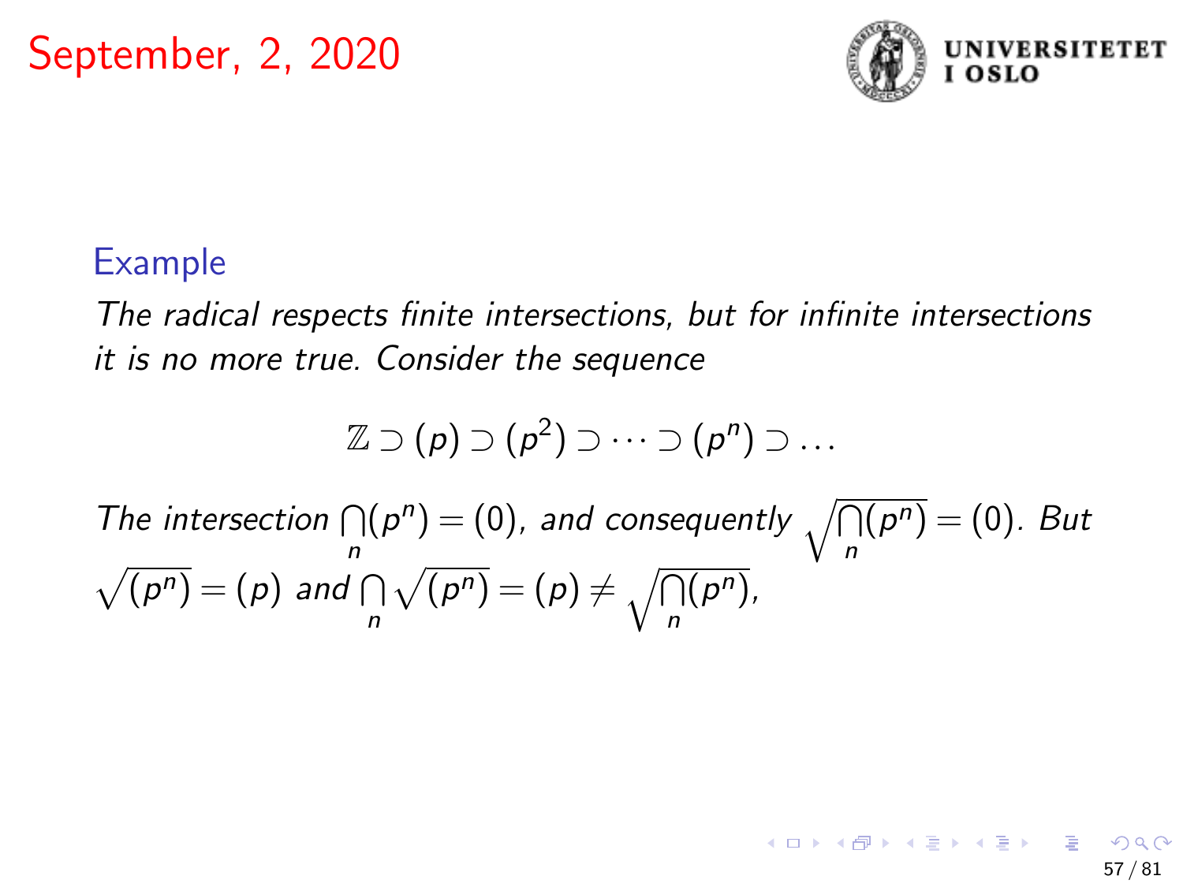## September, 2, 2020

**Example**

*The radical respects finite intersections, but for infinite intersections it is no more true. Consider the sequence*

$$\mathbb{Z} \supset (p) \supset (p^2) \supset \cdots \supset (p^n) \supset \ldots$$

*The intersection* $\bigcap_n (p^n) = (0)$*, and consequently* $\sqrt{\bigcap_n (p^n)} = (0)$*. But* $\sqrt{(p^n)} = (p)$ *and* $\bigcap_n \sqrt{(p^n)} = (p) \neq \sqrt{\bigcap_n (p^n)}$*,*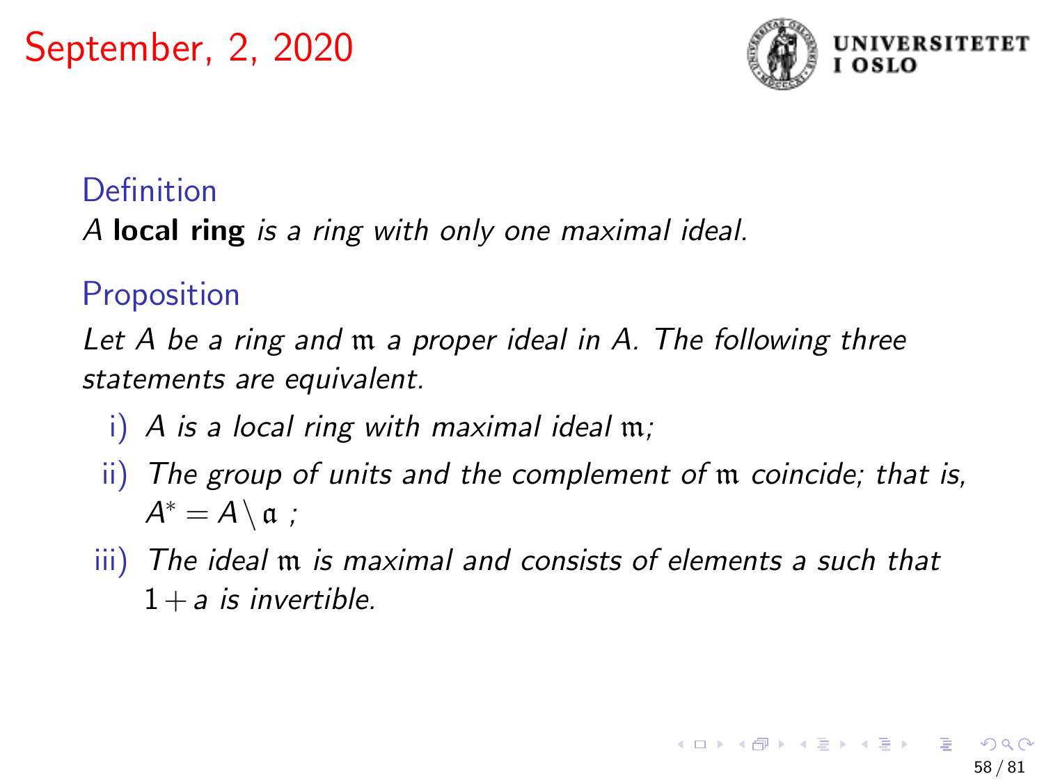September, 2, 2020

**Definition**

*A* **local ring** *is a ring with only one maximal ideal.*

**Proposition**

*Let $A$ be a ring and $\mathfrak{m}$ a proper ideal in $A$. The following three statements are equivalent.*

i) *$A$ is a local ring with maximal ideal $\mathfrak{m}$;*

ii) *The group of units and the complement of $\mathfrak{m}$ coincide; that is, $A^* = A \setminus \mathfrak{a}$ ;*

iii) *The ideal $\mathfrak{m}$ is maximal and consists of elements $a$ such that $1 + a$ is invertible.*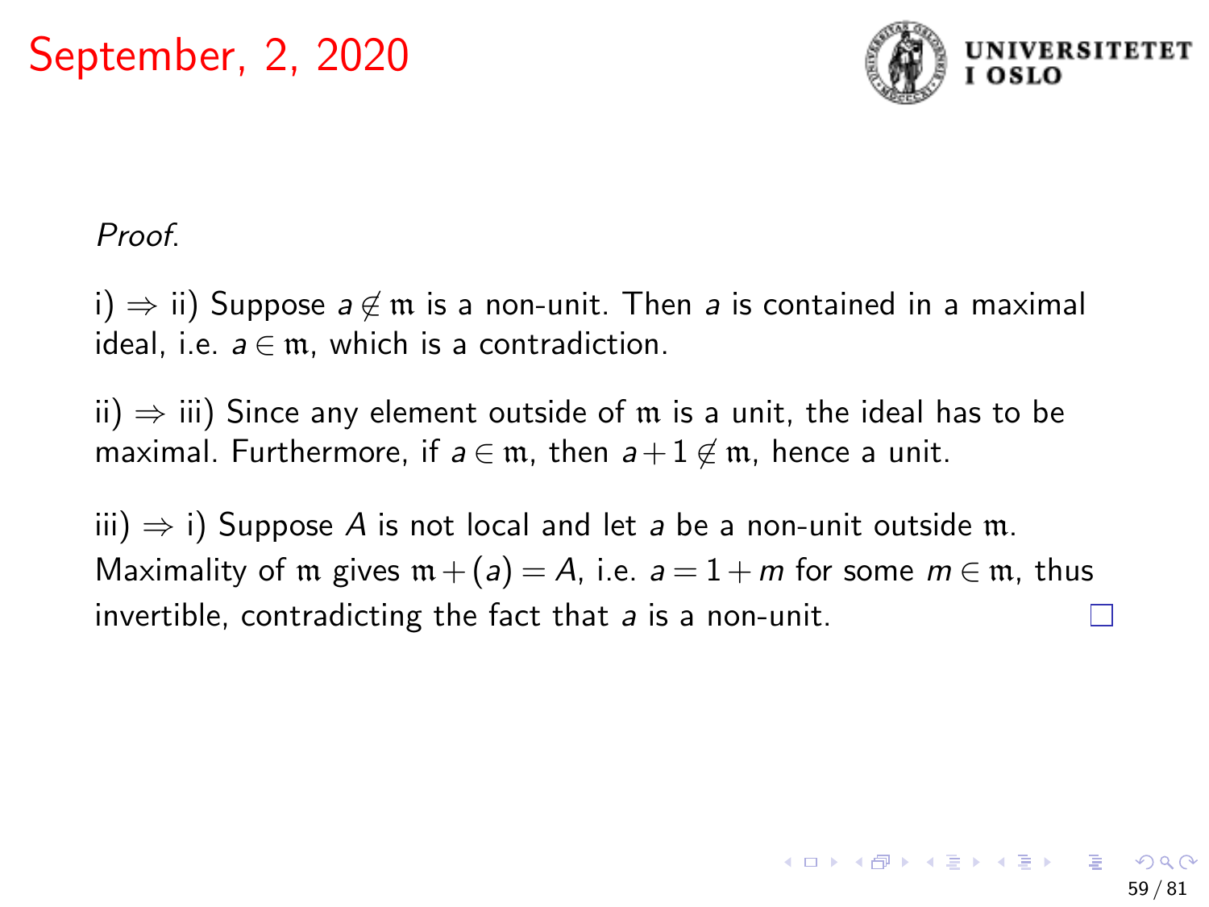September, 2, 2020

*Proof.*

i) $\Rightarrow$ ii) Suppose $a \notin \mathfrak{m}$ is a non-unit. Then $a$ is contained in a maximal ideal, i.e. $a \in \mathfrak{m}$, which is a contradiction.

ii) $\Rightarrow$ iii) Since any element outside of $\mathfrak{m}$ is a unit, the ideal has to be maximal. Furthermore, if $a \in \mathfrak{m}$, then $a + 1 \notin \mathfrak{m}$, hence a unit.

iii) $\Rightarrow$ i) Suppose $A$ is not local and let $a$ be a non-unit outside $\mathfrak{m}$. Maximality of $\mathfrak{m}$ gives $\mathfrak{m} + (a) = A$, i.e. $a = 1 + m$ for some $m \in \mathfrak{m}$, thus invertible, contradicting the fact that $a$ is a non-unit. □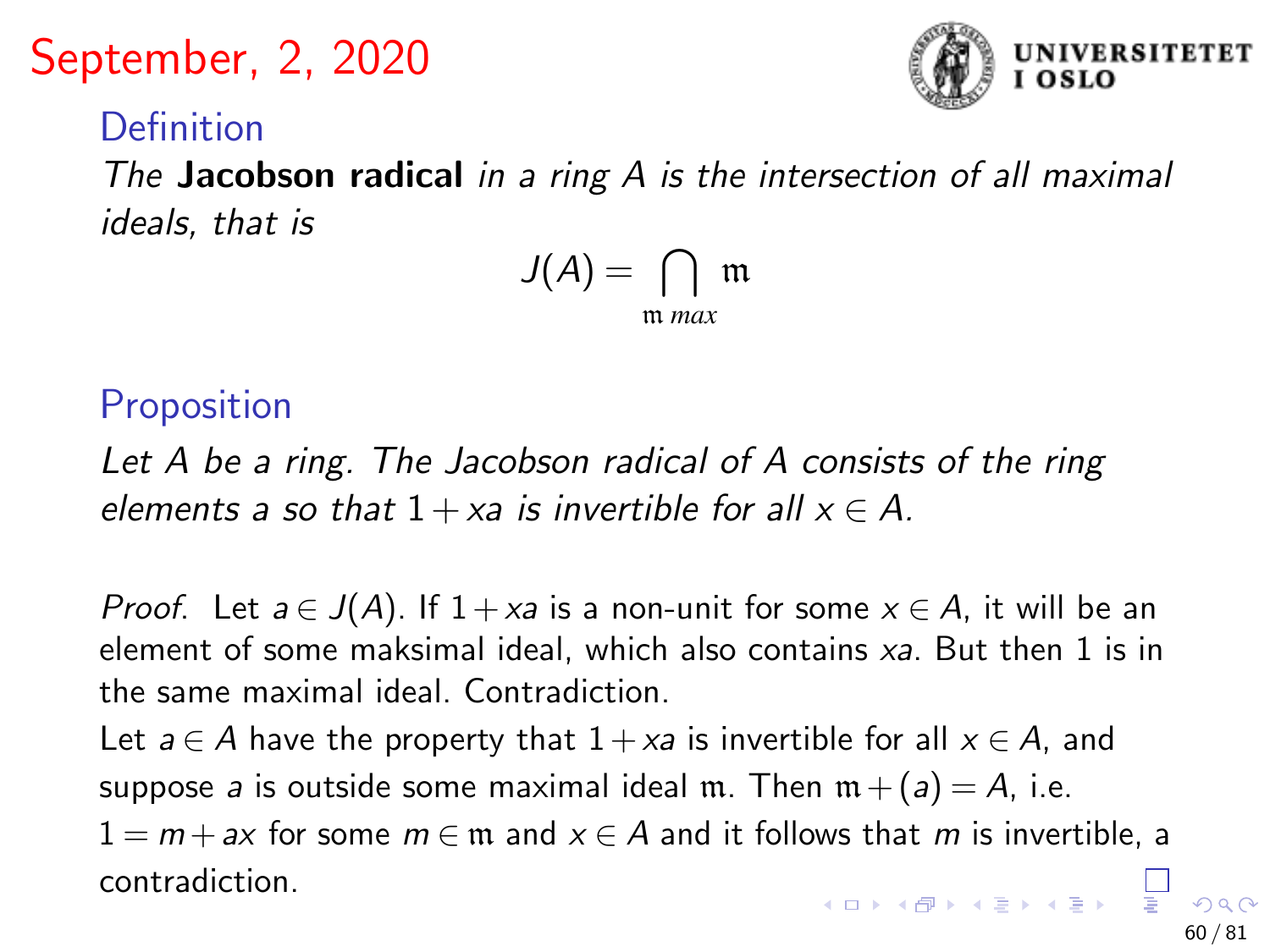# September, 2, 2020

### Definition

*The* **Jacobson radical** *in a ring $A$ is the intersection of all maximal ideals, that is*

$$J(A) = \bigcap_{\mathfrak{m}\ max} \mathfrak{m}$$

### Proposition

*Let $A$ be a ring. The Jacobson radical of $A$ consists of the ring elements $a$ so that $1 + xa$ is invertible for all $x \in A$.*

*Proof.* Let $a \in J(A)$. If $1 + xa$ is a non-unit for some $x \in A$, it will be an element of some maksimal ideal, which also contains $xa$. But then 1 is in the same maximal ideal. Contradiction.

Let $a \in A$ have the property that $1 + xa$ is invertible for all $x \in A$, and suppose $a$ is outside some maximal ideal $\mathfrak{m}$. Then $\mathfrak{m} + (a) = A$, i.e. $1 = m + ax$ for some $m \in \mathfrak{m}$ and $x \in A$ and it follows that $m$ is invertible, a contradiction. □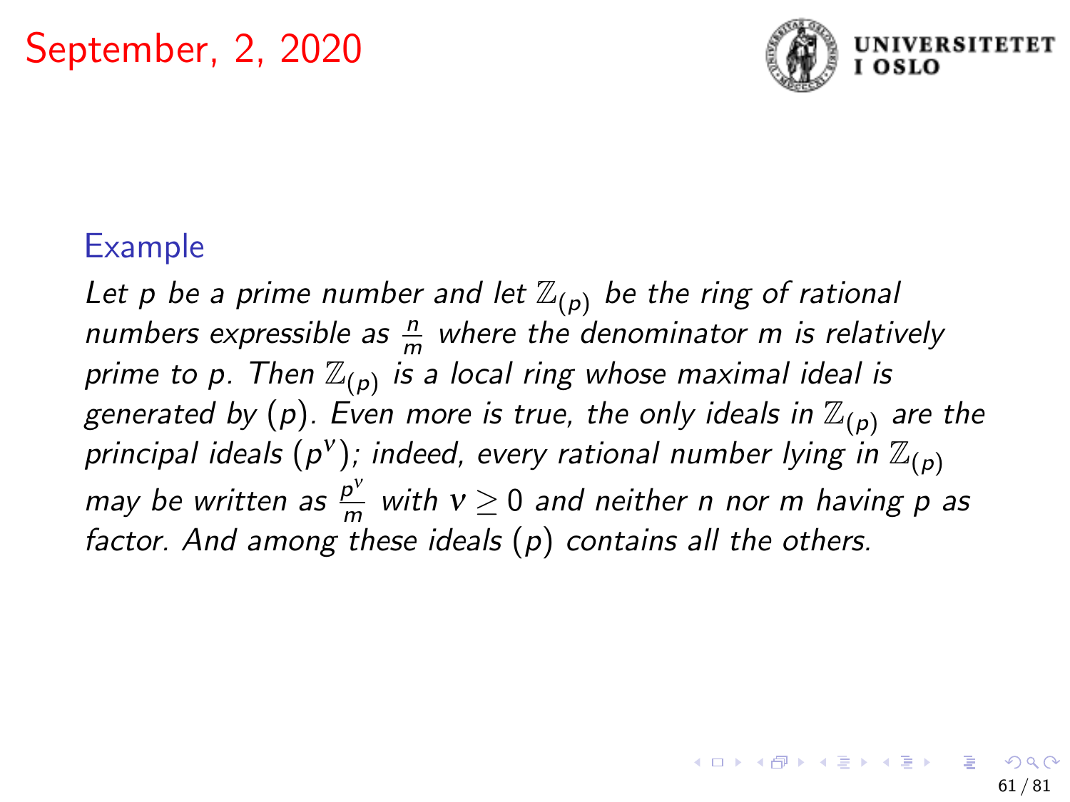September, 2, 2020

### Example

*Let $p$ be a prime number and let $\mathbb{Z}_{(p)}$ be the ring of rational numbers expressible as $\frac{n}{m}$ where the denominator $m$ is relatively prime to $p$. Then $\mathbb{Z}_{(p)}$ is a local ring whose maximal ideal is generated by $(p)$. Even more is true, the only ideals in $\mathbb{Z}_{(p)}$ are the principal ideals $(p^\nu)$; indeed, every rational number lying in $\mathbb{Z}_{(p)}$ may be written as $\frac{p^\nu}{m}$ with $\nu \geq 0$ and neither $n$ nor $m$ having $p$ as factor. And among these ideals $(p)$ contains all the others.*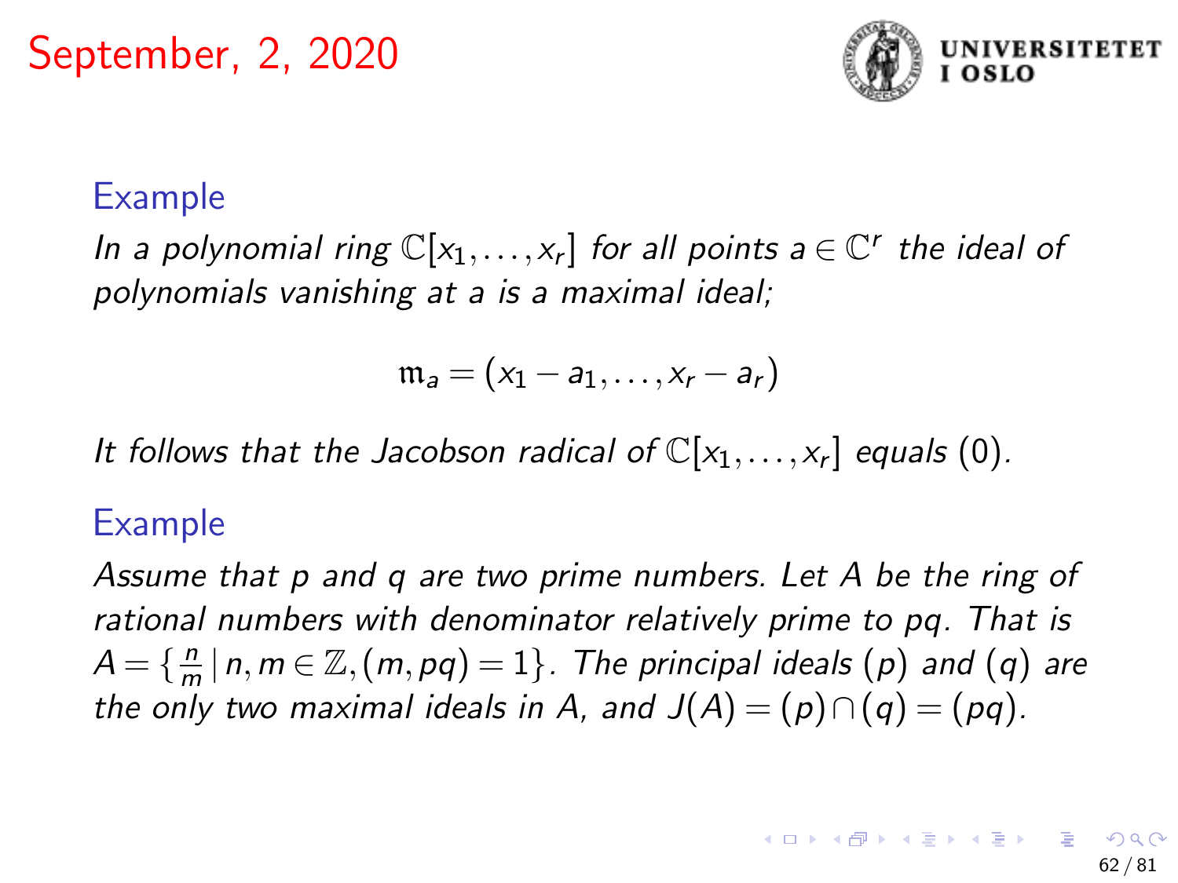September, 2, 2020

### Example

*In a polynomial ring* $\mathbb{C}[x_1, \ldots, x_r]$ *for all points* $a \in \mathbb{C}^r$ *the ideal of polynomials vanishing at* $a$ *is a maximal ideal;*

$$\mathfrak{m}_a = (x_1 - a_1, \ldots, x_r - a_r)$$

*It follows that the Jacobson radical of* $\mathbb{C}[x_1, \ldots, x_r]$ *equals* $(0)$.

### Example

*Assume that* $p$ *and* $q$ *are two prime numbers. Let* $A$ *be the ring of rational numbers with denominator relatively prime to* $pq$. *That is* $A = \{\frac{n}{m} \mid n, m \in \mathbb{Z}, (m, pq) = 1\}$. *The principal ideals* $(p)$ *and* $(q)$ *are the only two maximal ideals in* $A$, *and* $J(A) = (p) \cap (q) = (pq)$.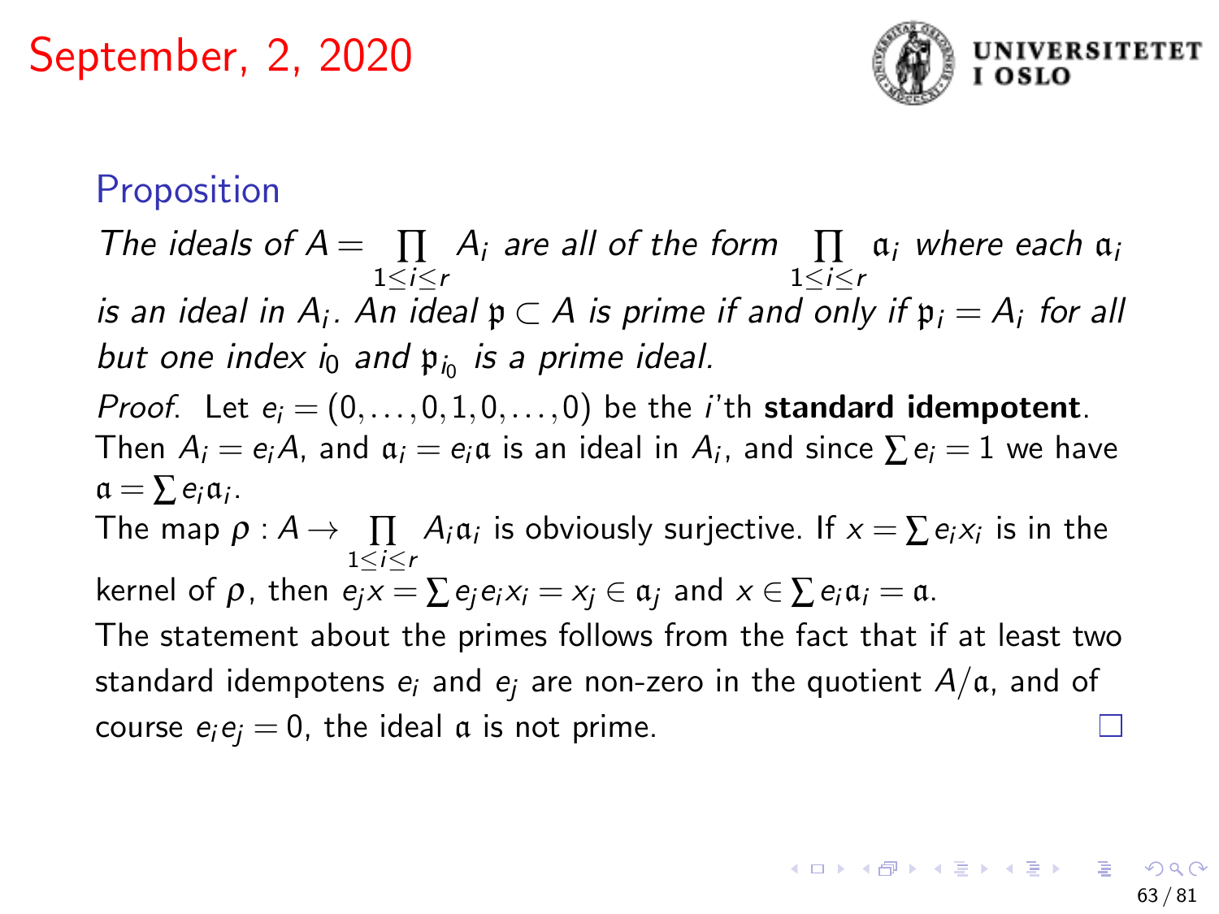September, 2, 2020

## Proposition

*The ideals of $A = \prod_{1 \leq i \leq r} A_i$ are all of the form $\prod_{1 \leq i \leq r} \mathfrak{a}_i$ where each $\mathfrak{a}_i$ is an ideal in $A_i$. An ideal $\mathfrak{p} \subset A$ is prime if and only if $\mathfrak{p}_i = A_i$ for all but one index $i_0$ and $\mathfrak{p}_{i_0}$ is a prime ideal.*

*Proof.* Let $e_i = (0, \ldots, 0, 1, 0, \ldots, 0)$ be the $i$'th **standard idempotent**. Then $A_i = e_i A$, and $\mathfrak{a}_i = e_i \mathfrak{a}$ is an ideal in $A_i$, and since $\sum e_i = 1$ we have $\mathfrak{a} = \sum e_i \mathfrak{a}_i$.

The map $\rho : A \to \prod_{1 \leq i \leq r} A_i \mathfrak{a}_i$ is obviously surjective. If $x = \sum e_i x_i$ is in the kernel of $\rho$, then $e_j x = \sum e_j e_i x_i = x_j \in \mathfrak{a}_j$ and $x \in \sum e_i \mathfrak{a}_i = \mathfrak{a}$.

The statement about the primes follows from the fact that if at least two standard idempotens $e_i$ and $e_j$ are non-zero in the quotient $A/\mathfrak{a}$, and of course $e_i e_j = 0$, the ideal $\mathfrak{a}$ is not prime. □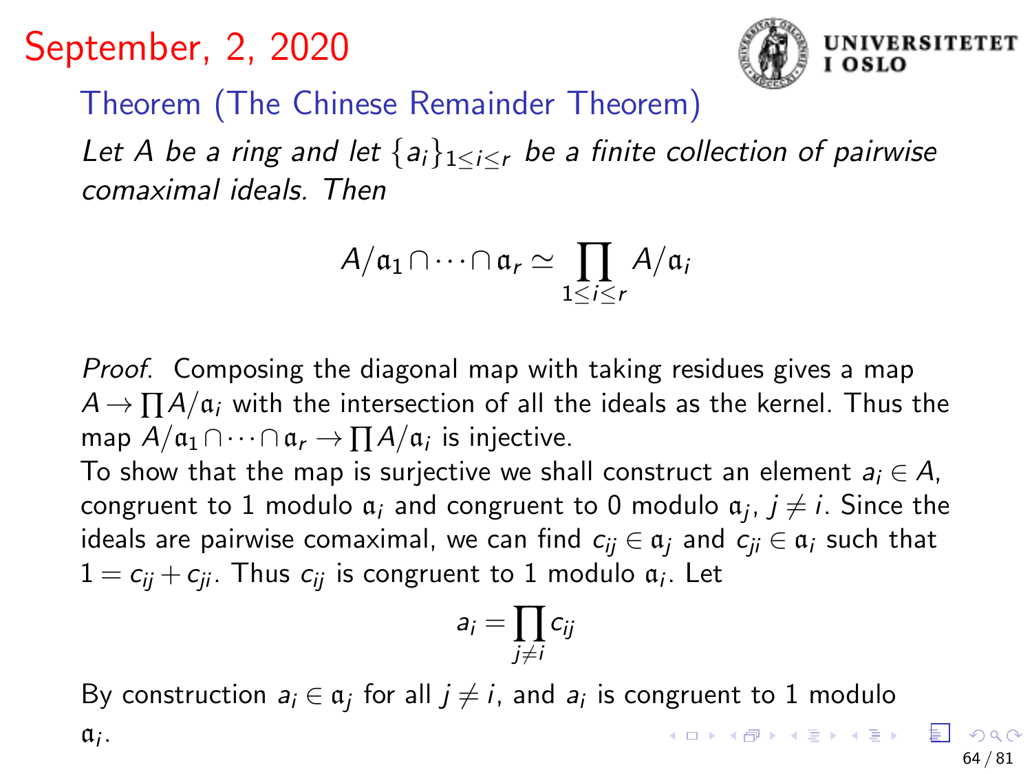September, 2, 2020

### Theorem (The Chinese Remainder Theorem)

*Let $A$ be a ring and let $\{a_i\}_{1\leq i\leq r}$ be a finite collection of pairwise comaximal ideals. Then*

$$A/\mathfrak{a}_1 \cap \cdots \cap \mathfrak{a}_r \simeq \prod_{1\leq i\leq r} A/\mathfrak{a}_i$$

*Proof.* Composing the diagonal map with taking residues gives a map $A \to \prod A/\mathfrak{a}_i$ with the intersection of all the ideals as the kernel. Thus the map $A/\mathfrak{a}_1 \cap \cdots \cap \mathfrak{a}_r \to \prod A/\mathfrak{a}_i$ is injective.

To show that the map is surjective we shall construct an element $a_i \in A$, congruent to 1 modulo $\mathfrak{a}_i$ and congruent to 0 modulo $\mathfrak{a}_j$, $j \neq i$. Since the ideals are pairwise comaximal, we can find $c_{ij} \in \mathfrak{a}_j$ and $c_{ji} \in \mathfrak{a}_i$ such that $1 = c_{ij} + c_{ji}$. Thus $c_{ij}$ is congruent to 1 modulo $\mathfrak{a}_i$. Let

$$a_i = \prod_{j\neq i} c_{ij}$$

By construction $a_i \in \mathfrak{a}_j$ for all $j \neq i$, and $a_i$ is congruent to 1 modulo $\mathfrak{a}_i$.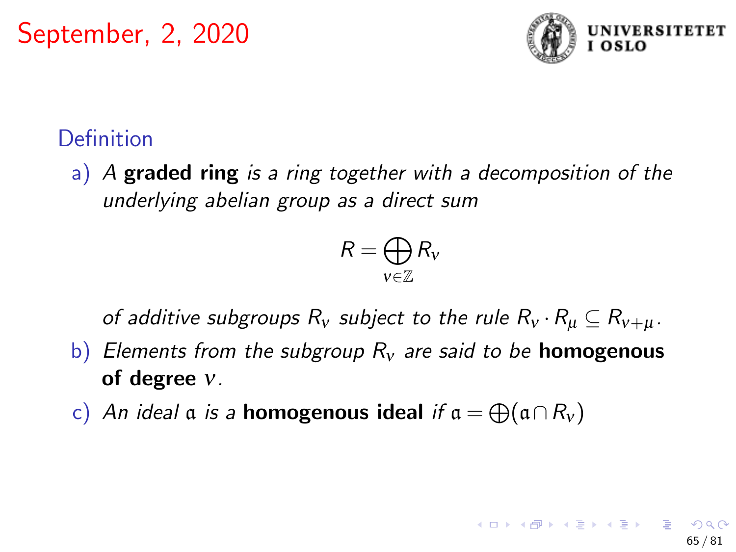# September, 2, 2020

## Definition

a) *A* **graded ring** *is a ring together with a decomposition of the underlying abelian group as a direct sum*

$$R = \bigoplus_{\nu \in \mathbb{Z}} R_\nu$$

*of additive subgroups $R_\nu$ subject to the rule $R_\nu \cdot R_\mu \subseteq R_{\nu+\mu}$.*

b) *Elements from the subgroup $R_\nu$ are said to be* **homogenous of degree** $\nu$*.*

c) *An ideal $\mathfrak{a}$ is a* **homogenous ideal** *if $\mathfrak{a} = \bigoplus(\mathfrak{a} \cap R_\nu)$*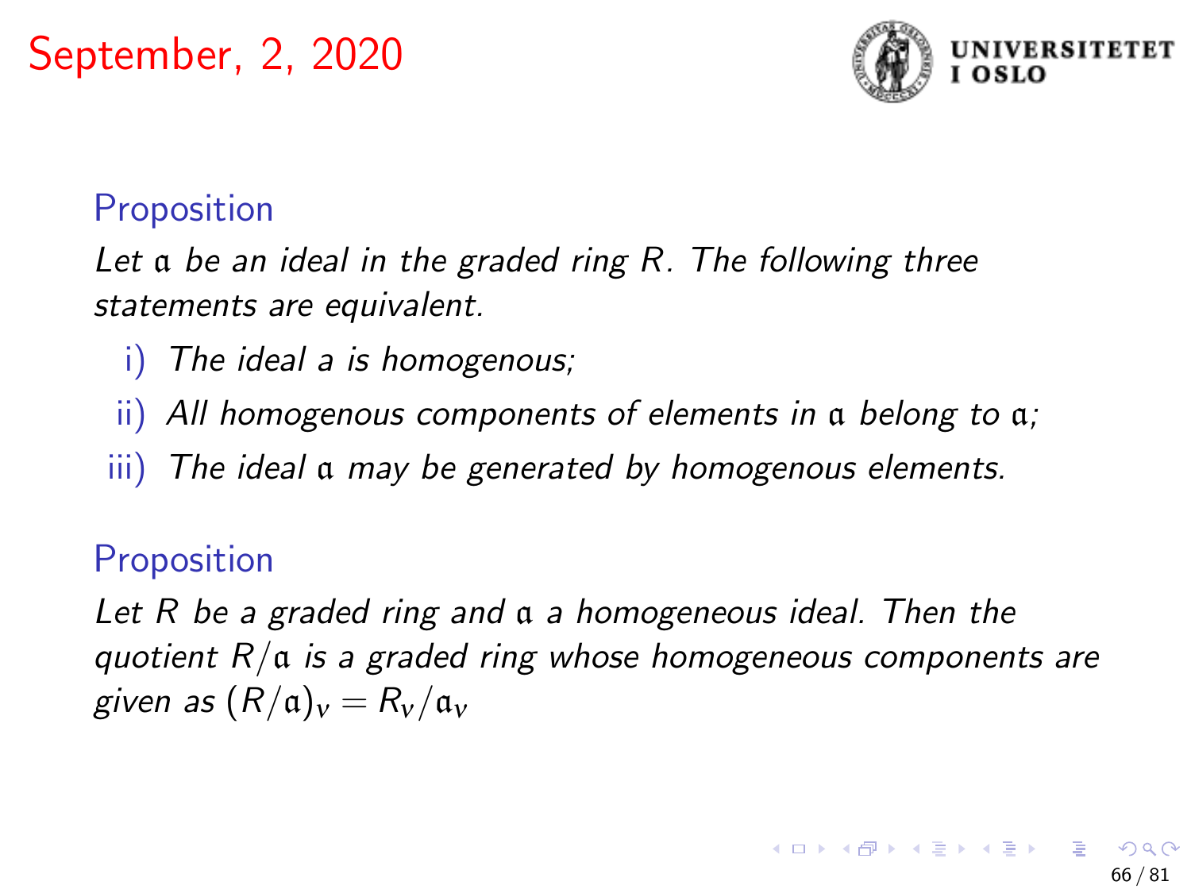# September, 2, 2020

**Proposition**

*Let $\mathfrak{a}$ be an ideal in the graded ring $R$. The following three statements are equivalent.*

i) *The ideal a is homogenous;*

ii) *All homogenous components of elements in $\mathfrak{a}$ belong to $\mathfrak{a}$;*

iii) *The ideal $\mathfrak{a}$ may be generated by homogenous elements.*

**Proposition**

*Let $R$ be a graded ring and $\mathfrak{a}$ a homogeneous ideal. Then the quotient $R/\mathfrak{a}$ is a graded ring whose homogeneous components are given as $(R/\mathfrak{a})_\nu = R_\nu/\mathfrak{a}_\nu$*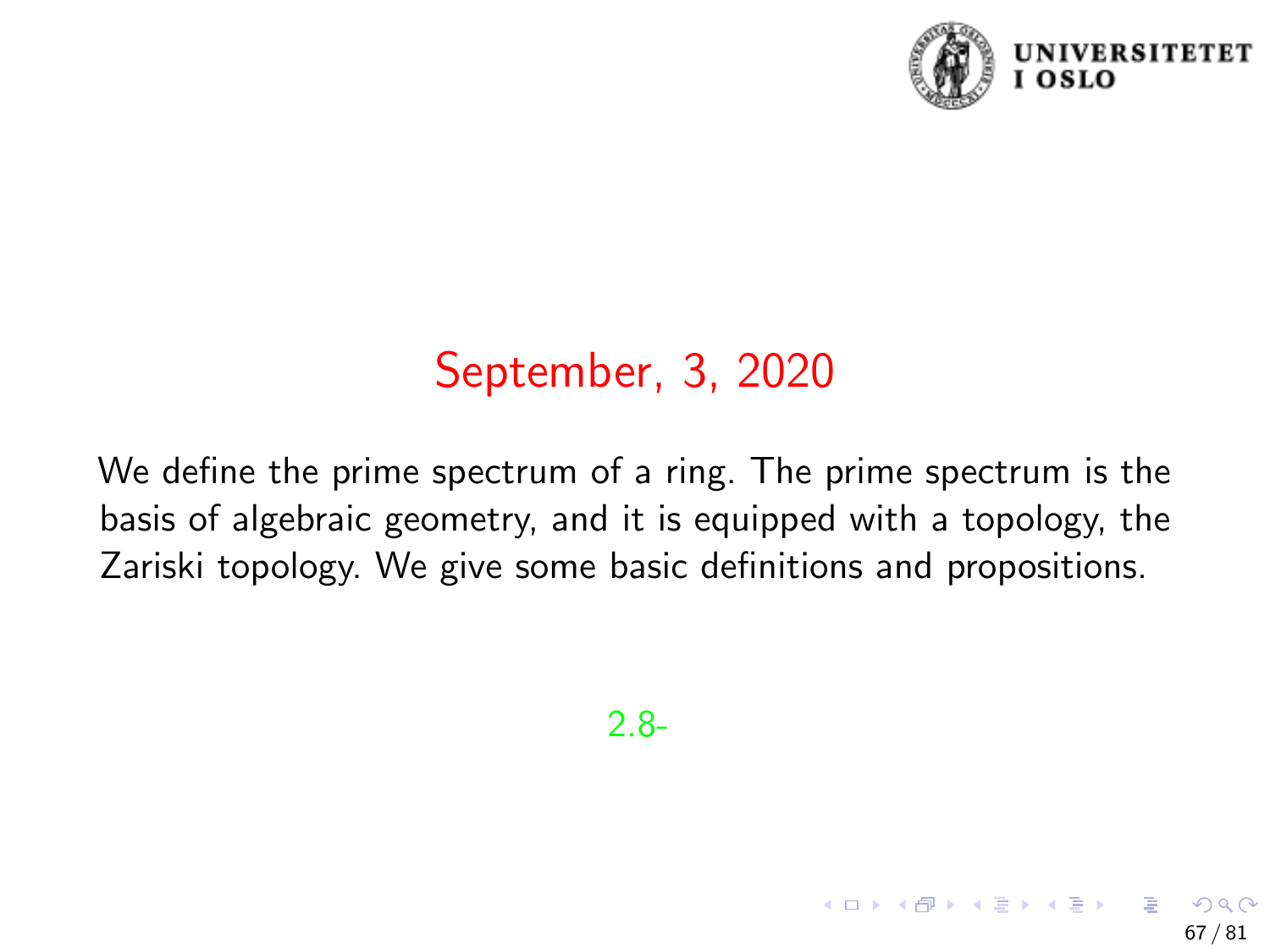# September, 3, 2020

We define the prime spectrum of a ring. The prime spectrum is the basis of algebraic geometry, and it is equipped with a topology, the Zariski topology. We give some basic definitions and propositions.

2.8-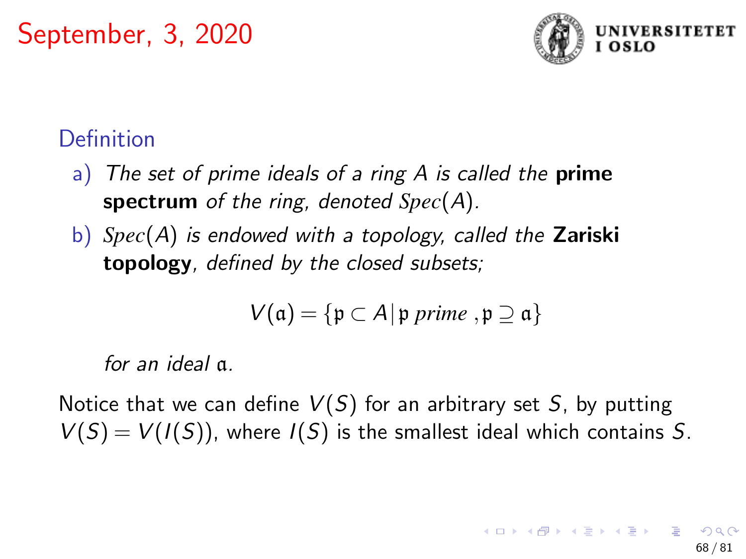# September, 3, 2020

**Definition**

a) *The set of prime ideals of a ring A is called the* **prime spectrum** *of the ring, denoted* $Spec(A)$.

b) $Spec(A)$ *is endowed with a topology, called the* **Zariski topology**, *defined by the closed subsets;*

$$V(\mathfrak{a}) = \{\mathfrak{p} \subset A \,|\, \mathfrak{p} \text{ prime }, \mathfrak{p} \supseteq \mathfrak{a}\}$$

*for an ideal* $\mathfrak{a}$.

Notice that we can define $V(S)$ for an arbitrary set $S$, by putting $V(S) = V(I(S))$, where $I(S)$ is the smallest ideal which contains $S$.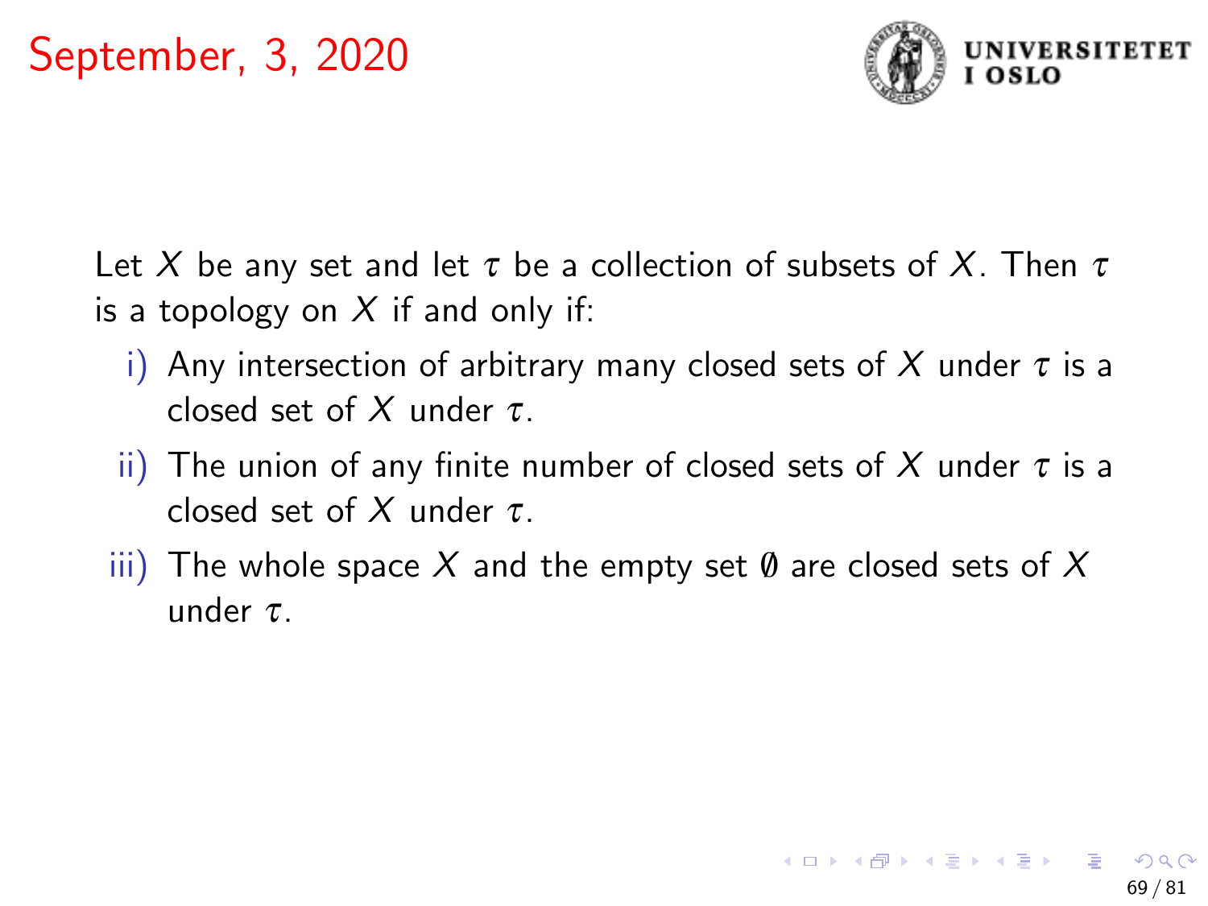# September, 3, 2020

Let $X$ be any set and let $\tau$ be a collection of subsets of $X$. Then $\tau$ is a topology on $X$ if and only if:

i) Any intersection of arbitrary many closed sets of $X$ under $\tau$ is a closed set of $X$ under $\tau$.

ii) The union of any finite number of closed sets of $X$ under $\tau$ is a closed set of $X$ under $\tau$.

iii) The whole space $X$ and the empty set $\emptyset$ are closed sets of $X$ under $\tau$.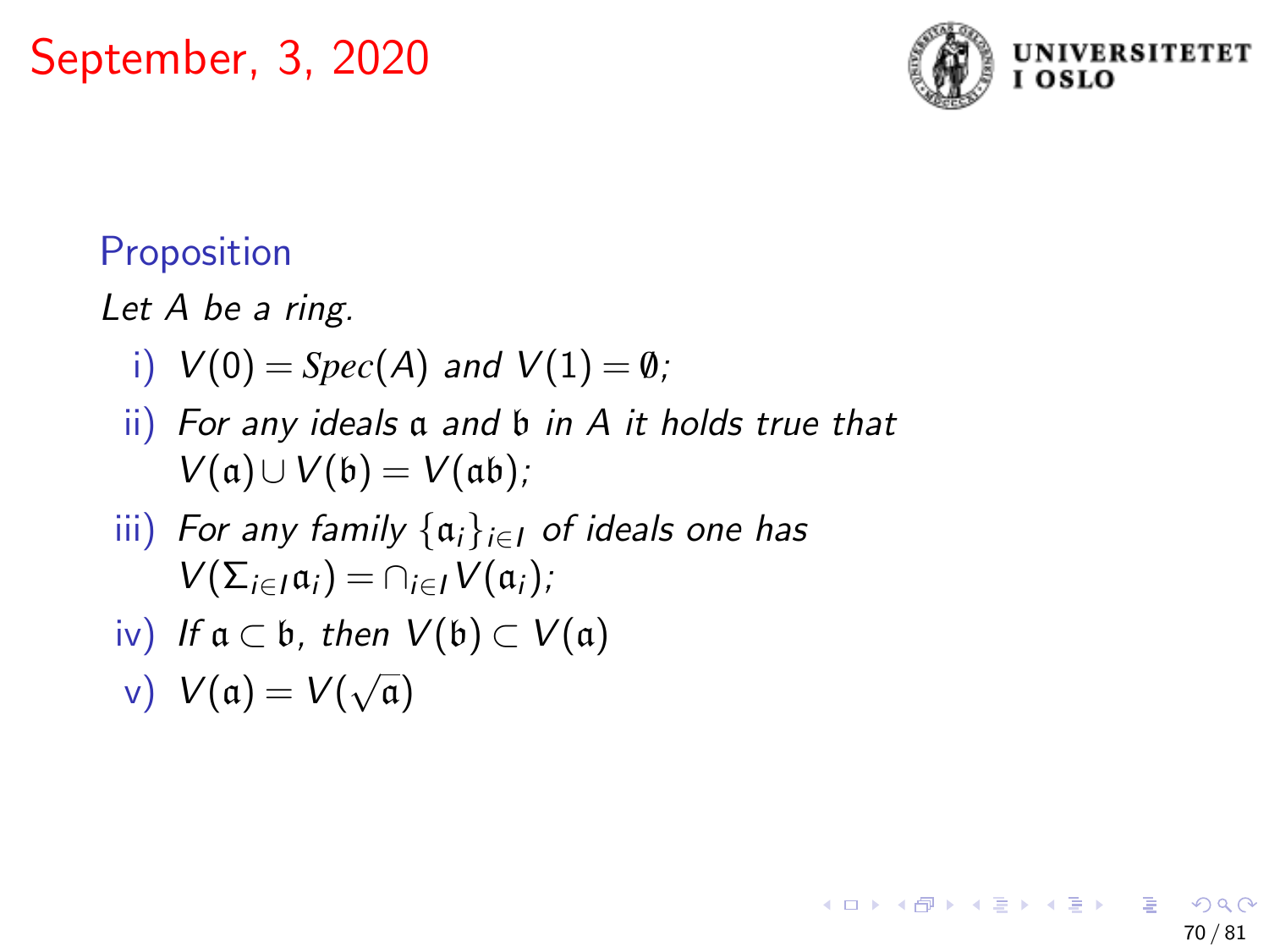September, 3, 2020

### Proposition

*Let $A$ be a ring.*

i) $V(0) = Spec(A)$ *and* $V(1) = \emptyset$*;*

ii) *For any ideals* $\mathfrak{a}$ *and* $\mathfrak{b}$ *in* $A$ *it holds true that* $V(\mathfrak{a}) \cup V(\mathfrak{b}) = V(\mathfrak{a}\mathfrak{b})$*;*

iii) *For any family* $\{\mathfrak{a}_i\}_{i \in I}$ *of ideals one has* $V(\Sigma_{i \in I} \mathfrak{a}_i) = \cap_{i \in I} V(\mathfrak{a}_i)$*;*

iv) *If* $\mathfrak{a} \subset \mathfrak{b}$*, then* $V(\mathfrak{b}) \subset V(\mathfrak{a})$

v) $V(\mathfrak{a}) = V(\sqrt{\mathfrak{a}})$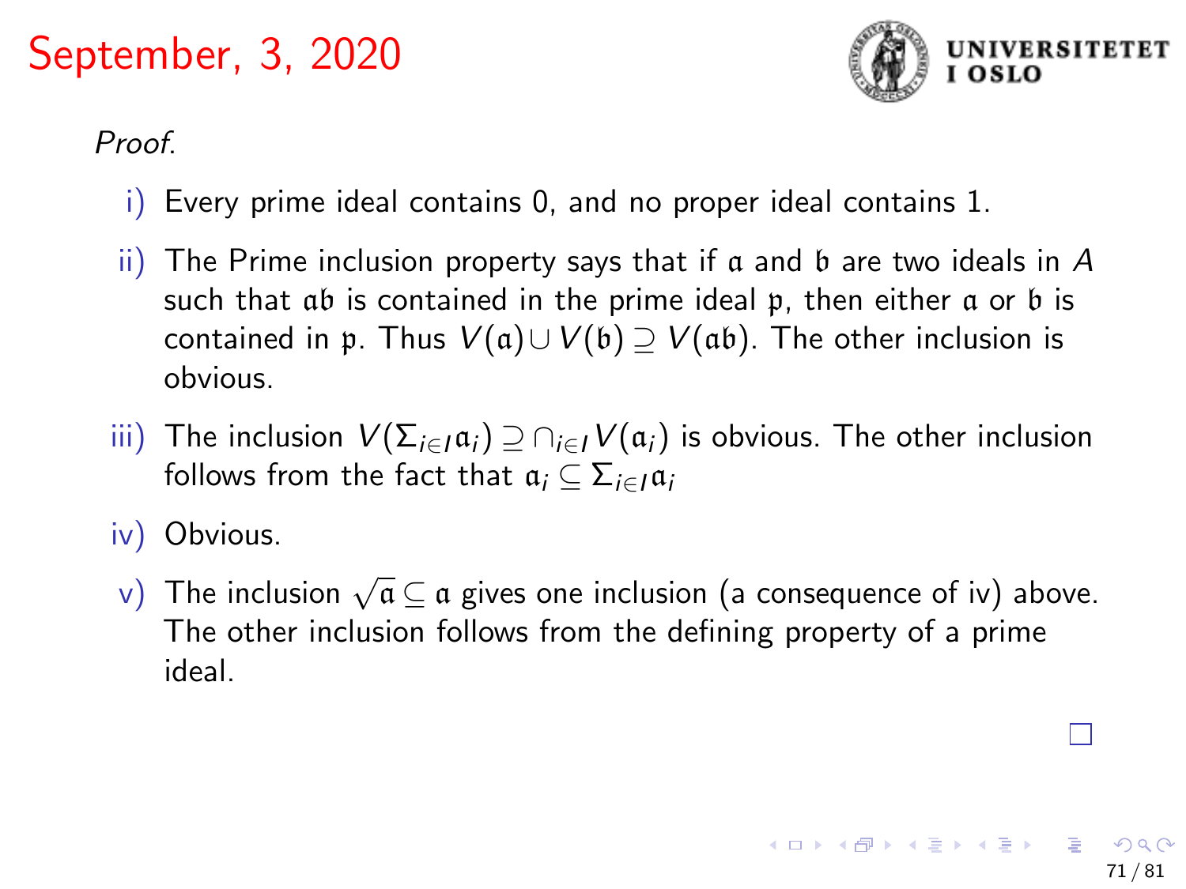# September, 3, 2020

*Proof.*

i) Every prime ideal contains 0, and no proper ideal contains 1.

ii) The Prime inclusion property says that if $\mathfrak{a}$ and $\mathfrak{b}$ are two ideals in $A$ such that $\mathfrak{a}\mathfrak{b}$ is contained in the prime ideal $\mathfrak{p}$, then either $\mathfrak{a}$ or $\mathfrak{b}$ is contained in $\mathfrak{p}$. Thus $V(\mathfrak{a}) \cup V(\mathfrak{b}) \supseteq V(\mathfrak{a}\mathfrak{b})$. The other inclusion is obvious.

iii) The inclusion $V(\Sigma_{i\in I}\mathfrak{a}_i) \supseteq \cap_{i\in I} V(\mathfrak{a}_i)$ is obvious. The other inclusion follows from the fact that $\mathfrak{a}_i \subseteq \Sigma_{i\in I}\mathfrak{a}_i$

iv) Obvious.

v) The inclusion $\sqrt{\mathfrak{a}} \subseteq \mathfrak{a}$ gives one inclusion (a consequence of iv) above. The other inclusion follows from the defining property of a prime ideal.

□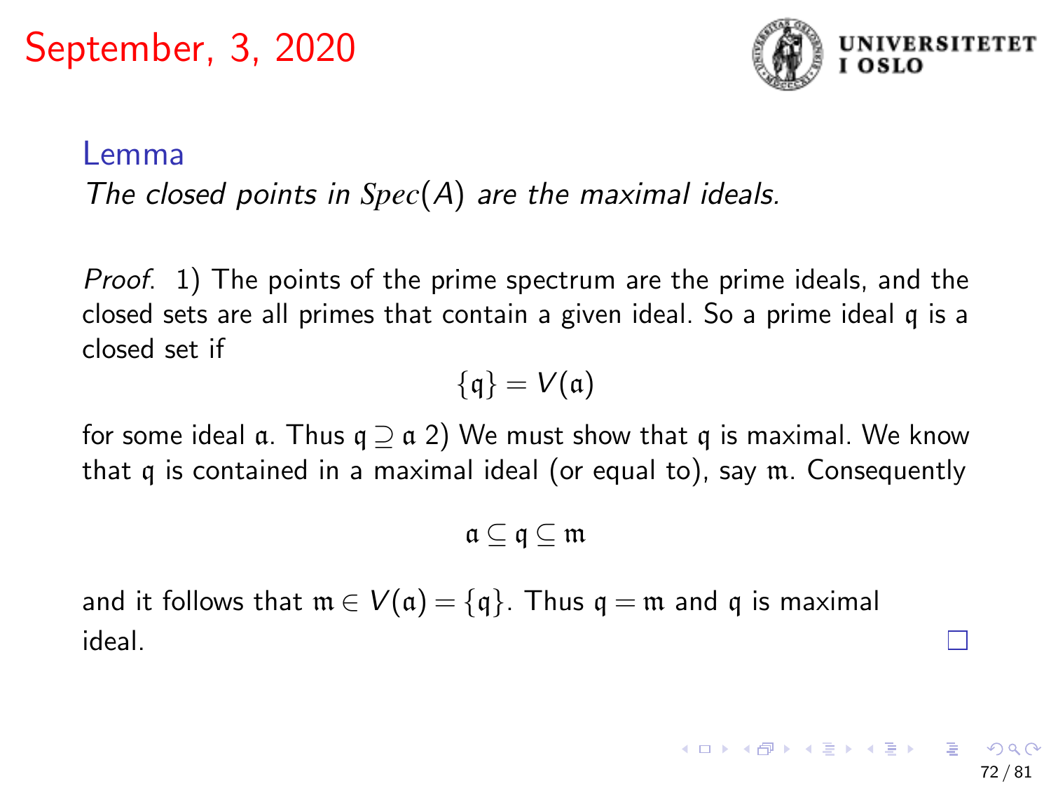## September, 3, 2020

**Lemma**

*The closed points in $Spec(A)$ are the maximal ideals.*

*Proof.* 1) The points of the prime spectrum are the prime ideals, and the closed sets are all primes that contain a given ideal. So a prime ideal $\mathfrak{q}$ is a closed set if

$$\{\mathfrak{q}\} = V(\mathfrak{a})$$

for some ideal $\mathfrak{a}$. Thus $\mathfrak{q} \supseteq \mathfrak{a}$ 2) We must show that $\mathfrak{q}$ is maximal. We know that $\mathfrak{q}$ is contained in a maximal ideal (or equal to), say $\mathfrak{m}$. Consequently

$$\mathfrak{a} \subseteq \mathfrak{q} \subseteq \mathfrak{m}$$

and it follows that $\mathfrak{m} \in V(\mathfrak{a}) = \{\mathfrak{q}\}$. Thus $\mathfrak{q} = \mathfrak{m}$ and $\mathfrak{q}$ is maximal ideal. □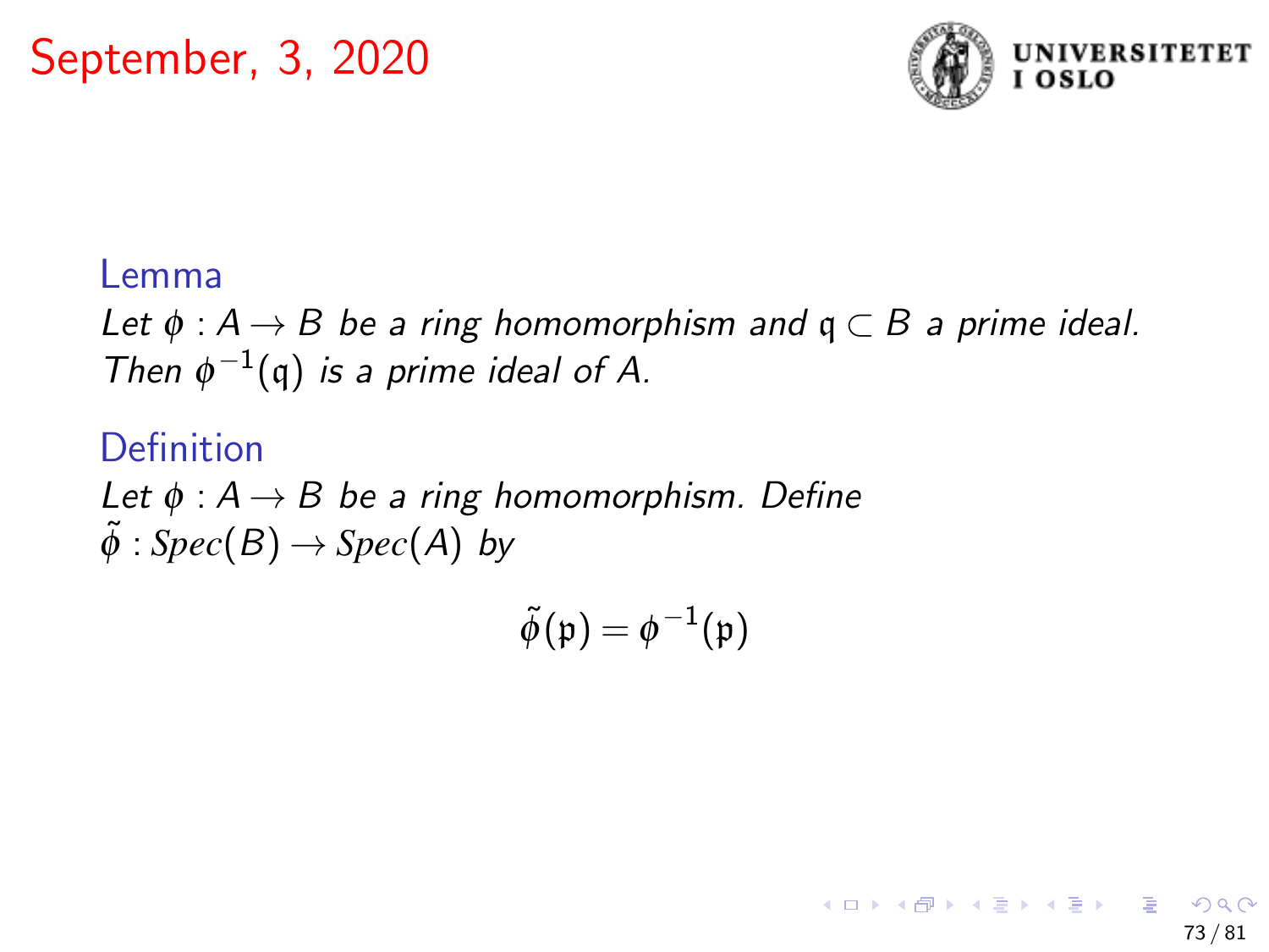# September, 3, 2020

**Lemma**

*Let $\phi : A \to B$ be a ring homomorphism and $\mathfrak{q} \subset B$ a prime ideal. Then $\phi^{-1}(\mathfrak{q})$ is a prime ideal of $A$.*

**Definition**

*Let $\phi : A \to B$ be a ring homomorphism. Define $\tilde{\phi} : Spec(B) \to Spec(A)$ by*

$$\tilde{\phi}(\mathfrak{p}) = \phi^{-1}(\mathfrak{p})$$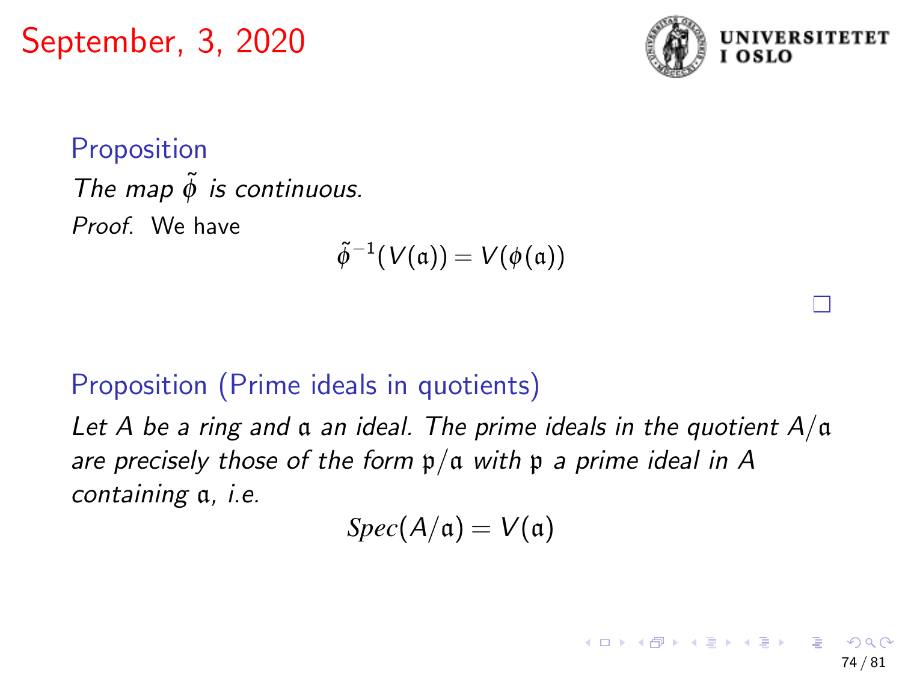## September, 3, 2020

### Proposition

*The map $\tilde{\phi}$ is continuous.*

*Proof.* We have

$$\tilde{\phi}^{-1}(V(\mathfrak{a})) = V(\phi(\mathfrak{a}))$$

□

### Proposition (Prime ideals in quotients)

*Let $A$ be a ring and $\mathfrak{a}$ an ideal. The prime ideals in the quotient $A/\mathfrak{a}$ are precisely those of the form $\mathfrak{p}/\mathfrak{a}$ with $\mathfrak{p}$ a prime ideal in $A$ containing $\mathfrak{a}$, i.e.*

$$Spec(A/\mathfrak{a}) = V(\mathfrak{a})$$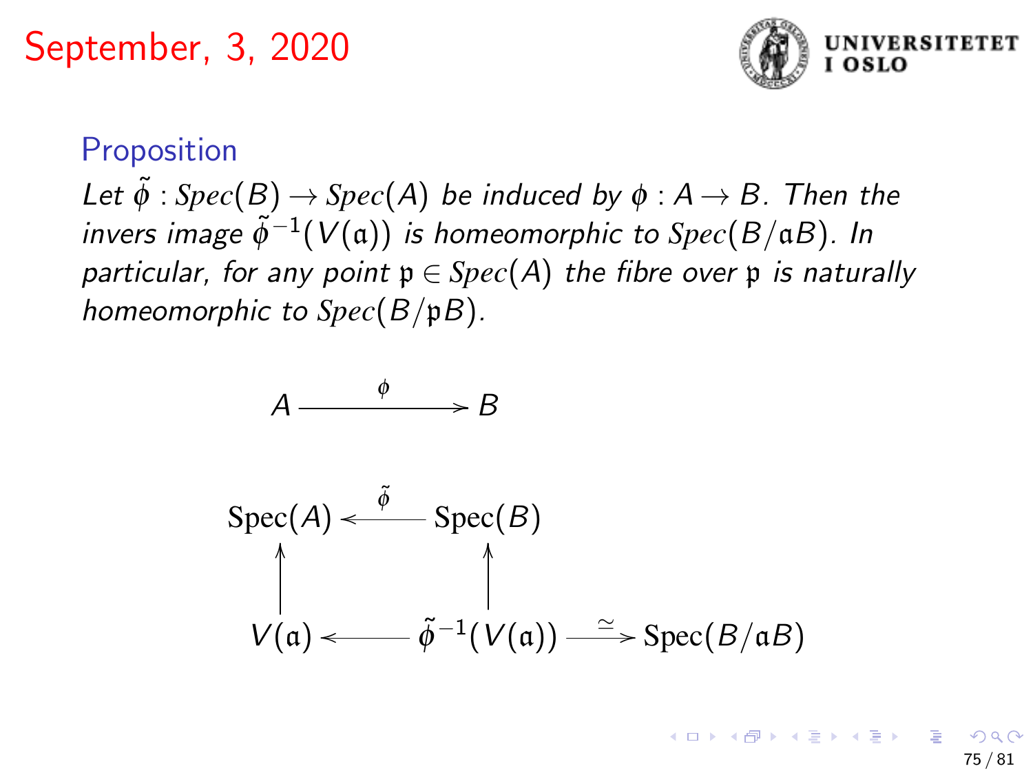# September, 3, 2020

### Proposition

*Let $\tilde{\phi} : Spec(B) \to Spec(A)$ be induced by $\phi : A \to B$. Then the invers image $\tilde{\phi}^{-1}(V(\mathfrak{a}))$ is homeomorphic to $Spec(B/\mathfrak{a}B)$. In particular, for any point $\mathfrak{p} \in Spec(A)$ the fibre over $\mathfrak{p}$ is naturally homeomorphic to $Spec(B/\mathfrak{p}B)$.*

$$A \xrightarrow{\ \phi\ } B$$

$$\begin{array}{ccccc}
\operatorname{Spec}(A) & \xleftarrow{\ \tilde{\phi}\ } & \operatorname{Spec}(B) & & \\
\uparrow & & \uparrow & & \\
V(\mathfrak{a}) & \longleftarrow & \tilde{\phi}^{-1}(V(\mathfrak{a})) & \xrightarrow{\ \simeq\ } & \operatorname{Spec}(B/\mathfrak{a}B)
\end{array}$$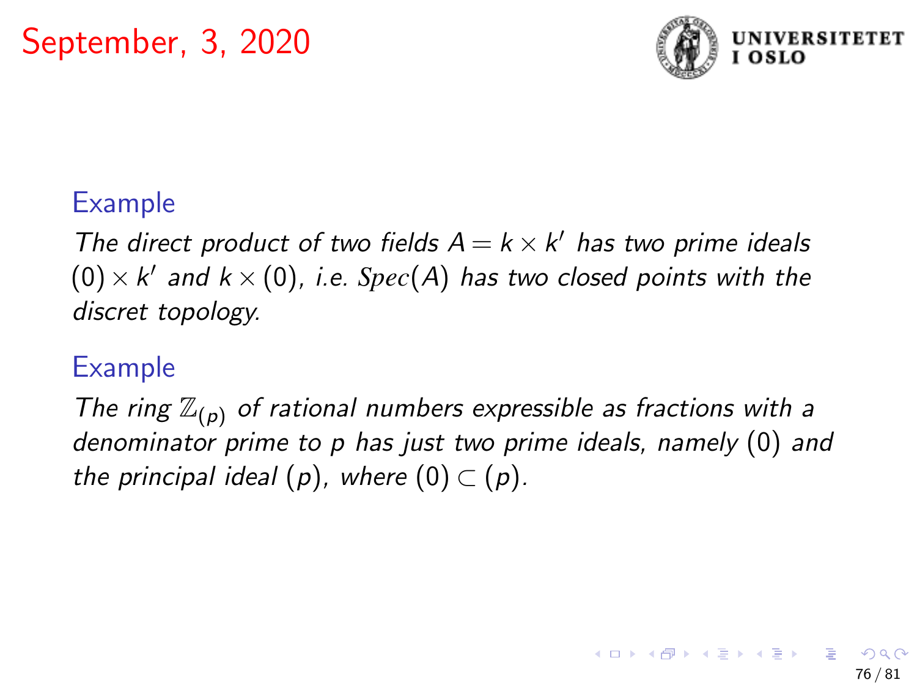# September, 3, 2020

**Example**

*The direct product of two fields $A = k \times k'$ has two prime ideals $(0) \times k'$ and $k \times (0)$, i.e. $\mathit{Spec}(A)$ has two closed points with the discret topology.*

**Example**

*The ring $\mathbb{Z}_{(p)}$ of rational numbers expressible as fractions with a denominator prime to $p$ has just two prime ideals, namely $(0)$ and the principal ideal $(p)$, where $(0) \subset (p)$.*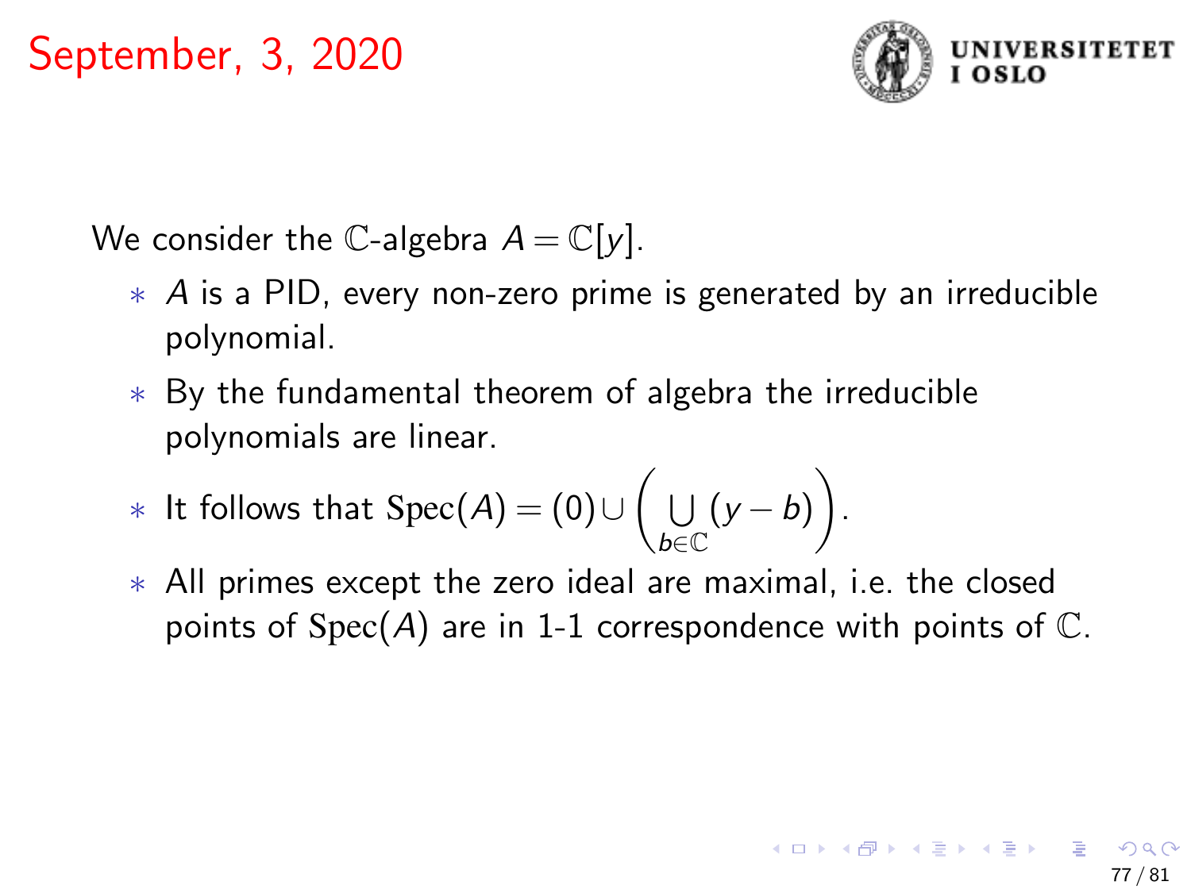# September, 3, 2020

We consider the $\mathbb{C}$-algebra $A = \mathbb{C}[y]$.

* $A$ is a PID, every non-zero prime is generated by an irreducible polynomial.
* By the fundamental theorem of algebra the irreducible polynomials are linear.
* It follows that $\mathrm{Spec}(A) = (0) \cup \left( \bigcup_{b \in \mathbb{C}} (y - b) \right)$.
* All primes except the zero ideal are maximal, i.e. the closed points of $\mathrm{Spec}(A)$ are in 1-1 correspondence with points of $\mathbb{C}$.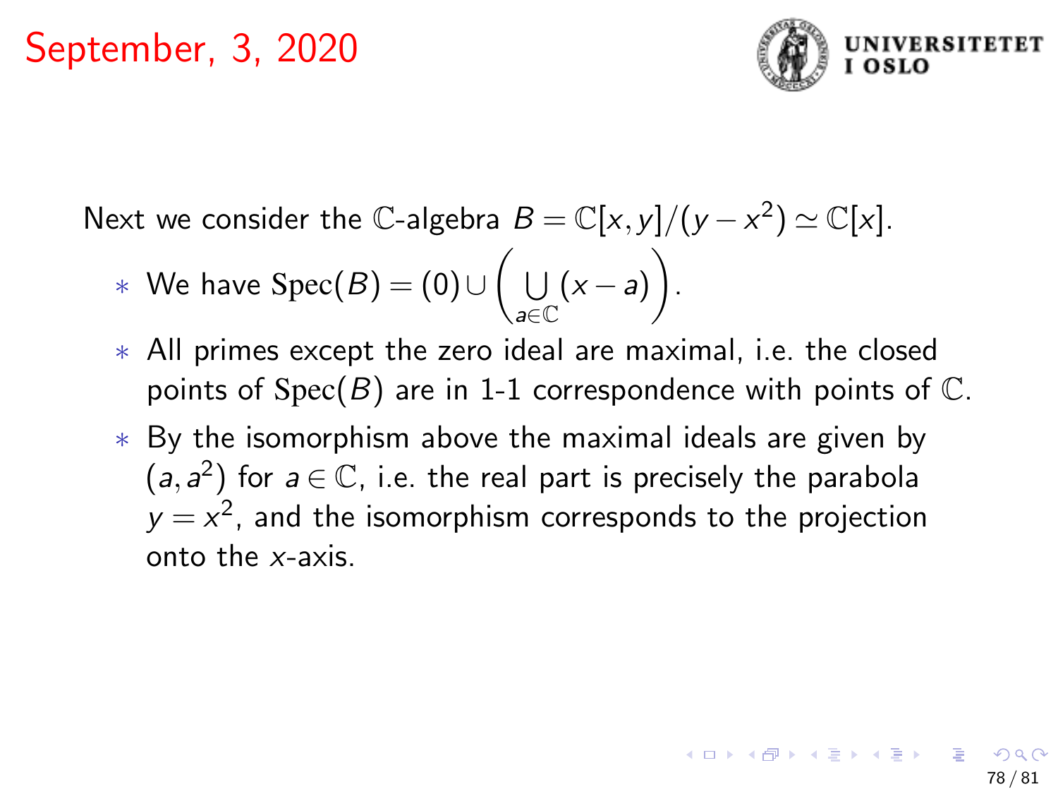# September, 3, 2020

Next we consider the $\mathbb{C}$-algebra $B = \mathbb{C}[x,y]/(y-x^2) \simeq \mathbb{C}[x]$.

- We have $\mathrm{Spec}(B) = (0) \cup \left( \bigcup_{a \in \mathbb{C}} (x-a) \right)$.
- All primes except the zero ideal are maximal, i.e. the closed points of $\mathrm{Spec}(B)$ are in 1-1 correspondence with points of $\mathbb{C}$.
- By the isomorphism above the maximal ideals are given by $(a, a^2)$ for $a \in \mathbb{C}$, i.e. the real part is precisely the parabola $y = x^2$, and the isomorphism corresponds to the projection onto the $x$-axis.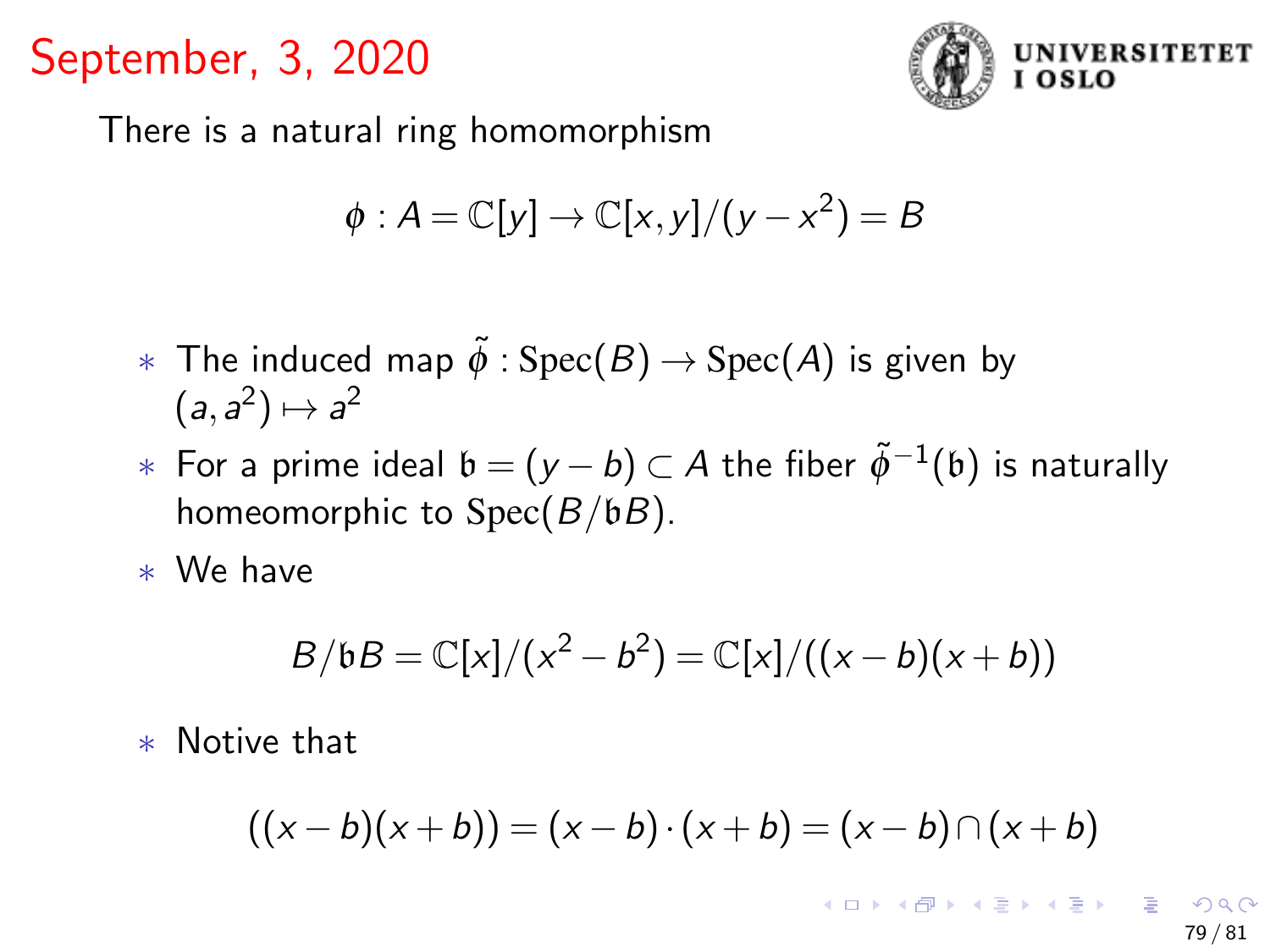# September, 3, 2020

There is a natural ring homomorphism

$$\phi : A = \mathbb{C}[y] \to \mathbb{C}[x,y]/(y - x^2) = B$$

* The induced map $\tilde{\phi} : \operatorname{Spec}(B) \to \operatorname{Spec}(A)$ is given by $(a, a^2) \mapsto a^2$
* For a prime ideal $\mathfrak{b} = (y - b) \subset A$ the fiber $\tilde{\phi}^{-1}(\mathfrak{b})$ is naturally homeomorphic to $\operatorname{Spec}(B/\mathfrak{b}B)$.
* We have

$$B/\mathfrak{b}B = \mathbb{C}[x]/(x^2 - b^2) = \mathbb{C}[x]/((x-b)(x+b))$$

* Notive that

$$((x-b)(x+b)) = (x-b) \cdot (x+b) = (x-b) \cap (x+b)$$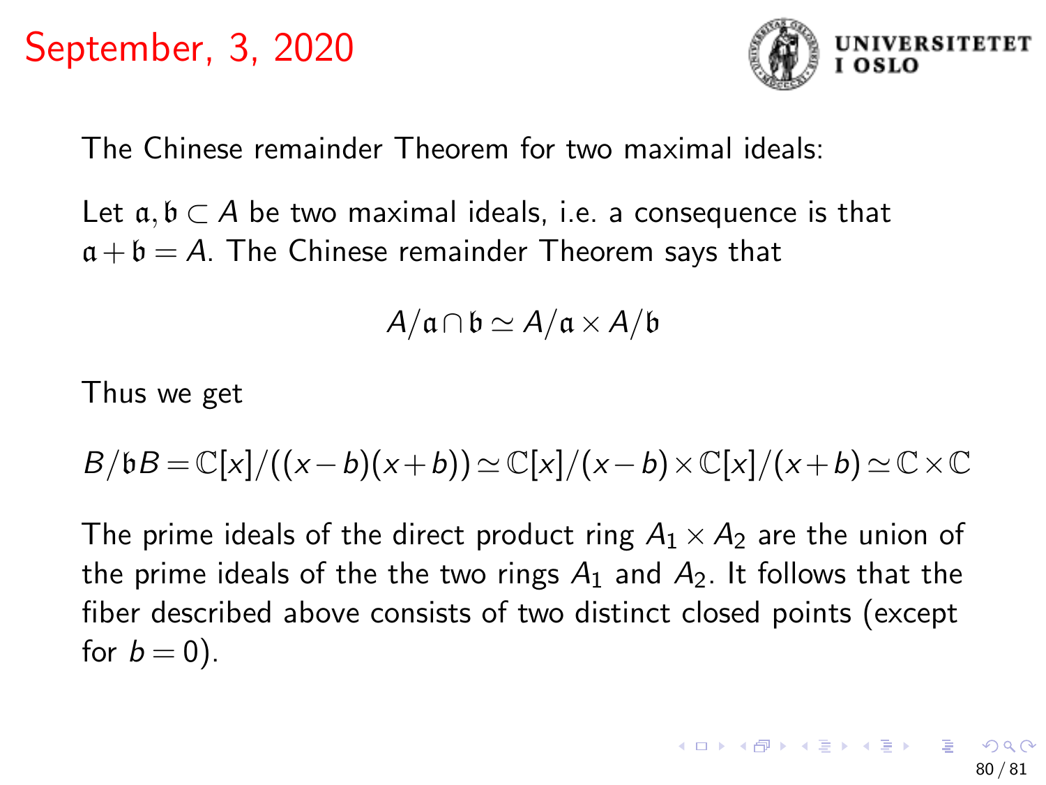# September, 3, 2020

The Chinese remainder Theorem for two maximal ideals:

Let $\mathfrak{a}, \mathfrak{b} \subset A$ be two maximal ideals, i.e. a consequence is that $\mathfrak{a} + \mathfrak{b} = A$. The Chinese remainder Theorem says that

$$A/\mathfrak{a} \cap \mathfrak{b} \simeq A/\mathfrak{a} \times A/\mathfrak{b}$$

Thus we get

$$B/\mathfrak{b}B = \mathbb{C}[x]/((x-b)(x+b)) \simeq \mathbb{C}[x]/(x-b) \times \mathbb{C}[x]/(x+b) \simeq \mathbb{C} \times \mathbb{C}$$

The prime ideals of the direct product ring $A_1 \times A_2$ are the union of the prime ideals of the the two rings $A_1$ and $A_2$. It follows that the fiber described above consists of two distinct closed points (except for $b = 0$).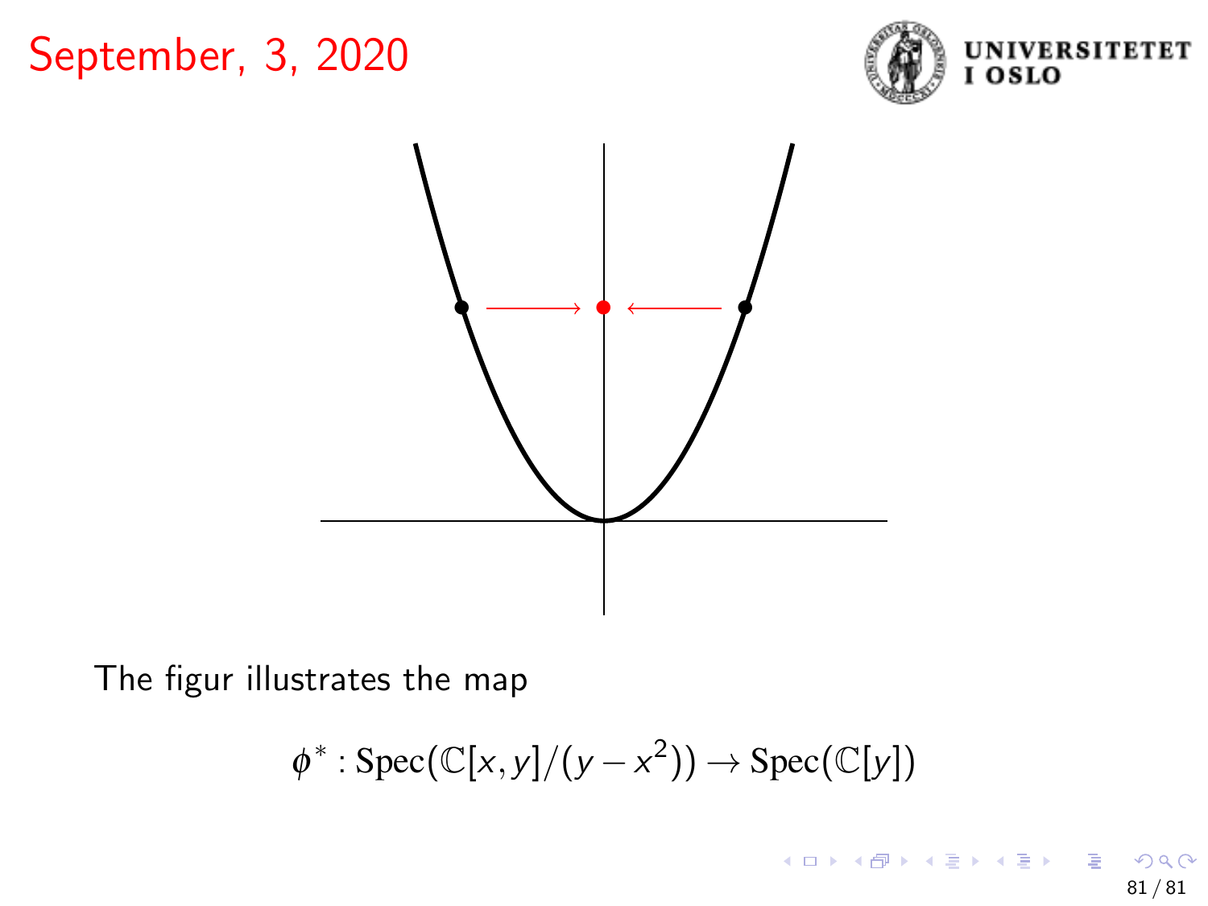# September, 3, 2020

The figur illustrates the map

$$\phi^* : \text{Spec}(\mathbb{C}[x,y]/(y-x^2)) \to \text{Spec}(\mathbb{C}[y])$$